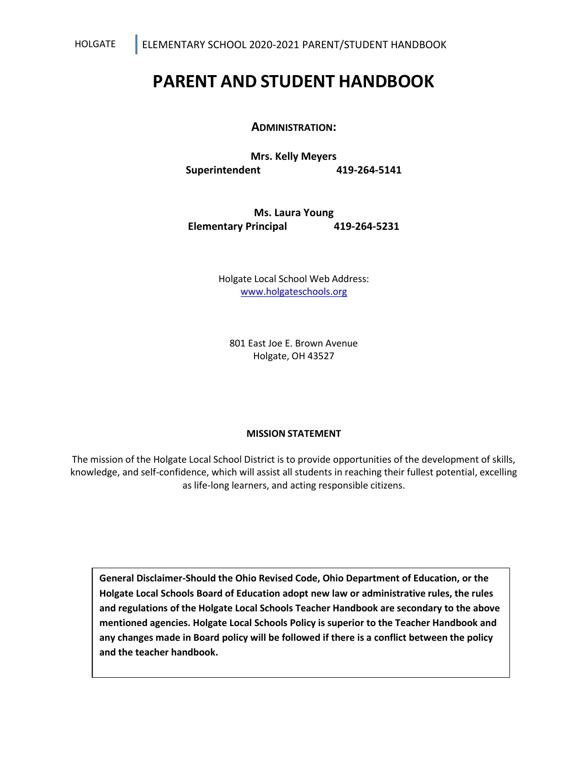# PARENT AND STUDENT HANDBOOK

**ADMINISTRATION:**

**Mrs. Kelly Meyers**
**Superintendent 419-264-5141**

**Ms. Laura Young**
**Elementary Principal 419-264-5231**

Holgate Local School Web Address:
[www.holgateschools.org](http://www.holgateschools.org)

801 East Joe E. Brown Avenue
Holgate, OH 43527

**MISSION STATEMENT**

The mission of the Holgate Local School District is to provide opportunities of the development of skills, knowledge, and self-confidence, which will assist all students in reaching their fullest potential, excelling as life-long learners, and acting responsible citizens.

**General Disclaimer-Should the Ohio Revised Code, Ohio Department of Education, or the Holgate Local Schools Board of Education adopt new law or administrative rules, the rules and regulations of the Holgate Local Schools Teacher Handbook are secondary to the above mentioned agencies. Holgate Local Schools Policy is superior to the Teacher Handbook and any changes made in Board policy will be followed if there is a conflict between the policy and the teacher handbook.**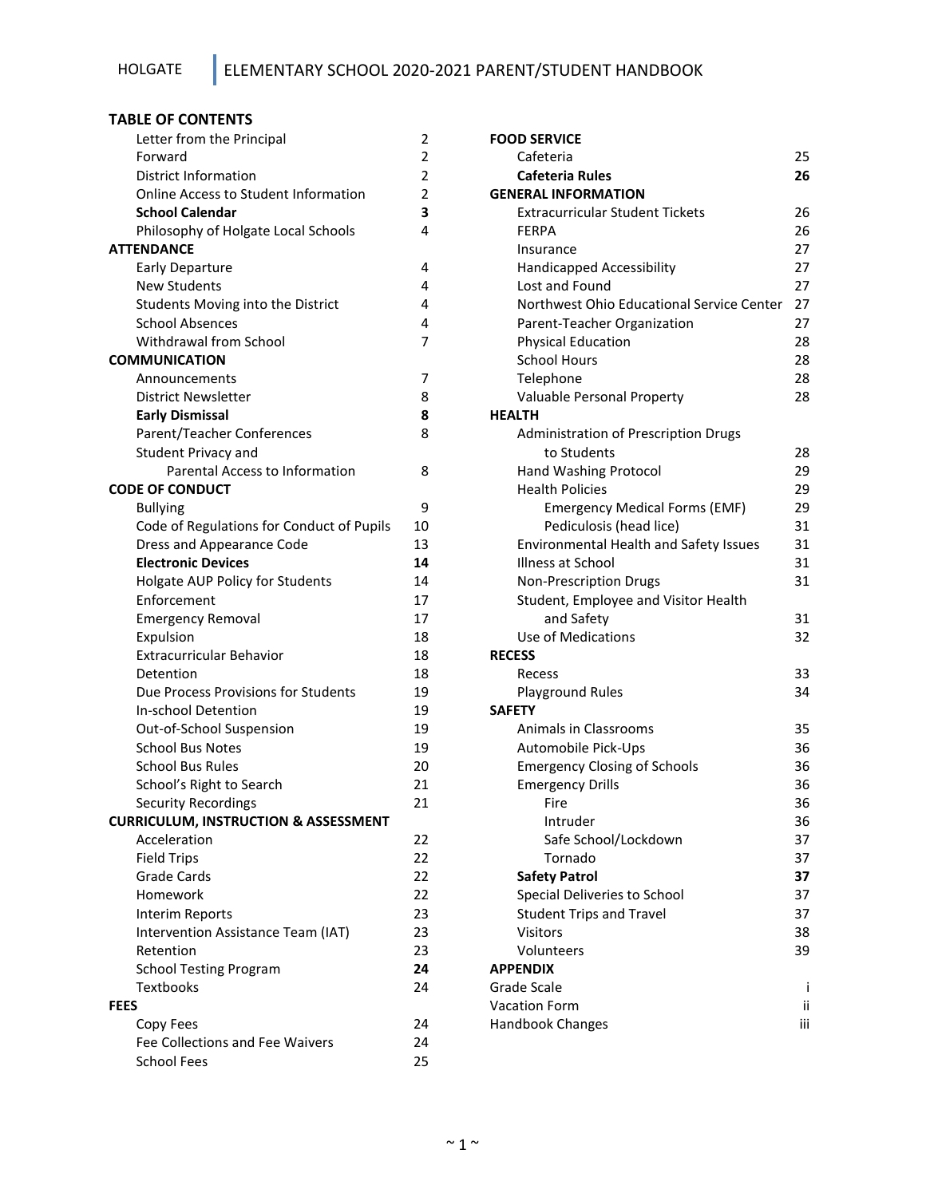## TABLE OF CONTENTS

| | |
|---|---|
| Letter from the Principal | 2 |
| Forward | 2 |
| District Information | 2 |
| Online Access to Student Information | 2 |
| **School Calendar** | **3** |
| Philosophy of Holgate Local Schools | 4 |
| **ATTENDANCE** | |
| Early Departure | 4 |
| New Students | 4 |
| Students Moving into the District | 4 |
| School Absences | 4 |
| Withdrawal from School | 7 |
| **COMMUNICATION** | |
| Announcements | 7 |
| District Newsletter | 8 |
| **Early Dismissal** | **8** |
| Parent/Teacher Conferences | 8 |
| Student Privacy and Parental Access to Information | 8 |
| **CODE OF CONDUCT** | |
| Bullying | 9 |
| Code of Regulations for Conduct of Pupils | 10 |
| Dress and Appearance Code | 13 |
| **Electronic Devices** | **14** |
| Holgate AUP Policy for Students | 14 |
| Enforcement | 17 |
| Emergency Removal | 17 |
| Expulsion | 18 |
| Extracurricular Behavior | 18 |
| Detention | 18 |
| Due Process Provisions for Students | 19 |
| In-school Detention | 19 |
| Out-of-School Suspension | 19 |
| School Bus Notes | 19 |
| School Bus Rules | 20 |
| School's Right to Search | 21 |
| Security Recordings | 21 |
| **CURRICULUM, INSTRUCTION & ASSESSMENT** | |
| Acceleration | 22 |
| Field Trips | 22 |
| Grade Cards | 22 |
| Homework | 22 |
| Interim Reports | 23 |
| Intervention Assistance Team (IAT) | 23 |
| Retention | 23 |
| School Testing Program | **24** |
| Textbooks | 24 |
| **FEES** | |
| Copy Fees | 24 |
| Fee Collections and Fee Waivers | 24 |
| School Fees | 25 |
| **FOOD SERVICE** | |
| Cafeteria | 25 |
| **Cafeteria Rules** | **26** |
| **GENERAL INFORMATION** | |
| Extracurricular Student Tickets | 26 |
| FERPA | 26 |
| Insurance | 27 |
| Handicapped Accessibility | 27 |
| Lost and Found | 27 |
| Northwest Ohio Educational Service Center | 27 |
| Parent-Teacher Organization | 27 |
| Physical Education | 28 |
| School Hours | 28 |
| Telephone | 28 |
| Valuable Personal Property | 28 |
| **HEALTH** | |
| Administration of Prescription Drugs to Students | 28 |
| Hand Washing Protocol | 29 |
| Health Policies | 29 |
| Emergency Medical Forms (EMF) | 29 |
| Pediculosis (head lice) | 31 |
| Environmental Health and Safety Issues | 31 |
| Illness at School | 31 |
| Non-Prescription Drugs | 31 |
| Student, Employee and Visitor Health and Safety | 31 |
| Use of Medications | 32 |
| **RECESS** | |
| Recess | 33 |
| Playground Rules | 34 |
| **SAFETY** | |
| Animals in Classrooms | 35 |
| Automobile Pick-Ups | 36 |
| Emergency Closing of Schools | 36 |
| Emergency Drills | 36 |
| Fire | 36 |
| Intruder | 36 |
| Safe School/Lockdown | 37 |
| Tornado | 37 |
| **Safety Patrol** | **37** |
| Special Deliveries to School | 37 |
| Student Trips and Travel | 37 |
| Visitors | 38 |
| Volunteers | 39 |
| **APPENDIX** | |
| Grade Scale | i |
| Vacation Form | ii |
| Handbook Changes | iii |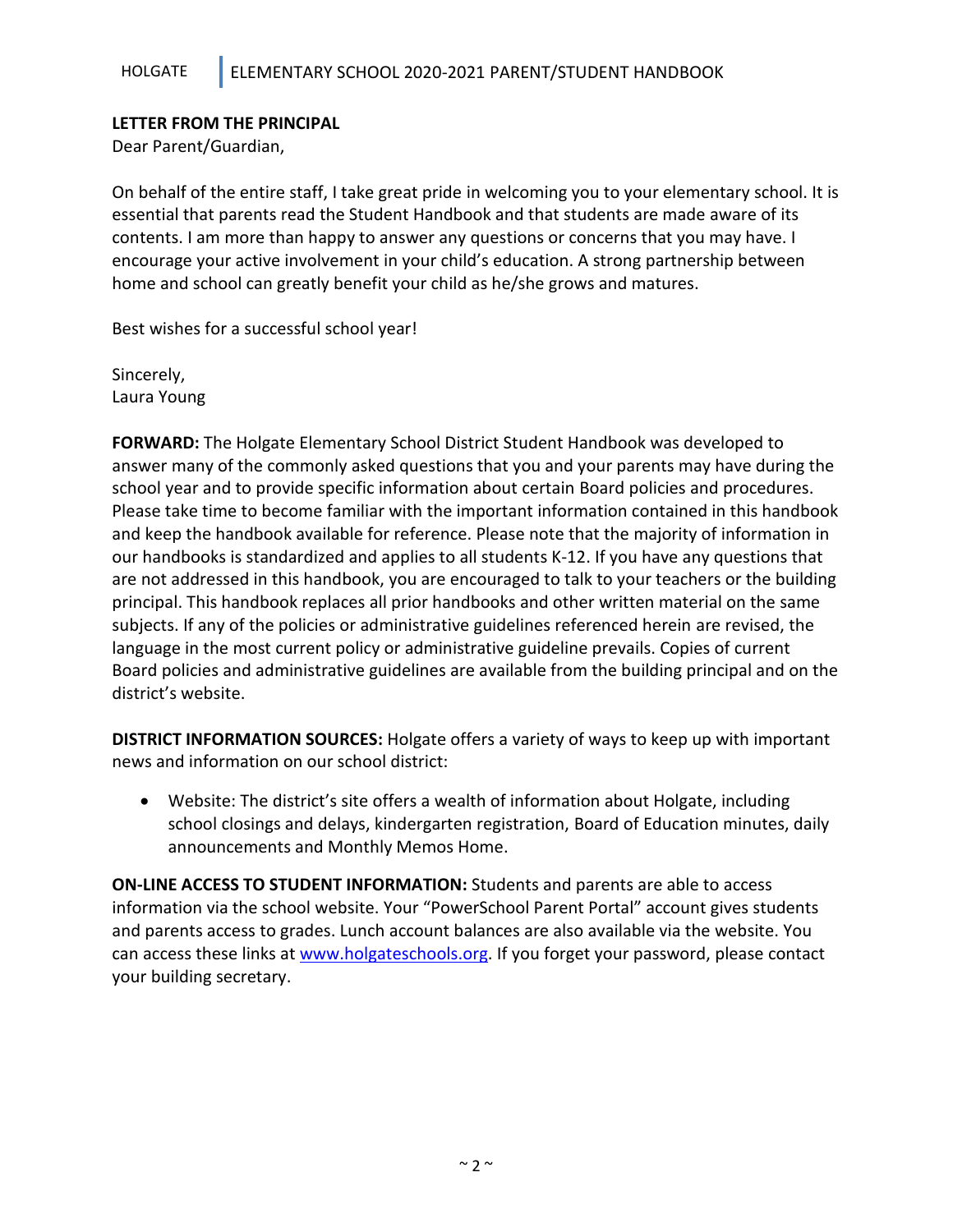**LETTER FROM THE PRINCIPAL**

Dear Parent/Guardian,

On behalf of the entire staff, I take great pride in welcoming you to your elementary school. It is essential that parents read the Student Handbook and that students are made aware of its contents. I am more than happy to answer any questions or concerns that you may have. I encourage your active involvement in your child's education. A strong partnership between home and school can greatly benefit your child as he/she grows and matures.

Best wishes for a successful school year!

Sincerely,
Laura Young

**FORWARD:** The Holgate Elementary School District Student Handbook was developed to answer many of the commonly asked questions that you and your parents may have during the school year and to provide specific information about certain Board policies and procedures. Please take time to become familiar with the important information contained in this handbook and keep the handbook available for reference. Please note that the majority of information in our handbooks is standardized and applies to all students K-12. If you have any questions that are not addressed in this handbook, you are encouraged to talk to your teachers or the building principal. This handbook replaces all prior handbooks and other written material on the same subjects. If any of the policies or administrative guidelines referenced herein are revised, the language in the most current policy or administrative guideline prevails. Copies of current Board policies and administrative guidelines are available from the building principal and on the district's website.

**DISTRICT INFORMATION SOURCES:** Holgate offers a variety of ways to keep up with important news and information on our school district:

- Website: The district's site offers a wealth of information about Holgate, including school closings and delays, kindergarten registration, Board of Education minutes, daily announcements and Monthly Memos Home.

**ON-LINE ACCESS TO STUDENT INFORMATION:** Students and parents are able to access information via the school website. Your "PowerSchool Parent Portal" account gives students and parents access to grades. Lunch account balances are also available via the website. You can access these links at [www.holgateschools.org](http://www.holgateschools.org). If you forget your password, please contact your building secretary.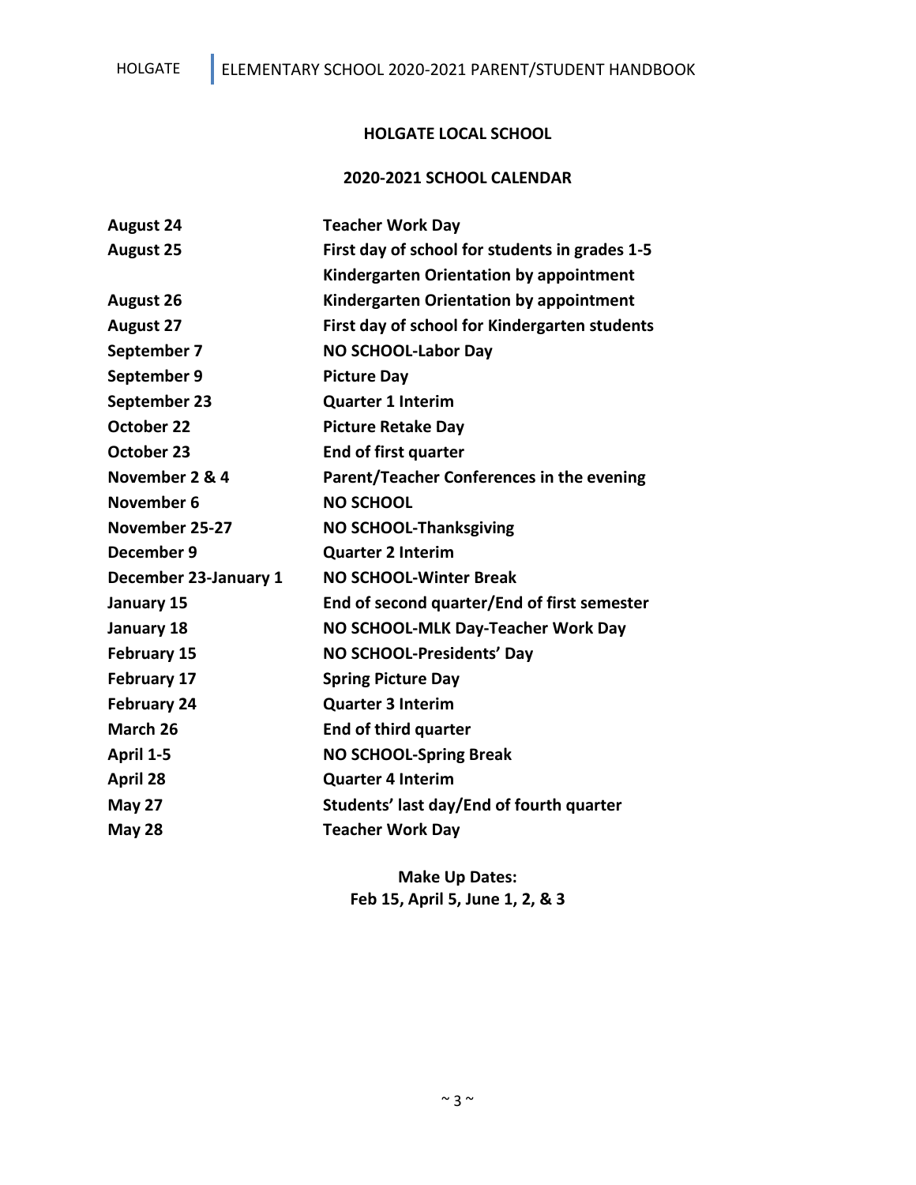## HOLGATE LOCAL SCHOOL

## 2020-2021 SCHOOL CALENDAR

| | |
|---|---|
| **August 24** | **Teacher Work Day** |
| **August 25** | **First day of school for students in grades 1-5** |
| | **Kindergarten Orientation by appointment** |
| **August 26** | **Kindergarten Orientation by appointment** |
| **August 27** | **First day of school for Kindergarten students** |
| **September 7** | **NO SCHOOL-Labor Day** |
| **September 9** | **Picture Day** |
| **September 23** | **Quarter 1 Interim** |
| **October 22** | **Picture Retake Day** |
| **October 23** | **End of first quarter** |
| **November 2 & 4** | **Parent/Teacher Conferences in the evening** |
| **November 6** | **NO SCHOOL** |
| **November 25-27** | **NO SCHOOL-Thanksgiving** |
| **December 9** | **Quarter 2 Interim** |
| **December 23-January 1** | **NO SCHOOL-Winter Break** |
| **January 15** | **End of second quarter/End of first semester** |
| **January 18** | **NO SCHOOL-MLK Day-Teacher Work Day** |
| **February 15** | **NO SCHOOL-Presidents' Day** |
| **February 17** | **Spring Picture Day** |
| **February 24** | **Quarter 3 Interim** |
| **March 26** | **End of third quarter** |
| **April 1-5** | **NO SCHOOL-Spring Break** |
| **April 28** | **Quarter 4 Interim** |
| **May 27** | **Students' last day/End of fourth quarter** |
| **May 28** | **Teacher Work Day** |

**Make Up Dates:**
**Feb 15, April 5, June 1, 2, & 3**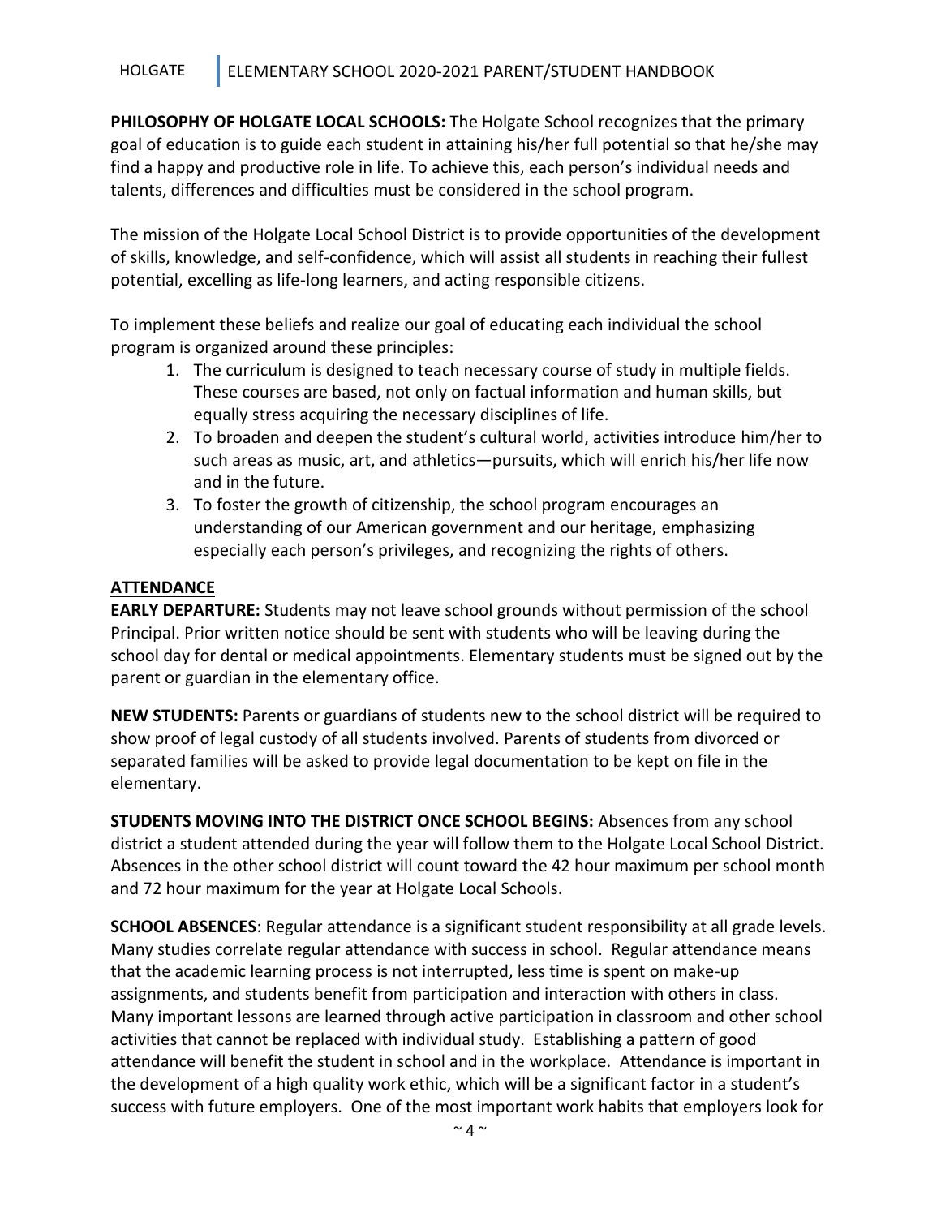**PHILOSOPHY OF HOLGATE LOCAL SCHOOLS:** The Holgate School recognizes that the primary goal of education is to guide each student in attaining his/her full potential so that he/she may find a happy and productive role in life. To achieve this, each person's individual needs and talents, differences and difficulties must be considered in the school program.

The mission of the Holgate Local School District is to provide opportunities of the development of skills, knowledge, and self-confidence, which will assist all students in reaching their fullest potential, excelling as life-long learners, and acting responsible citizens.

To implement these beliefs and realize our goal of educating each individual the school program is organized around these principles:

1. The curriculum is designed to teach necessary course of study in multiple fields. These courses are based, not only on factual information and human skills, but equally stress acquiring the necessary disciplines of life.
2. To broaden and deepen the student's cultural world, activities introduce him/her to such areas as music, art, and athletics—pursuits, which will enrich his/her life now and in the future.
3. To foster the growth of citizenship, the school program encourages an understanding of our American government and our heritage, emphasizing especially each person's privileges, and recognizing the rights of others.

## ATTENDANCE

**EARLY DEPARTURE:** Students may not leave school grounds without permission of the school Principal. Prior written notice should be sent with students who will be leaving during the school day for dental or medical appointments. Elementary students must be signed out by the parent or guardian in the elementary office.

**NEW STUDENTS:** Parents or guardians of students new to the school district will be required to show proof of legal custody of all students involved. Parents of students from divorced or separated families will be asked to provide legal documentation to be kept on file in the elementary.

**STUDENTS MOVING INTO THE DISTRICT ONCE SCHOOL BEGINS:** Absences from any school district a student attended during the year will follow them to the Holgate Local School District. Absences in the other school district will count toward the 42 hour maximum per school month and 72 hour maximum for the year at Holgate Local Schools.

**SCHOOL ABSENCES**: Regular attendance is a significant student responsibility at all grade levels. Many studies correlate regular attendance with success in school. Regular attendance means that the academic learning process is not interrupted, less time is spent on make-up assignments, and students benefit from participation and interaction with others in class. Many important lessons are learned through active participation in classroom and other school activities that cannot be replaced with individual study. Establishing a pattern of good attendance will benefit the student in school and in the workplace. Attendance is important in the development of a high quality work ethic, which will be a significant factor in a student's success with future employers. One of the most important work habits that employers look for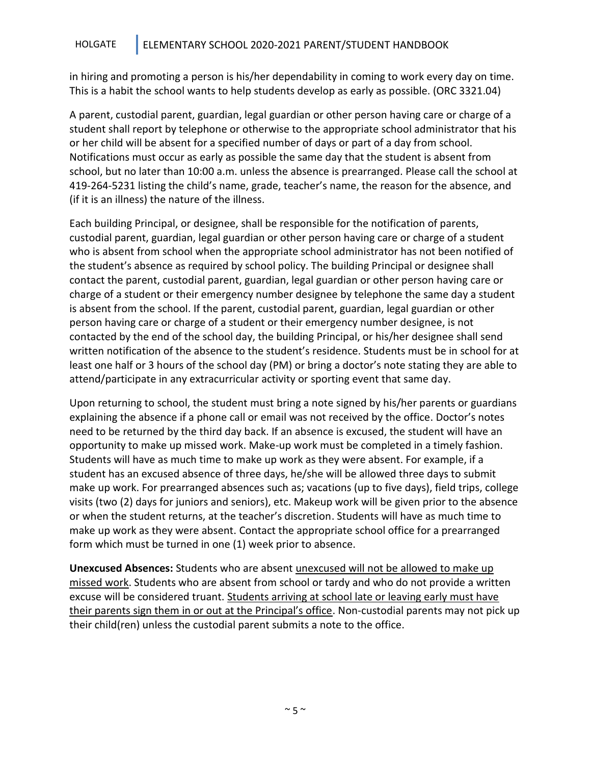in hiring and promoting a person is his/her dependability in coming to work every day on time. This is a habit the school wants to help students develop as early as possible. (ORC 3321.04)

A parent, custodial parent, guardian, legal guardian or other person having care or charge of a student shall report by telephone or otherwise to the appropriate school administrator that his or her child will be absent for a specified number of days or part of a day from school. Notifications must occur as early as possible the same day that the student is absent from school, but no later than 10:00 a.m. unless the absence is prearranged. Please call the school at 419-264-5231 listing the child's name, grade, teacher's name, the reason for the absence, and (if it is an illness) the nature of the illness.

Each building Principal, or designee, shall be responsible for the notification of parents, custodial parent, guardian, legal guardian or other person having care or charge of a student who is absent from school when the appropriate school administrator has not been notified of the student's absence as required by school policy. The building Principal or designee shall contact the parent, custodial parent, guardian, legal guardian or other person having care or charge of a student or their emergency number designee by telephone the same day a student is absent from the school. If the parent, custodial parent, guardian, legal guardian or other person having care or charge of a student or their emergency number designee, is not contacted by the end of the school day, the building Principal, or his/her designee shall send written notification of the absence to the student's residence. Students must be in school for at least one half or 3 hours of the school day (PM) or bring a doctor's note stating they are able to attend/participate in any extracurricular activity or sporting event that same day.

Upon returning to school, the student must bring a note signed by his/her parents or guardians explaining the absence if a phone call or email was not received by the office. Doctor's notes need to be returned by the third day back. If an absence is excused, the student will have an opportunity to make up missed work. Make-up work must be completed in a timely fashion. Students will have as much time to make up work as they were absent. For example, if a student has an excused absence of three days, he/she will be allowed three days to submit make up work. For prearranged absences such as; vacations (up to five days), field trips, college visits (two (2) days for juniors and seniors), etc. Makeup work will be given prior to the absence or when the student returns, at the teacher's discretion. Students will have as much time to make up work as they were absent. Contact the appropriate school office for a prearranged form which must be turned in one (1) week prior to absence.

**Unexcused Absences:** Students who are absent unexcused will not be allowed to make up missed work. Students who are absent from school or tardy and who do not provide a written excuse will be considered truant. Students arriving at school late or leaving early must have their parents sign them in or out at the Principal's office. Non-custodial parents may not pick up their child(ren) unless the custodial parent submits a note to the office.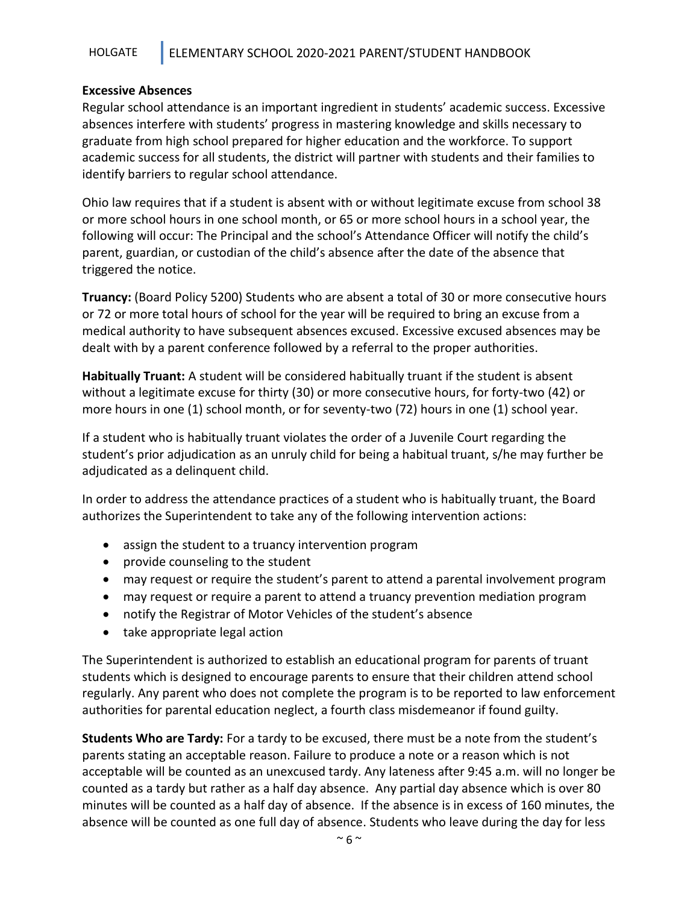**Excessive Absences**

Regular school attendance is an important ingredient in students' academic success. Excessive absences interfere with students' progress in mastering knowledge and skills necessary to graduate from high school prepared for higher education and the workforce. To support academic success for all students, the district will partner with students and their families to identify barriers to regular school attendance.

Ohio law requires that if a student is absent with or without legitimate excuse from school 38 or more school hours in one school month, or 65 or more school hours in a school year, the following will occur: The Principal and the school's Attendance Officer will notify the child's parent, guardian, or custodian of the child's absence after the date of the absence that triggered the notice.

**Truancy:** (Board Policy 5200) Students who are absent a total of 30 or more consecutive hours or 72 or more total hours of school for the year will be required to bring an excuse from a medical authority to have subsequent absences excused. Excessive excused absences may be dealt with by a parent conference followed by a referral to the proper authorities.

**Habitually Truant:** A student will be considered habitually truant if the student is absent without a legitimate excuse for thirty (30) or more consecutive hours, for forty-two (42) or more hours in one (1) school month, or for seventy-two (72) hours in one (1) school year.

If a student who is habitually truant violates the order of a Juvenile Court regarding the student's prior adjudication as an unruly child for being a habitual truant, s/he may further be adjudicated as a delinquent child.

In order to address the attendance practices of a student who is habitually truant, the Board authorizes the Superintendent to take any of the following intervention actions:

- assign the student to a truancy intervention program
- provide counseling to the student
- may request or require the student's parent to attend a parental involvement program
- may request or require a parent to attend a truancy prevention mediation program
- notify the Registrar of Motor Vehicles of the student's absence
- take appropriate legal action

The Superintendent is authorized to establish an educational program for parents of truant students which is designed to encourage parents to ensure that their children attend school regularly. Any parent who does not complete the program is to be reported to law enforcement authorities for parental education neglect, a fourth class misdemeanor if found guilty.

**Students Who are Tardy:** For a tardy to be excused, there must be a note from the student's parents stating an acceptable reason. Failure to produce a note or a reason which is not acceptable will be counted as an unexcused tardy. Any lateness after 9:45 a.m. will no longer be counted as a tardy but rather as a half day absence. Any partial day absence which is over 80 minutes will be counted as a half day of absence. If the absence is in excess of 160 minutes, the absence will be counted as one full day of absence. Students who leave during the day for less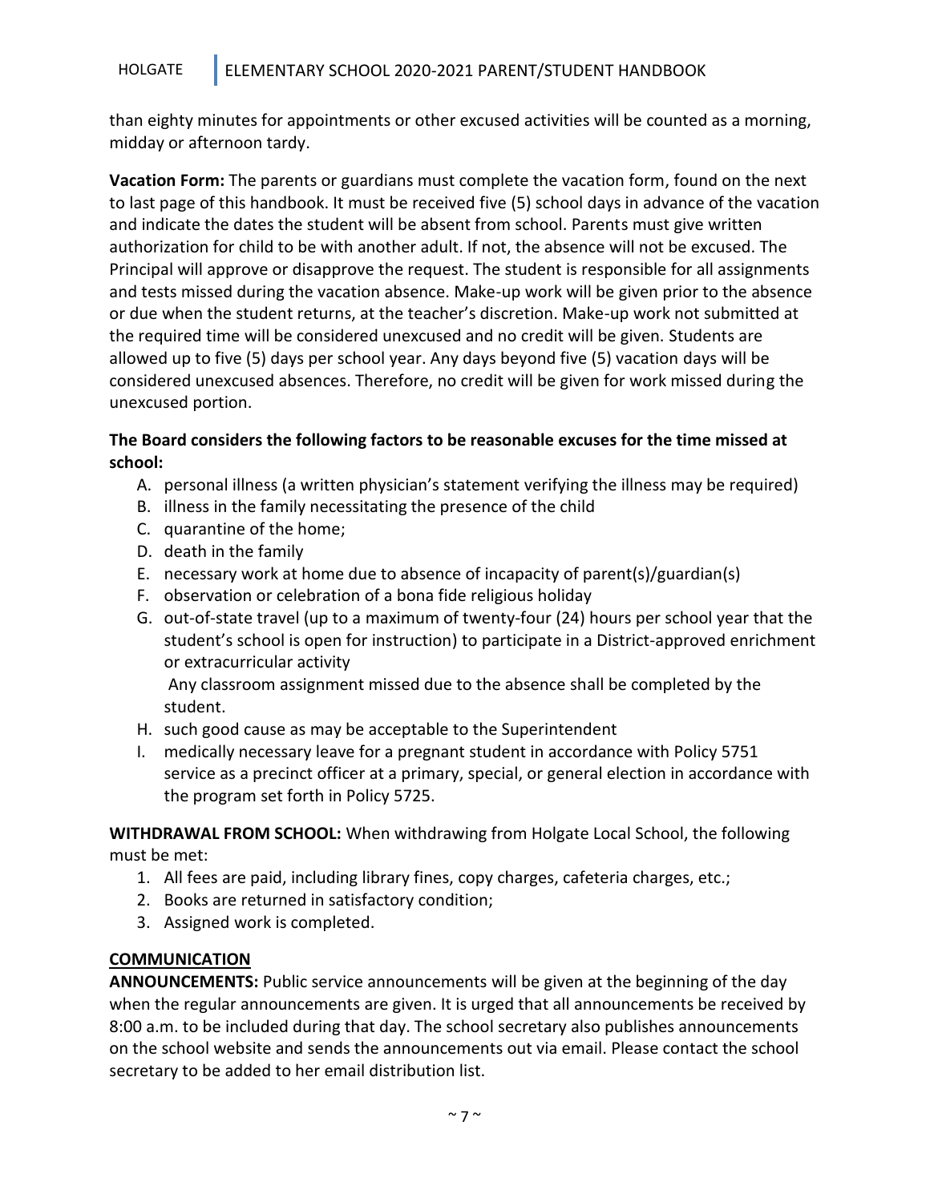than eighty minutes for appointments or other excused activities will be counted as a morning, midday or afternoon tardy.

**Vacation Form:** The parents or guardians must complete the vacation form, found on the next to last page of this handbook. It must be received five (5) school days in advance of the vacation and indicate the dates the student will be absent from school. Parents must give written authorization for child to be with another adult. If not, the absence will not be excused. The Principal will approve or disapprove the request. The student is responsible for all assignments and tests missed during the vacation absence. Make-up work will be given prior to the absence or due when the student returns, at the teacher's discretion. Make-up work not submitted at the required time will be considered unexcused and no credit will be given. Students are allowed up to five (5) days per school year. Any days beyond five (5) vacation days will be considered unexcused absences. Therefore, no credit will be given for work missed during the unexcused portion.

**The Board considers the following factors to be reasonable excuses for the time missed at school:**

A. personal illness (a written physician's statement verifying the illness may be required)
B. illness in the family necessitating the presence of the child
C. quarantine of the home;
D. death in the family
E. necessary work at home due to absence of incapacity of parent(s)/guardian(s)
F. observation or celebration of a bona fide religious holiday
G. out-of-state travel (up to a maximum of twenty-four (24) hours per school year that the student's school is open for instruction) to participate in a District-approved enrichment or extracurricular activity
   Any classroom assignment missed due to the absence shall be completed by the student.
H. such good cause as may be acceptable to the Superintendent
I. medically necessary leave for a pregnant student in accordance with Policy 5751 service as a precinct officer at a primary, special, or general election in accordance with the program set forth in Policy 5725.

**WITHDRAWAL FROM SCHOOL:** When withdrawing from Holgate Local School, the following must be met:

1. All fees are paid, including library fines, copy charges, cafeteria charges, etc.;
2. Books are returned in satisfactory condition;
3. Assigned work is completed.

## COMMUNICATION

**ANNOUNCEMENTS:** Public service announcements will be given at the beginning of the day when the regular announcements are given. It is urged that all announcements be received by 8:00 a.m. to be included during that day. The school secretary also publishes announcements on the school website and sends the announcements out via email. Please contact the school secretary to be added to her email distribution list.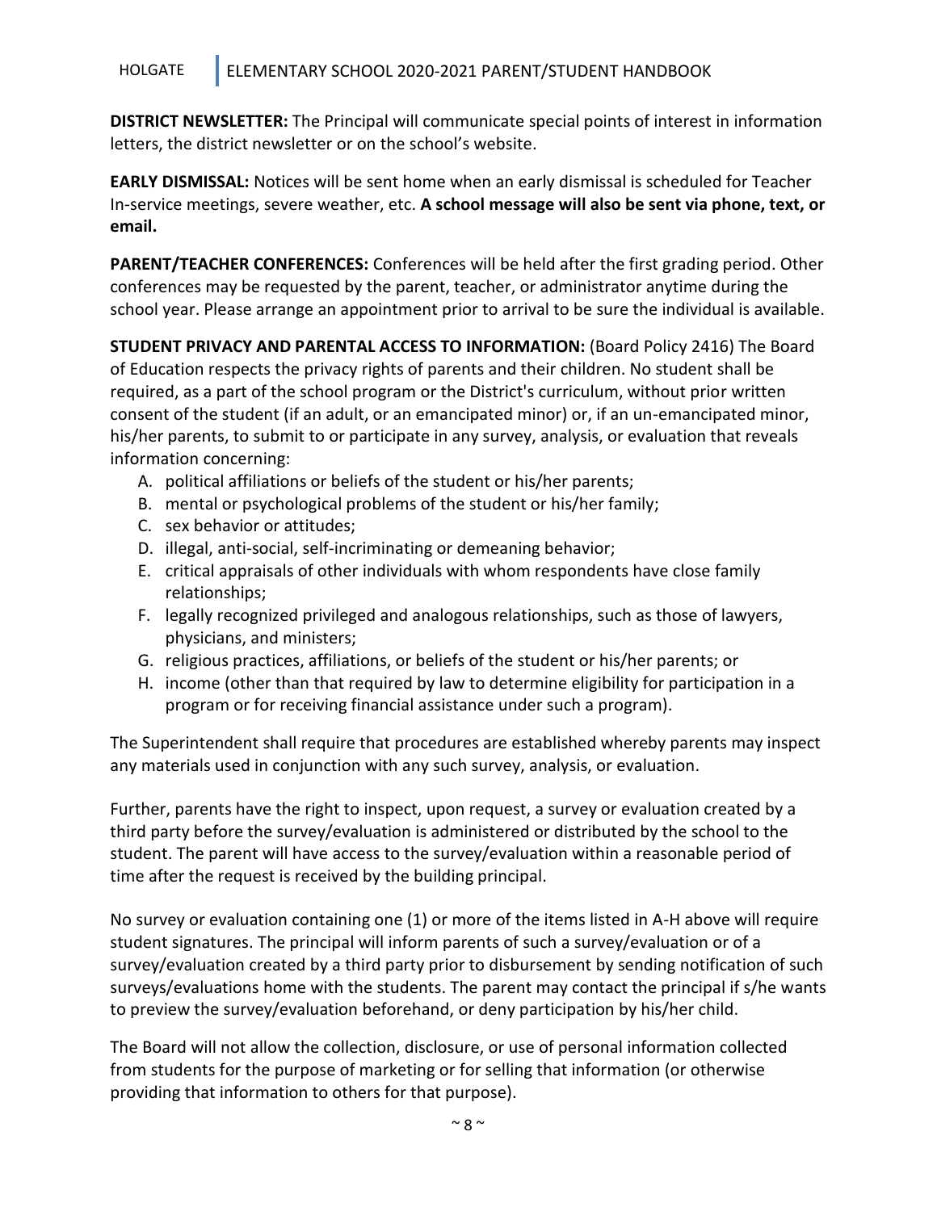**DISTRICT NEWSLETTER:** The Principal will communicate special points of interest in information letters, the district newsletter or on the school's website.

**EARLY DISMISSAL:** Notices will be sent home when an early dismissal is scheduled for Teacher In-service meetings, severe weather, etc. **A school message will also be sent via phone, text, or email.**

**PARENT/TEACHER CONFERENCES:** Conferences will be held after the first grading period. Other conferences may be requested by the parent, teacher, or administrator anytime during the school year. Please arrange an appointment prior to arrival to be sure the individual is available.

**STUDENT PRIVACY AND PARENTAL ACCESS TO INFORMATION:** (Board Policy 2416) The Board of Education respects the privacy rights of parents and their children. No student shall be required, as a part of the school program or the District's curriculum, without prior written consent of the student (if an adult, or an emancipated minor) or, if an un-emancipated minor, his/her parents, to submit to or participate in any survey, analysis, or evaluation that reveals information concerning:

A. political affiliations or beliefs of the student or his/her parents;
B. mental or psychological problems of the student or his/her family;
C. sex behavior or attitudes;
D. illegal, anti-social, self-incriminating or demeaning behavior;
E. critical appraisals of other individuals with whom respondents have close family relationships;
F. legally recognized privileged and analogous relationships, such as those of lawyers, physicians, and ministers;
G. religious practices, affiliations, or beliefs of the student or his/her parents; or
H. income (other than that required by law to determine eligibility for participation in a program or for receiving financial assistance under such a program).

The Superintendent shall require that procedures are established whereby parents may inspect any materials used in conjunction with any such survey, analysis, or evaluation.

Further, parents have the right to inspect, upon request, a survey or evaluation created by a third party before the survey/evaluation is administered or distributed by the school to the student. The parent will have access to the survey/evaluation within a reasonable period of time after the request is received by the building principal.

No survey or evaluation containing one (1) or more of the items listed in A-H above will require student signatures. The principal will inform parents of such a survey/evaluation or of a survey/evaluation created by a third party prior to disbursement by sending notification of such surveys/evaluations home with the students. The parent may contact the principal if s/he wants to preview the survey/evaluation beforehand, or deny participation by his/her child.

The Board will not allow the collection, disclosure, or use of personal information collected from students for the purpose of marketing or for selling that information (or otherwise providing that information to others for that purpose).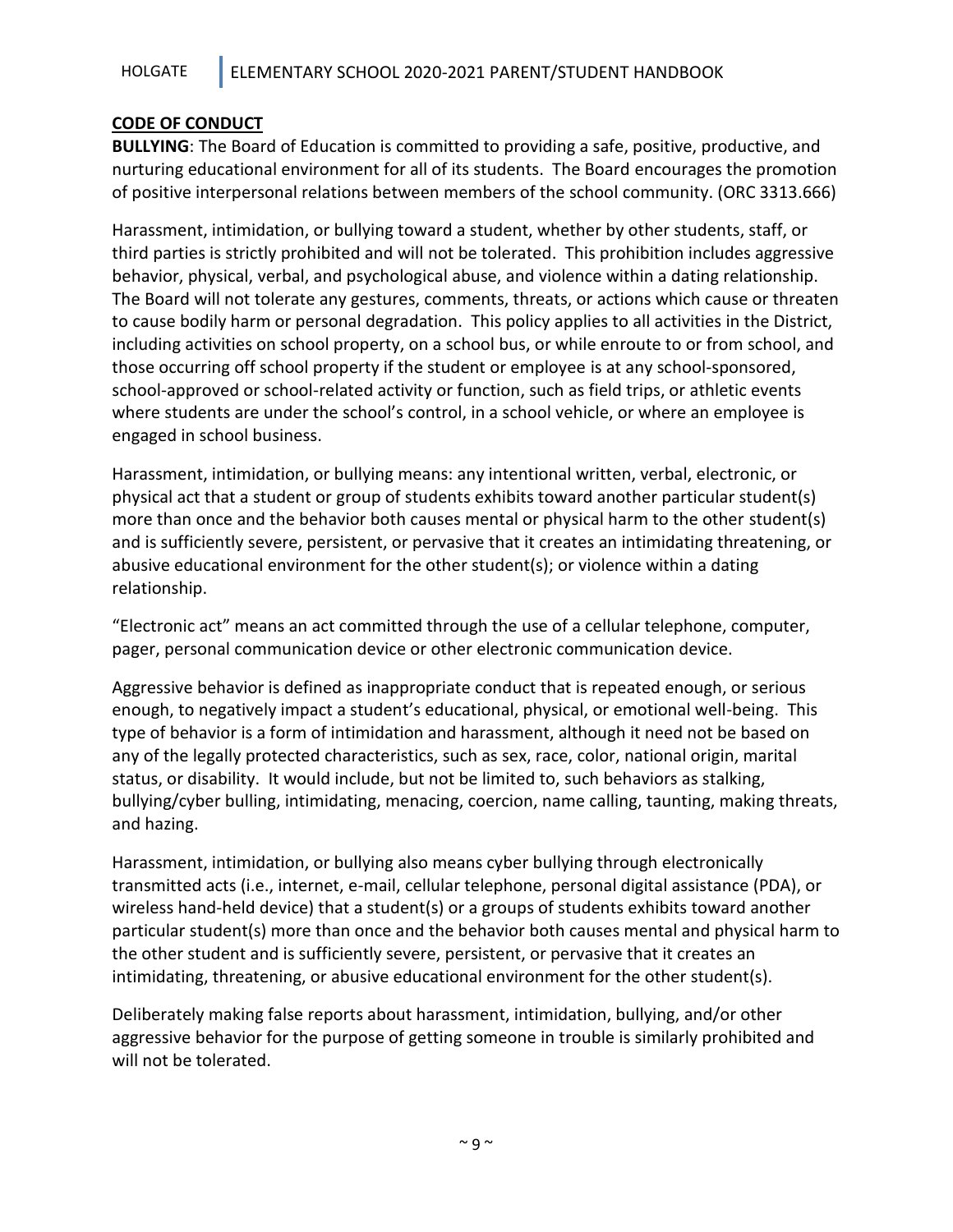## CODE OF CONDUCT

**BULLYING**: The Board of Education is committed to providing a safe, positive, productive, and nurturing educational environment for all of its students. The Board encourages the promotion of positive interpersonal relations between members of the school community. (ORC 3313.666)

Harassment, intimidation, or bullying toward a student, whether by other students, staff, or third parties is strictly prohibited and will not be tolerated. This prohibition includes aggressive behavior, physical, verbal, and psychological abuse, and violence within a dating relationship. The Board will not tolerate any gestures, comments, threats, or actions which cause or threaten to cause bodily harm or personal degradation. This policy applies to all activities in the District, including activities on school property, on a school bus, or while enroute to or from school, and those occurring off school property if the student or employee is at any school-sponsored, school-approved or school-related activity or function, such as field trips, or athletic events where students are under the school's control, in a school vehicle, or where an employee is engaged in school business.

Harassment, intimidation, or bullying means: any intentional written, verbal, electronic, or physical act that a student or group of students exhibits toward another particular student(s) more than once and the behavior both causes mental or physical harm to the other student(s) and is sufficiently severe, persistent, or pervasive that it creates an intimidating threatening, or abusive educational environment for the other student(s); or violence within a dating relationship.

"Electronic act" means an act committed through the use of a cellular telephone, computer, pager, personal communication device or other electronic communication device.

Aggressive behavior is defined as inappropriate conduct that is repeated enough, or serious enough, to negatively impact a student's educational, physical, or emotional well-being. This type of behavior is a form of intimidation and harassment, although it need not be based on any of the legally protected characteristics, such as sex, race, color, national origin, marital status, or disability. It would include, but not be limited to, such behaviors as stalking, bullying/cyber bulling, intimidating, menacing, coercion, name calling, taunting, making threats, and hazing.

Harassment, intimidation, or bullying also means cyber bullying through electronically transmitted acts (i.e., internet, e-mail, cellular telephone, personal digital assistance (PDA), or wireless hand-held device) that a student(s) or a groups of students exhibits toward another particular student(s) more than once and the behavior both causes mental and physical harm to the other student and is sufficiently severe, persistent, or pervasive that it creates an intimidating, threatening, or abusive educational environment for the other student(s).

Deliberately making false reports about harassment, intimidation, bullying, and/or other aggressive behavior for the purpose of getting someone in trouble is similarly prohibited and will not be tolerated.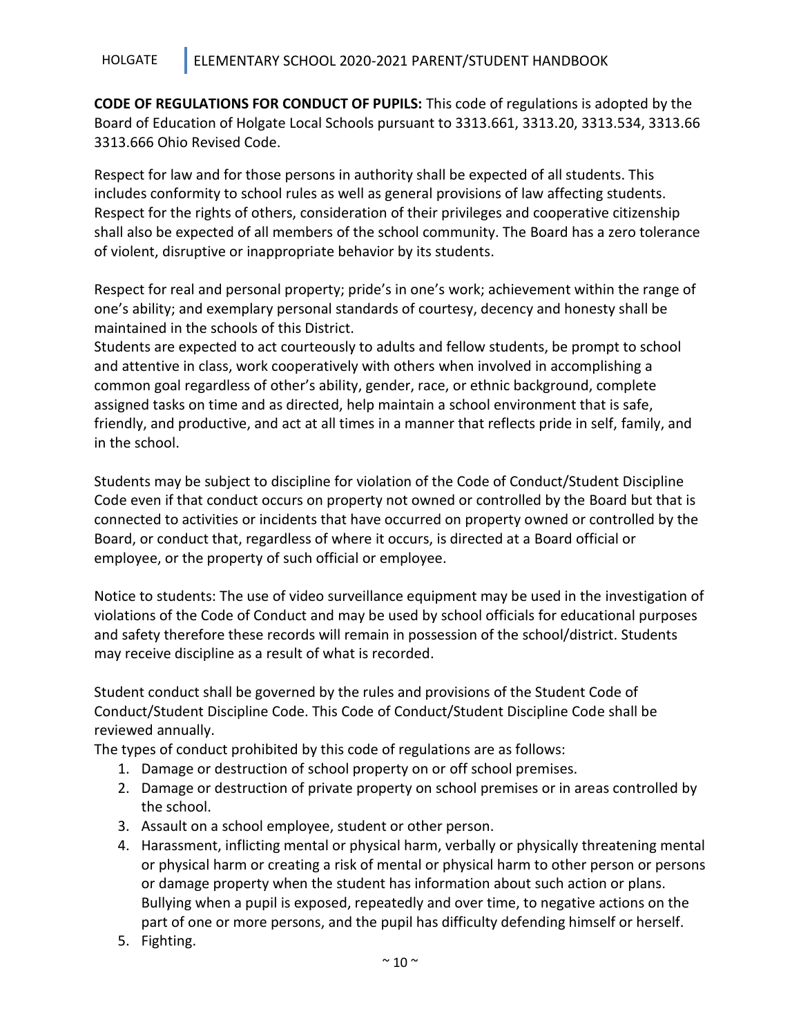**CODE OF REGULATIONS FOR CONDUCT OF PUPILS:** This code of regulations is adopted by the Board of Education of Holgate Local Schools pursuant to 3313.661, 3313.20, 3313.534, 3313.66 3313.666 Ohio Revised Code.

Respect for law and for those persons in authority shall be expected of all students. This includes conformity to school rules as well as general provisions of law affecting students. Respect for the rights of others, consideration of their privileges and cooperative citizenship shall also be expected of all members of the school community. The Board has a zero tolerance of violent, disruptive or inappropriate behavior by its students.

Respect for real and personal property; pride's in one's work; achievement within the range of one's ability; and exemplary personal standards of courtesy, decency and honesty shall be maintained in the schools of this District.

Students are expected to act courteously to adults and fellow students, be prompt to school and attentive in class, work cooperatively with others when involved in accomplishing a common goal regardless of other's ability, gender, race, or ethnic background, complete assigned tasks on time and as directed, help maintain a school environment that is safe, friendly, and productive, and act at all times in a manner that reflects pride in self, family, and in the school.

Students may be subject to discipline for violation of the Code of Conduct/Student Discipline Code even if that conduct occurs on property not owned or controlled by the Board but that is connected to activities or incidents that have occurred on property owned or controlled by the Board, or conduct that, regardless of where it occurs, is directed at a Board official or employee, or the property of such official or employee.

Notice to students: The use of video surveillance equipment may be used in the investigation of violations of the Code of Conduct and may be used by school officials for educational purposes and safety therefore these records will remain in possession of the school/district. Students may receive discipline as a result of what is recorded.

Student conduct shall be governed by the rules and provisions of the Student Code of Conduct/Student Discipline Code. This Code of Conduct/Student Discipline Code shall be reviewed annually.

The types of conduct prohibited by this code of regulations are as follows:

1. Damage or destruction of school property on or off school premises.
2. Damage or destruction of private property on school premises or in areas controlled by the school.
3. Assault on a school employee, student or other person.
4. Harassment, inflicting mental or physical harm, verbally or physically threatening mental or physical harm or creating a risk of mental or physical harm to other person or persons or damage property when the student has information about such action or plans. Bullying when a pupil is exposed, repeatedly and over time, to negative actions on the part of one or more persons, and the pupil has difficulty defending himself or herself.
5. Fighting.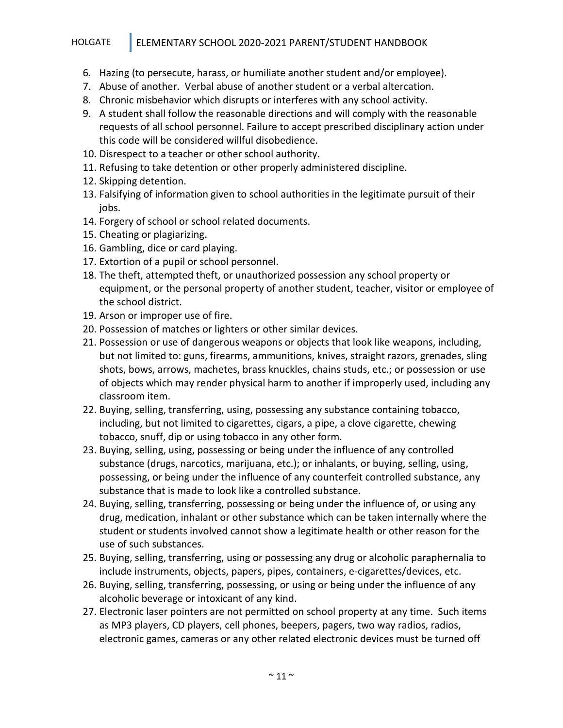6. Hazing (to persecute, harass, or humiliate another student and/or employee).
7. Abuse of another. Verbal abuse of another student or a verbal altercation.
8. Chronic misbehavior which disrupts or interferes with any school activity.
9. A student shall follow the reasonable directions and will comply with the reasonable requests of all school personnel. Failure to accept prescribed disciplinary action under this code will be considered willful disobedience.
10. Disrespect to a teacher or other school authority.
11. Refusing to take detention or other properly administered discipline.
12. Skipping detention.
13. Falsifying of information given to school authorities in the legitimate pursuit of their jobs.
14. Forgery of school or school related documents.
15. Cheating or plagiarizing.
16. Gambling, dice or card playing.
17. Extortion of a pupil or school personnel.
18. The theft, attempted theft, or unauthorized possession any school property or equipment, or the personal property of another student, teacher, visitor or employee of the school district.
19. Arson or improper use of fire.
20. Possession of matches or lighters or other similar devices.
21. Possession or use of dangerous weapons or objects that look like weapons, including, but not limited to: guns, firearms, ammunitions, knives, straight razors, grenades, sling shots, bows, arrows, machetes, brass knuckles, chains studs, etc.; or possession or use of objects which may render physical harm to another if improperly used, including any classroom item.
22. Buying, selling, transferring, using, possessing any substance containing tobacco, including, but not limited to cigarettes, cigars, a pipe, a clove cigarette, chewing tobacco, snuff, dip or using tobacco in any other form.
23. Buying, selling, using, possessing or being under the influence of any controlled substance (drugs, narcotics, marijuana, etc.); or inhalants, or buying, selling, using, possessing, or being under the influence of any counterfeit controlled substance, any substance that is made to look like a controlled substance.
24. Buying, selling, transferring, possessing or being under the influence of, or using any drug, medication, inhalant or other substance which can be taken internally where the student or students involved cannot show a legitimate health or other reason for the use of such substances.
25. Buying, selling, transferring, using or possessing any drug or alcoholic paraphernalia to include instruments, objects, papers, pipes, containers, e-cigarettes/devices, etc.
26. Buying, selling, transferring, possessing, or using or being under the influence of any alcoholic beverage or intoxicant of any kind.
27. Electronic laser pointers are not permitted on school property at any time. Such items as MP3 players, CD players, cell phones, beepers, pagers, two way radios, radios, electronic games, cameras or any other related electronic devices must be turned off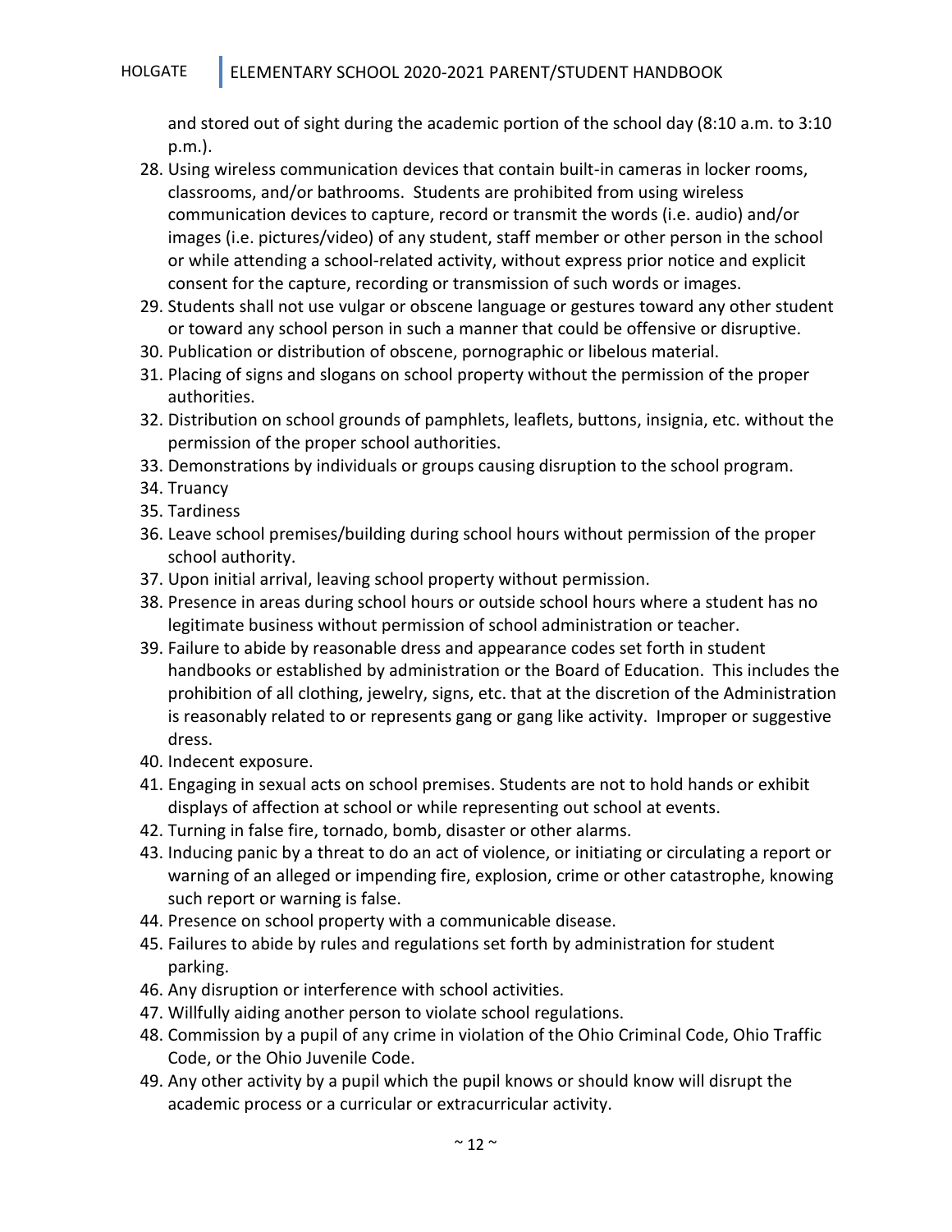and stored out of sight during the academic portion of the school day (8:10 a.m. to 3:10 p.m.).

28. Using wireless communication devices that contain built-in cameras in locker rooms, classrooms, and/or bathrooms. Students are prohibited from using wireless communication devices to capture, record or transmit the words (i.e. audio) and/or images (i.e. pictures/video) of any student, staff member or other person in the school or while attending a school-related activity, without express prior notice and explicit consent for the capture, recording or transmission of such words or images.
29. Students shall not use vulgar or obscene language or gestures toward any other student or toward any school person in such a manner that could be offensive or disruptive.
30. Publication or distribution of obscene, pornographic or libelous material.
31. Placing of signs and slogans on school property without the permission of the proper authorities.
32. Distribution on school grounds of pamphlets, leaflets, buttons, insignia, etc. without the permission of the proper school authorities.
33. Demonstrations by individuals or groups causing disruption to the school program.
34. Truancy
35. Tardiness
36. Leave school premises/building during school hours without permission of the proper school authority.
37. Upon initial arrival, leaving school property without permission.
38. Presence in areas during school hours or outside school hours where a student has no legitimate business without permission of school administration or teacher.
39. Failure to abide by reasonable dress and appearance codes set forth in student handbooks or established by administration or the Board of Education. This includes the prohibition of all clothing, jewelry, signs, etc. that at the discretion of the Administration is reasonably related to or represents gang or gang like activity. Improper or suggestive dress.
40. Indecent exposure.
41. Engaging in sexual acts on school premises. Students are not to hold hands or exhibit displays of affection at school or while representing out school at events.
42. Turning in false fire, tornado, bomb, disaster or other alarms.
43. Inducing panic by a threat to do an act of violence, or initiating or circulating a report or warning of an alleged or impending fire, explosion, crime or other catastrophe, knowing such report or warning is false.
44. Presence on school property with a communicable disease.
45. Failures to abide by rules and regulations set forth by administration for student parking.
46. Any disruption or interference with school activities.
47. Willfully aiding another person to violate school regulations.
48. Commission by a pupil of any crime in violation of the Ohio Criminal Code, Ohio Traffic Code, or the Ohio Juvenile Code.
49. Any other activity by a pupil which the pupil knows or should know will disrupt the academic process or a curricular or extracurricular activity.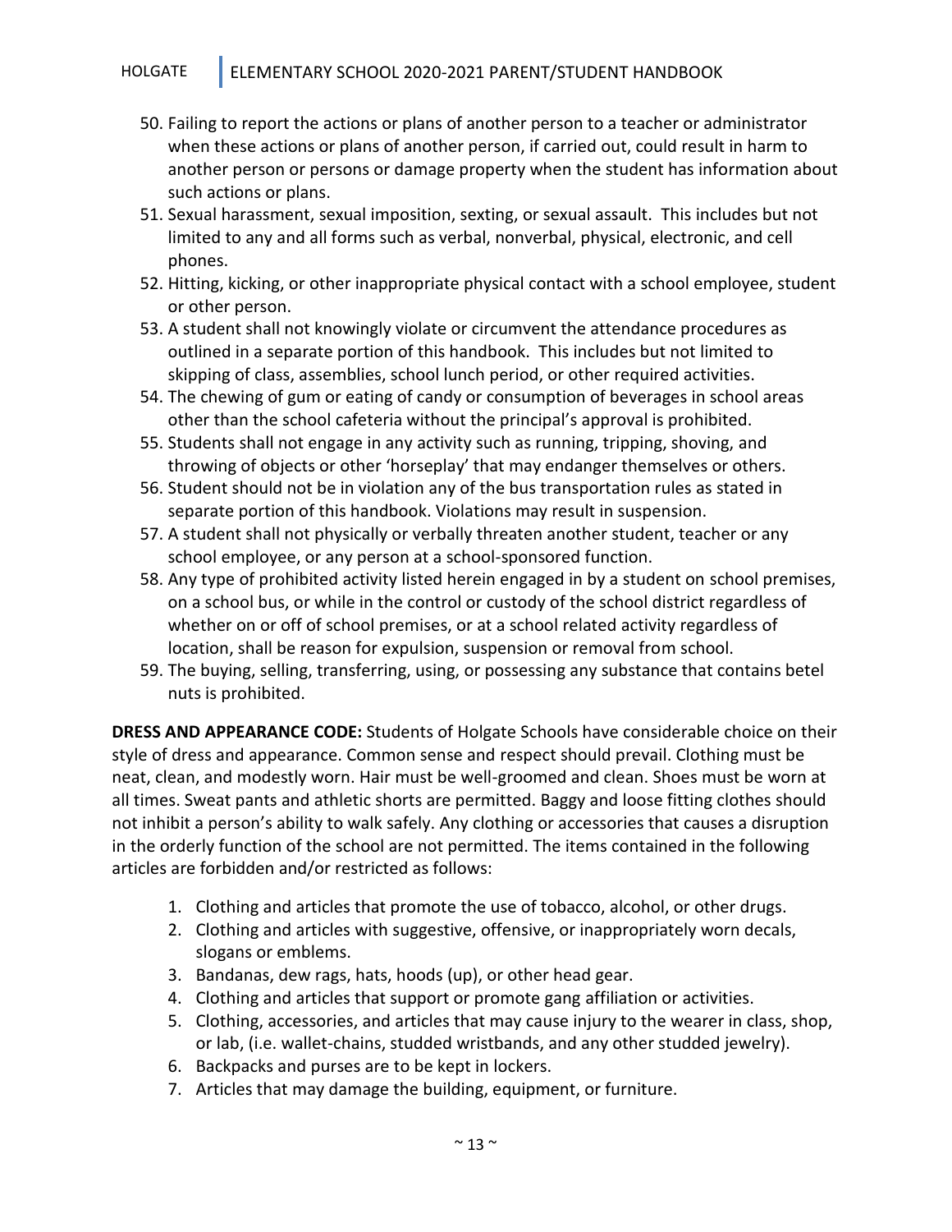50. Failing to report the actions or plans of another person to a teacher or administrator when these actions or plans of another person, if carried out, could result in harm to another person or persons or damage property when the student has information about such actions or plans.
51. Sexual harassment, sexual imposition, sexting, or sexual assault. This includes but not limited to any and all forms such as verbal, nonverbal, physical, electronic, and cell phones.
52. Hitting, kicking, or other inappropriate physical contact with a school employee, student or other person.
53. A student shall not knowingly violate or circumvent the attendance procedures as outlined in a separate portion of this handbook. This includes but not limited to skipping of class, assemblies, school lunch period, or other required activities.
54. The chewing of gum or eating of candy or consumption of beverages in school areas other than the school cafeteria without the principal's approval is prohibited.
55. Students shall not engage in any activity such as running, tripping, shoving, and throwing of objects or other 'horseplay' that may endanger themselves or others.
56. Student should not be in violation any of the bus transportation rules as stated in separate portion of this handbook. Violations may result in suspension.
57. A student shall not physically or verbally threaten another student, teacher or any school employee, or any person at a school-sponsored function.
58. Any type of prohibited activity listed herein engaged in by a student on school premises, on a school bus, or while in the control or custody of the school district regardless of whether on or off of school premises, or at a school related activity regardless of location, shall be reason for expulsion, suspension or removal from school.
59. The buying, selling, transferring, using, or possessing any substance that contains betel nuts is prohibited.

**DRESS AND APPEARANCE CODE:** Students of Holgate Schools have considerable choice on their style of dress and appearance. Common sense and respect should prevail. Clothing must be neat, clean, and modestly worn. Hair must be well-groomed and clean. Shoes must be worn at all times. Sweat pants and athletic shorts are permitted. Baggy and loose fitting clothes should not inhibit a person's ability to walk safely. Any clothing or accessories that causes a disruption in the orderly function of the school are not permitted. The items contained in the following articles are forbidden and/or restricted as follows:

1. Clothing and articles that promote the use of tobacco, alcohol, or other drugs.
2. Clothing and articles with suggestive, offensive, or inappropriately worn decals, slogans or emblems.
3. Bandanas, dew rags, hats, hoods (up), or other head gear.
4. Clothing and articles that support or promote gang affiliation or activities.
5. Clothing, accessories, and articles that may cause injury to the wearer in class, shop, or lab, (i.e. wallet-chains, studded wristbands, and any other studded jewelry).
6. Backpacks and purses are to be kept in lockers.
7. Articles that may damage the building, equipment, or furniture.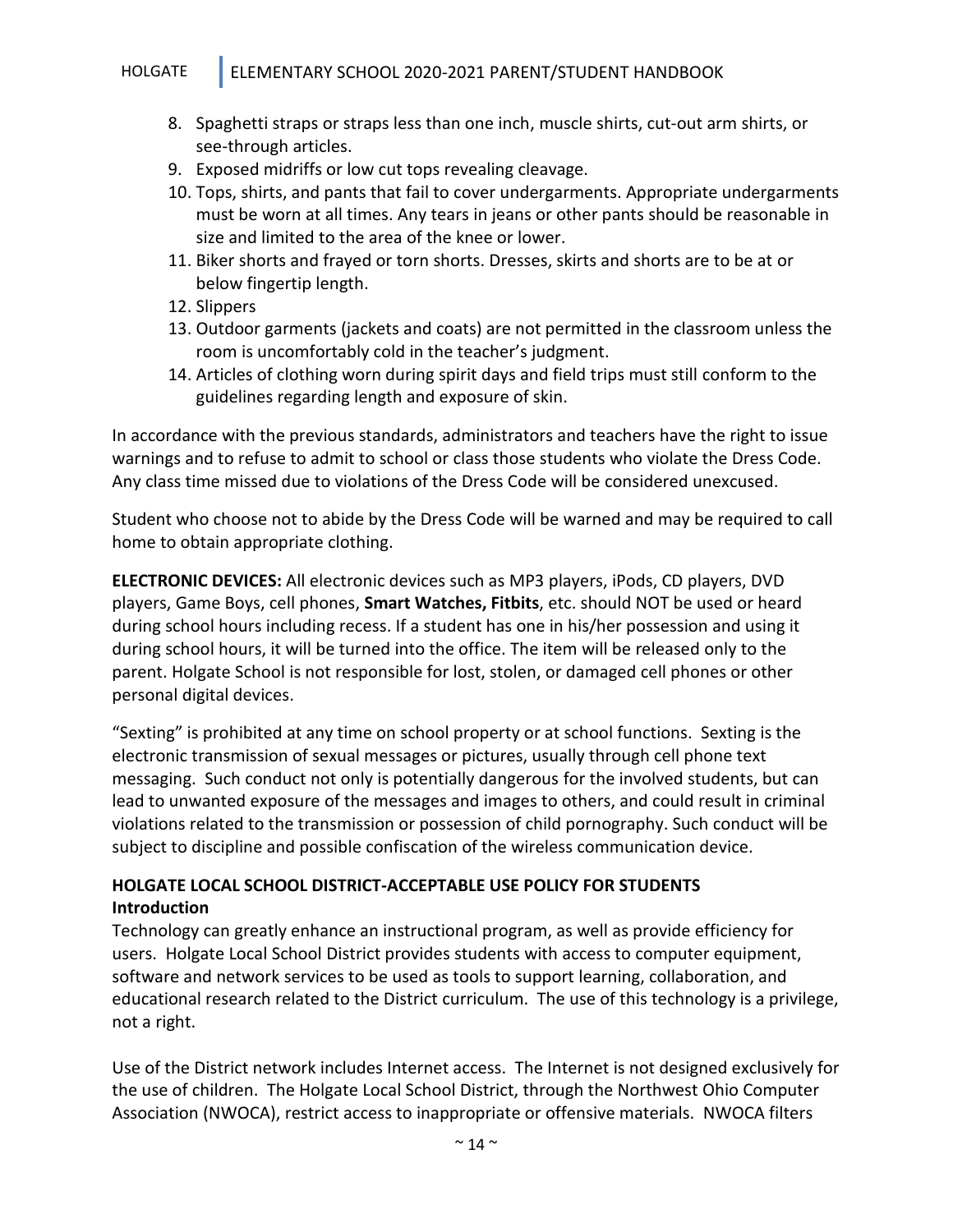8. Spaghetti straps or straps less than one inch, muscle shirts, cut-out arm shirts, or see-through articles.
9. Exposed midriffs or low cut tops revealing cleavage.
10. Tops, shirts, and pants that fail to cover undergarments. Appropriate undergarments must be worn at all times. Any tears in jeans or other pants should be reasonable in size and limited to the area of the knee or lower.
11. Biker shorts and frayed or torn shorts. Dresses, skirts and shorts are to be at or below fingertip length.
12. Slippers
13. Outdoor garments (jackets and coats) are not permitted in the classroom unless the room is uncomfortably cold in the teacher's judgment.
14. Articles of clothing worn during spirit days and field trips must still conform to the guidelines regarding length and exposure of skin.

In accordance with the previous standards, administrators and teachers have the right to issue warnings and to refuse to admit to school or class those students who violate the Dress Code. Any class time missed due to violations of the Dress Code will be considered unexcused.

Student who choose not to abide by the Dress Code will be warned and may be required to call home to obtain appropriate clothing.

**ELECTRONIC DEVICES:** All electronic devices such as MP3 players, iPods, CD players, DVD players, Game Boys, cell phones, **Smart Watches, Fitbits**, etc. should NOT be used or heard during school hours including recess. If a student has one in his/her possession and using it during school hours, it will be turned into the office. The item will be released only to the parent. Holgate School is not responsible for lost, stolen, or damaged cell phones or other personal digital devices.

"Sexting" is prohibited at any time on school property or at school functions. Sexting is the electronic transmission of sexual messages or pictures, usually through cell phone text messaging. Such conduct not only is potentially dangerous for the involved students, but can lead to unwanted exposure of the messages and images to others, and could result in criminal violations related to the transmission or possession of child pornography. Such conduct will be subject to discipline and possible confiscation of the wireless communication device.

## HOLGATE LOCAL SCHOOL DISTRICT-ACCEPTABLE USE POLICY FOR STUDENTS

### Introduction

Technology can greatly enhance an instructional program, as well as provide efficiency for users. Holgate Local School District provides students with access to computer equipment, software and network services to be used as tools to support learning, collaboration, and educational research related to the District curriculum. The use of this technology is a privilege, not a right.

Use of the District network includes Internet access. The Internet is not designed exclusively for the use of children. The Holgate Local School District, through the Northwest Ohio Computer Association (NWOCA), restrict access to inappropriate or offensive materials. NWOCA filters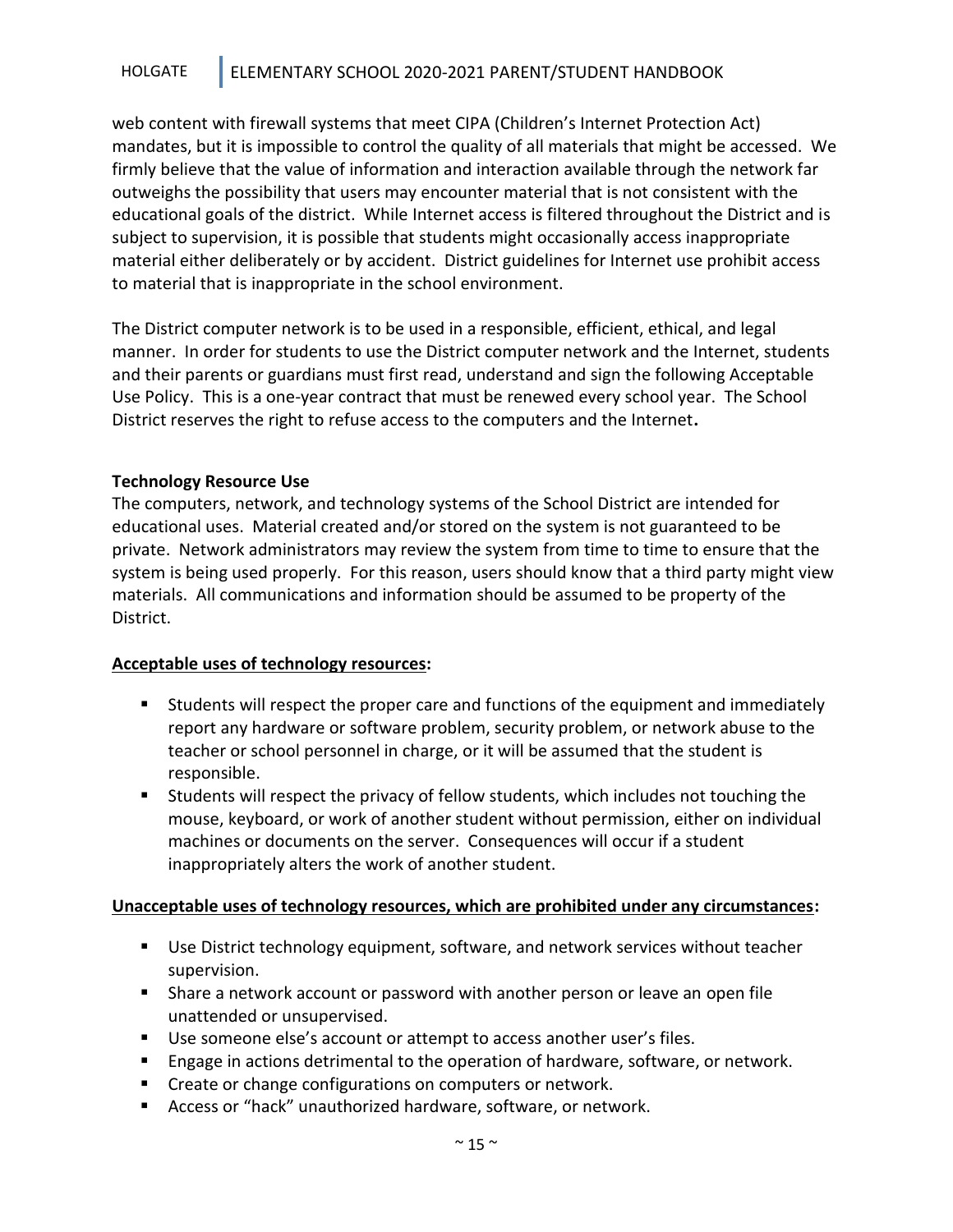web content with firewall systems that meet CIPA (Children's Internet Protection Act) mandates, but it is impossible to control the quality of all materials that might be accessed. We firmly believe that the value of information and interaction available through the network far outweighs the possibility that users may encounter material that is not consistent with the educational goals of the district. While Internet access is filtered throughout the District and is subject to supervision, it is possible that students might occasionally access inappropriate material either deliberately or by accident. District guidelines for Internet use prohibit access to material that is inappropriate in the school environment.

The District computer network is to be used in a responsible, efficient, ethical, and legal manner. In order for students to use the District computer network and the Internet, students and their parents or guardians must first read, understand and sign the following Acceptable Use Policy. This is a one-year contract that must be renewed every school year. The School District reserves the right to refuse access to the computers and the Internet**.**

**Technology Resource Use**

The computers, network, and technology systems of the School District are intended for educational uses. Material created and/or stored on the system is not guaranteed to be private. Network administrators may review the system from time to time to ensure that the system is being used properly. For this reason, users should know that a third party might view materials. All communications and information should be assumed to be property of the District.

**Acceptable uses of technology resources:**

- Students will respect the proper care and functions of the equipment and immediately report any hardware or software problem, security problem, or network abuse to the teacher or school personnel in charge, or it will be assumed that the student is responsible.
- Students will respect the privacy of fellow students, which includes not touching the mouse, keyboard, or work of another student without permission, either on individual machines or documents on the server. Consequences will occur if a student inappropriately alters the work of another student.

**Unacceptable uses of technology resources, which are prohibited under any circumstances:**

- Use District technology equipment, software, and network services without teacher supervision.
- Share a network account or password with another person or leave an open file unattended or unsupervised.
- Use someone else's account or attempt to access another user's files.
- Engage in actions detrimental to the operation of hardware, software, or network.
- Create or change configurations on computers or network.
- Access or "hack" unauthorized hardware, software, or network.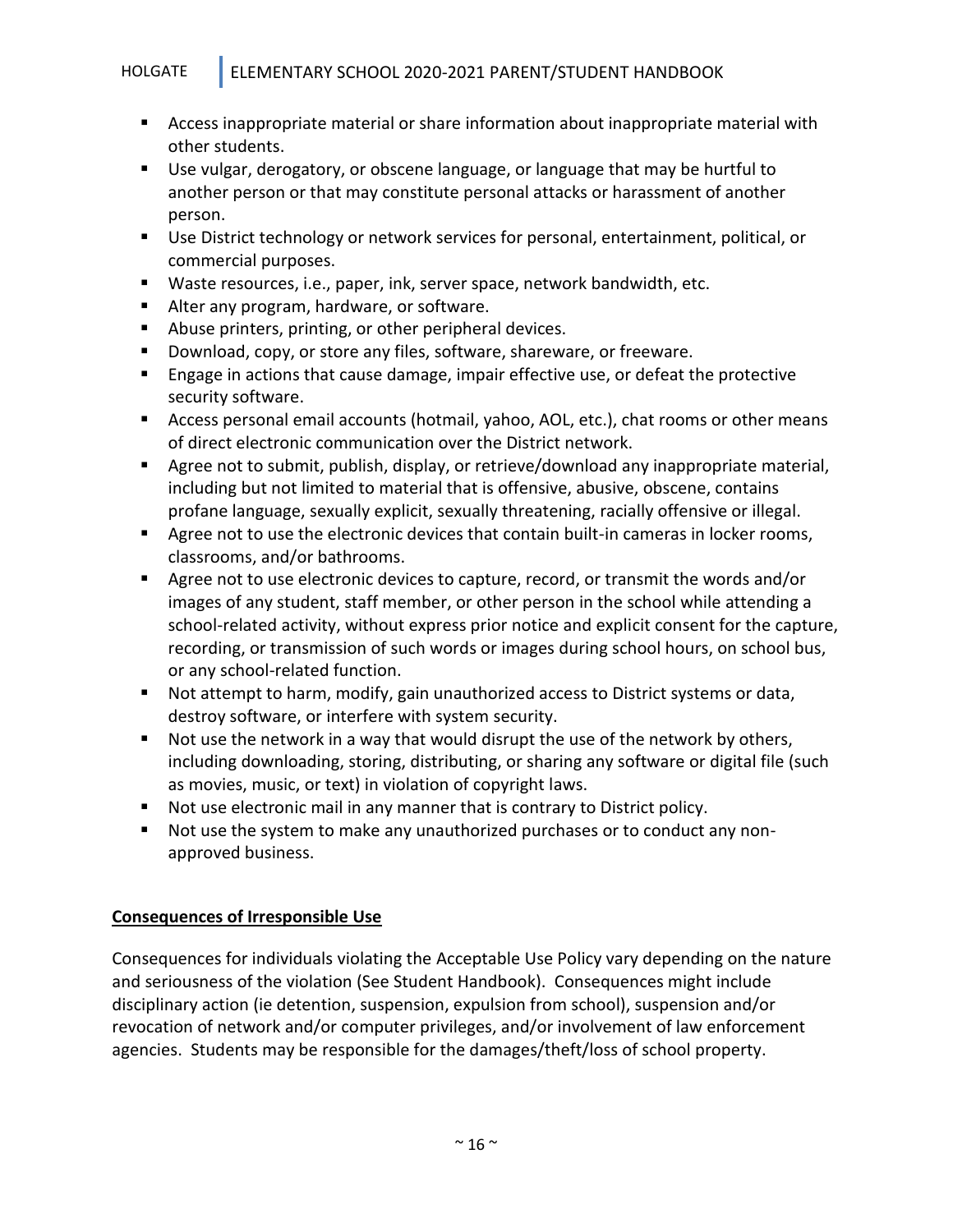- Access inappropriate material or share information about inappropriate material with other students.
- Use vulgar, derogatory, or obscene language, or language that may be hurtful to another person or that may constitute personal attacks or harassment of another person.
- Use District technology or network services for personal, entertainment, political, or commercial purposes.
- Waste resources, i.e., paper, ink, server space, network bandwidth, etc.
- Alter any program, hardware, or software.
- Abuse printers, printing, or other peripheral devices.
- Download, copy, or store any files, software, shareware, or freeware.
- Engage in actions that cause damage, impair effective use, or defeat the protective security software.
- Access personal email accounts (hotmail, yahoo, AOL, etc.), chat rooms or other means of direct electronic communication over the District network.
- Agree not to submit, publish, display, or retrieve/download any inappropriate material, including but not limited to material that is offensive, abusive, obscene, contains profane language, sexually explicit, sexually threatening, racially offensive or illegal.
- Agree not to use the electronic devices that contain built-in cameras in locker rooms, classrooms, and/or bathrooms.
- Agree not to use electronic devices to capture, record, or transmit the words and/or images of any student, staff member, or other person in the school while attending a school-related activity, without express prior notice and explicit consent for the capture, recording, or transmission of such words or images during school hours, on school bus, or any school-related function.
- Not attempt to harm, modify, gain unauthorized access to District systems or data, destroy software, or interfere with system security.
- Not use the network in a way that would disrupt the use of the network by others, including downloading, storing, distributing, or sharing any software or digital file (such as movies, music, or text) in violation of copyright laws.
- Not use electronic mail in any manner that is contrary to District policy.
- Not use the system to make any unauthorized purchases or to conduct any non-approved business.

**<u>Consequences of Irresponsible Use</u>**

Consequences for individuals violating the Acceptable Use Policy vary depending on the nature and seriousness of the violation (See Student Handbook). Consequences might include disciplinary action (ie detention, suspension, expulsion from school), suspension and/or revocation of network and/or computer privileges, and/or involvement of law enforcement agencies. Students may be responsible for the damages/theft/loss of school property.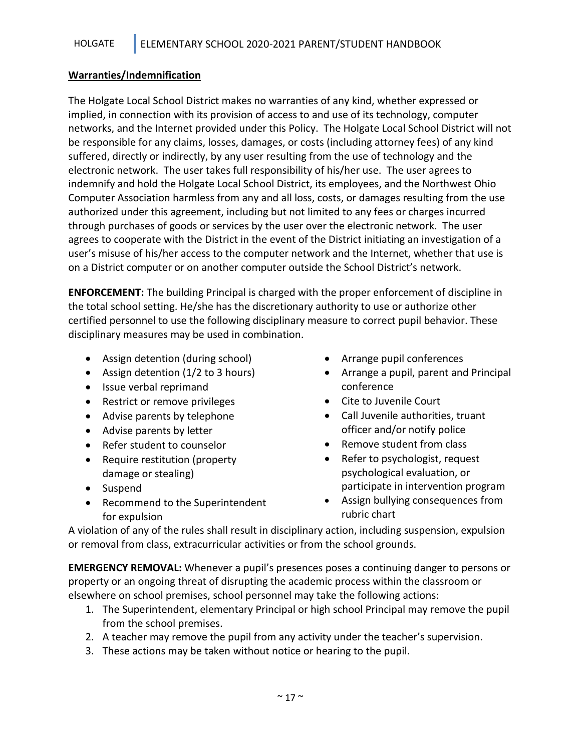**Warranties/Indemnification**

The Holgate Local School District makes no warranties of any kind, whether expressed or implied, in connection with its provision of access to and use of its technology, computer networks, and the Internet provided under this Policy. The Holgate Local School District will not be responsible for any claims, losses, damages, or costs (including attorney fees) of any kind suffered, directly or indirectly, by any user resulting from the use of technology and the electronic network. The user takes full responsibility of his/her use. The user agrees to indemnify and hold the Holgate Local School District, its employees, and the Northwest Ohio Computer Association harmless from any and all loss, costs, or damages resulting from the use authorized under this agreement, including but not limited to any fees or charges incurred through purchases of goods or services by the user over the electronic network. The user agrees to cooperate with the District in the event of the District initiating an investigation of a user's misuse of his/her access to the computer network and the Internet, whether that use is on a District computer or on another computer outside the School District's network.

**ENFORCEMENT:** The building Principal is charged with the proper enforcement of discipline in the total school setting. He/she has the discretionary authority to use or authorize other certified personnel to use the following disciplinary measure to correct pupil behavior. These disciplinary measures may be used in combination.

- Assign detention (during school)
- Assign detention (1/2 to 3 hours)
- Issue verbal reprimand
- Restrict or remove privileges
- Advise parents by telephone
- Advise parents by letter
- Refer student to counselor
- Require restitution (property damage or stealing)
- Suspend
- Recommend to the Superintendent for expulsion
- Arrange pupil conferences
- Arrange a pupil, parent and Principal conference
- Cite to Juvenile Court
- Call Juvenile authorities, truant officer and/or notify police
- Remove student from class
- Refer to psychologist, request psychological evaluation, or participate in intervention program
- Assign bullying consequences from rubric chart

A violation of any of the rules shall result in disciplinary action, including suspension, expulsion or removal from class, extracurricular activities or from the school grounds.

**EMERGENCY REMOVAL:** Whenever a pupil's presences poses a continuing danger to persons or property or an ongoing threat of disrupting the academic process within the classroom or elsewhere on school premises, school personnel may take the following actions:

1. The Superintendent, elementary Principal or high school Principal may remove the pupil from the school premises.
2. A teacher may remove the pupil from any activity under the teacher's supervision.
3. These actions may be taken without notice or hearing to the pupil.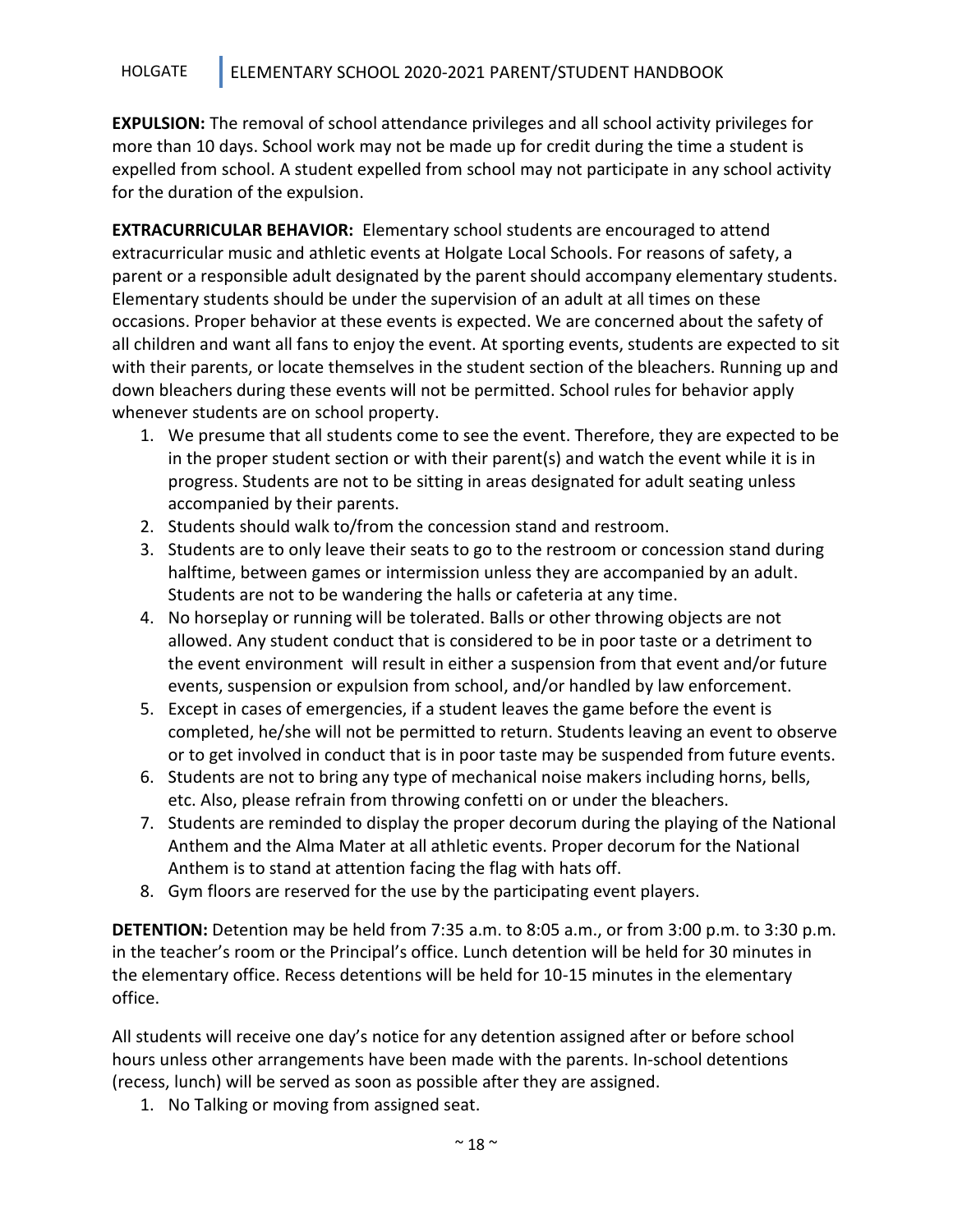**EXPULSION:** The removal of school attendance privileges and all school activity privileges for more than 10 days. School work may not be made up for credit during the time a student is expelled from school. A student expelled from school may not participate in any school activity for the duration of the expulsion.

**EXTRACURRICULAR BEHAVIOR:** Elementary school students are encouraged to attend extracurricular music and athletic events at Holgate Local Schools. For reasons of safety, a parent or a responsible adult designated by the parent should accompany elementary students. Elementary students should be under the supervision of an adult at all times on these occasions. Proper behavior at these events is expected. We are concerned about the safety of all children and want all fans to enjoy the event. At sporting events, students are expected to sit with their parents, or locate themselves in the student section of the bleachers. Running up and down bleachers during these events will not be permitted. School rules for behavior apply whenever students are on school property.

1. We presume that all students come to see the event. Therefore, they are expected to be in the proper student section or with their parent(s) and watch the event while it is in progress. Students are not to be sitting in areas designated for adult seating unless accompanied by their parents.
2. Students should walk to/from the concession stand and restroom.
3. Students are to only leave their seats to go to the restroom or concession stand during halftime, between games or intermission unless they are accompanied by an adult. Students are not to be wandering the halls or cafeteria at any time.
4. No horseplay or running will be tolerated. Balls or other throwing objects are not allowed. Any student conduct that is considered to be in poor taste or a detriment to the event environment will result in either a suspension from that event and/or future events, suspension or expulsion from school, and/or handled by law enforcement.
5. Except in cases of emergencies, if a student leaves the game before the event is completed, he/she will not be permitted to return. Students leaving an event to observe or to get involved in conduct that is in poor taste may be suspended from future events.
6. Students are not to bring any type of mechanical noise makers including horns, bells, etc. Also, please refrain from throwing confetti on or under the bleachers.
7. Students are reminded to display the proper decorum during the playing of the National Anthem and the Alma Mater at all athletic events. Proper decorum for the National Anthem is to stand at attention facing the flag with hats off.
8. Gym floors are reserved for the use by the participating event players.

**DETENTION:** Detention may be held from 7:35 a.m. to 8:05 a.m., or from 3:00 p.m. to 3:30 p.m. in the teacher's room or the Principal's office. Lunch detention will be held for 30 minutes in the elementary office. Recess detentions will be held for 10-15 minutes in the elementary office.

All students will receive one day's notice for any detention assigned after or before school hours unless other arrangements have been made with the parents. In-school detentions (recess, lunch) will be served as soon as possible after they are assigned.

1. No Talking or moving from assigned seat.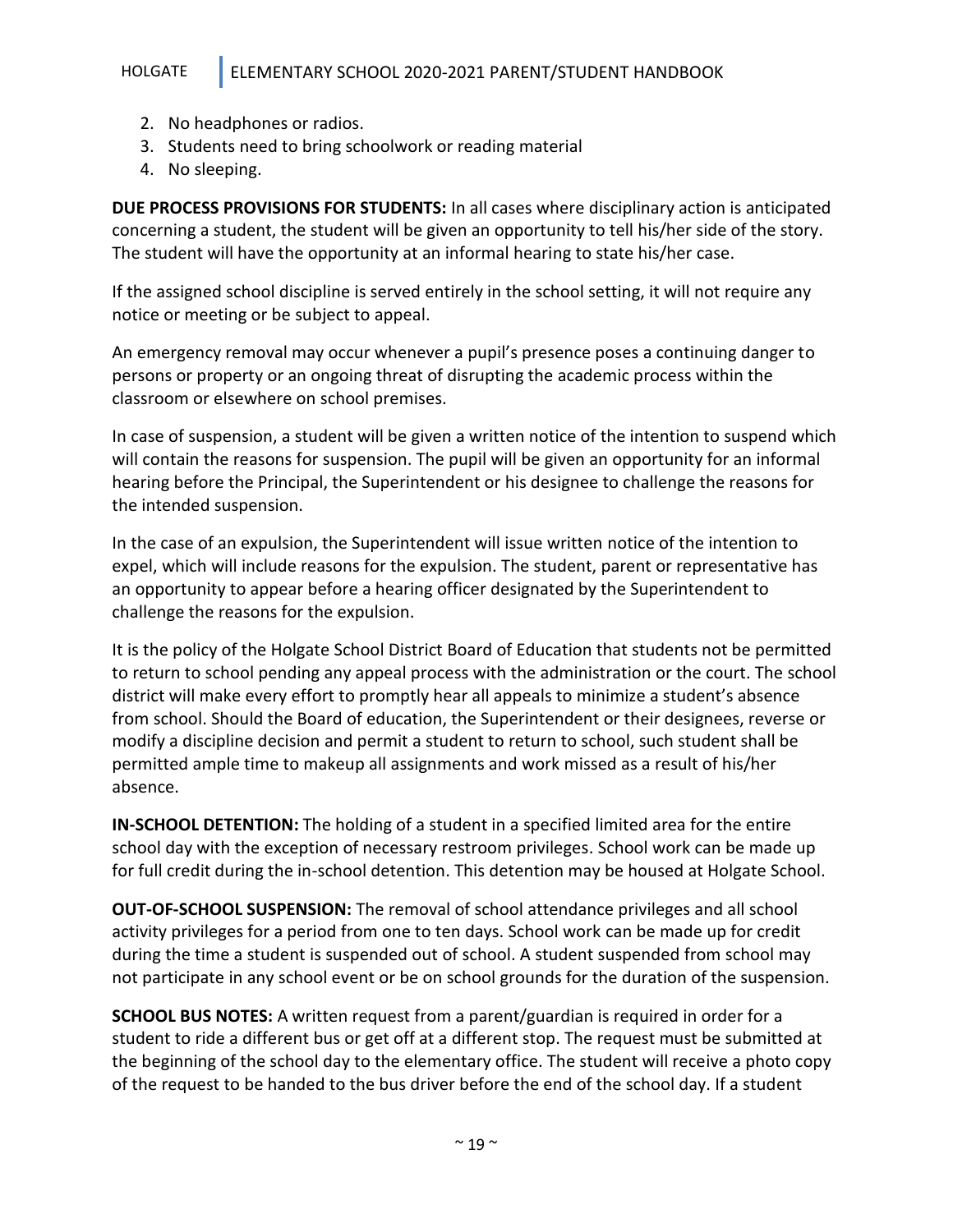2. No headphones or radios.
3. Students need to bring schoolwork or reading material
4. No sleeping.

**DUE PROCESS PROVISIONS FOR STUDENTS:** In all cases where disciplinary action is anticipated concerning a student, the student will be given an opportunity to tell his/her side of the story. The student will have the opportunity at an informal hearing to state his/her case.

If the assigned school discipline is served entirely in the school setting, it will not require any notice or meeting or be subject to appeal.

An emergency removal may occur whenever a pupil's presence poses a continuing danger to persons or property or an ongoing threat of disrupting the academic process within the classroom or elsewhere on school premises.

In case of suspension, a student will be given a written notice of the intention to suspend which will contain the reasons for suspension. The pupil will be given an opportunity for an informal hearing before the Principal, the Superintendent or his designee to challenge the reasons for the intended suspension.

In the case of an expulsion, the Superintendent will issue written notice of the intention to expel, which will include reasons for the expulsion. The student, parent or representative has an opportunity to appear before a hearing officer designated by the Superintendent to challenge the reasons for the expulsion.

It is the policy of the Holgate School District Board of Education that students not be permitted to return to school pending any appeal process with the administration or the court. The school district will make every effort to promptly hear all appeals to minimize a student's absence from school. Should the Board of education, the Superintendent or their designees, reverse or modify a discipline decision and permit a student to return to school, such student shall be permitted ample time to makeup all assignments and work missed as a result of his/her absence.

**IN-SCHOOL DETENTION:** The holding of a student in a specified limited area for the entire school day with the exception of necessary restroom privileges. School work can be made up for full credit during the in-school detention. This detention may be housed at Holgate School.

**OUT-OF-SCHOOL SUSPENSION:** The removal of school attendance privileges and all school activity privileges for a period from one to ten days. School work can be made up for credit during the time a student is suspended out of school. A student suspended from school may not participate in any school event or be on school grounds for the duration of the suspension.

**SCHOOL BUS NOTES:** A written request from a parent/guardian is required in order for a student to ride a different bus or get off at a different stop. The request must be submitted at the beginning of the school day to the elementary office. The student will receive a photo copy of the request to be handed to the bus driver before the end of the school day. If a student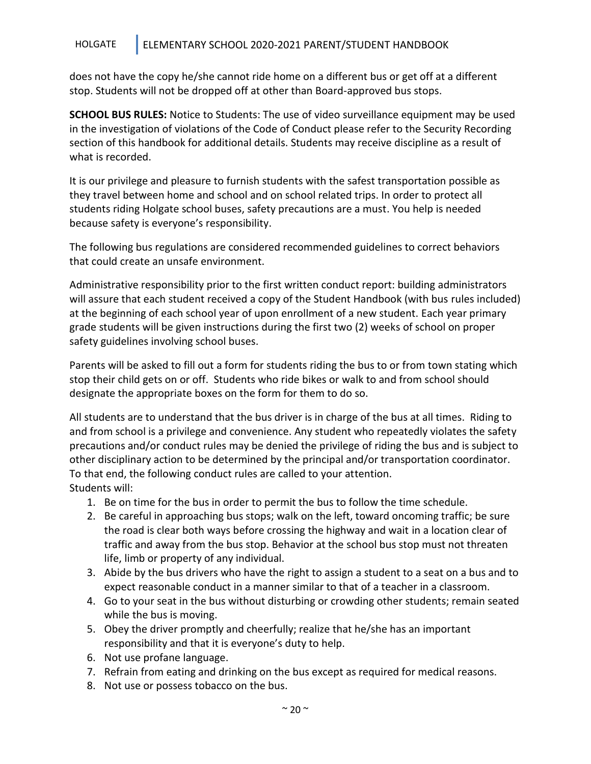does not have the copy he/she cannot ride home on a different bus or get off at a different stop. Students will not be dropped off at other than Board-approved bus stops.

**SCHOOL BUS RULES:** Notice to Students: The use of video surveillance equipment may be used in the investigation of violations of the Code of Conduct please refer to the Security Recording section of this handbook for additional details. Students may receive discipline as a result of what is recorded.

It is our privilege and pleasure to furnish students with the safest transportation possible as they travel between home and school and on school related trips. In order to protect all students riding Holgate school buses, safety precautions are a must. You help is needed because safety is everyone's responsibility.

The following bus regulations are considered recommended guidelines to correct behaviors that could create an unsafe environment.

Administrative responsibility prior to the first written conduct report: building administrators will assure that each student received a copy of the Student Handbook (with bus rules included) at the beginning of each school year of upon enrollment of a new student. Each year primary grade students will be given instructions during the first two (2) weeks of school on proper safety guidelines involving school buses.

Parents will be asked to fill out a form for students riding the bus to or from town stating which stop their child gets on or off. Students who ride bikes or walk to and from school should designate the appropriate boxes on the form for them to do so.

All students are to understand that the bus driver is in charge of the bus at all times. Riding to and from school is a privilege and convenience. Any student who repeatedly violates the safety precautions and/or conduct rules may be denied the privilege of riding the bus and is subject to other disciplinary action to be determined by the principal and/or transportation coordinator. To that end, the following conduct rules are called to your attention.
Students will:

1. Be on time for the bus in order to permit the bus to follow the time schedule.
2. Be careful in approaching bus stops; walk on the left, toward oncoming traffic; be sure the road is clear both ways before crossing the highway and wait in a location clear of traffic and away from the bus stop. Behavior at the school bus stop must not threaten life, limb or property of any individual.
3. Abide by the bus drivers who have the right to assign a student to a seat on a bus and to expect reasonable conduct in a manner similar to that of a teacher in a classroom.
4. Go to your seat in the bus without disturbing or crowding other students; remain seated while the bus is moving.
5. Obey the driver promptly and cheerfully; realize that he/she has an important responsibility and that it is everyone's duty to help.
6. Not use profane language.
7. Refrain from eating and drinking on the bus except as required for medical reasons.
8. Not use or possess tobacco on the bus.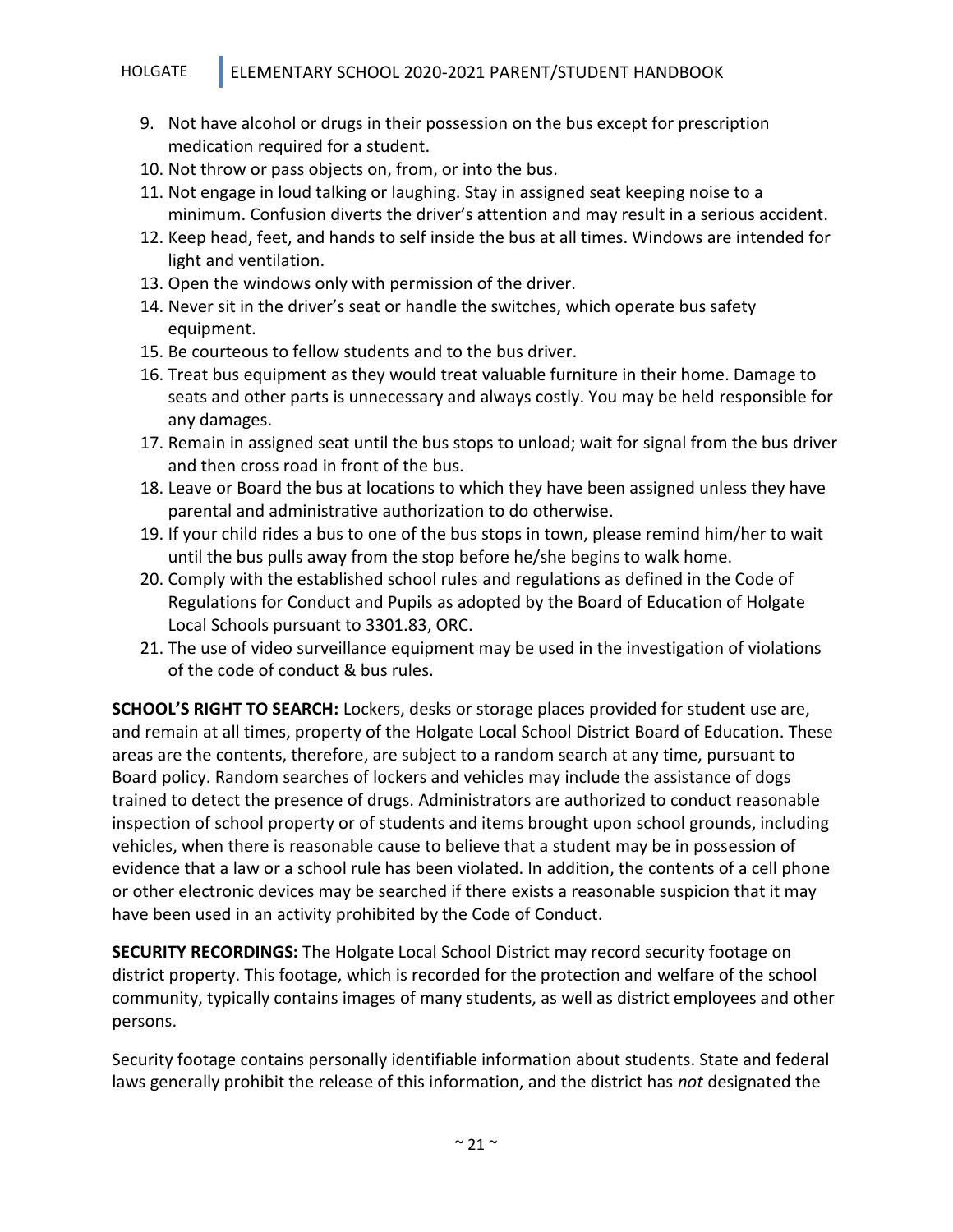9. Not have alcohol or drugs in their possession on the bus except for prescription medication required for a student.
10. Not throw or pass objects on, from, or into the bus.
11. Not engage in loud talking or laughing. Stay in assigned seat keeping noise to a minimum. Confusion diverts the driver's attention and may result in a serious accident.
12. Keep head, feet, and hands to self inside the bus at all times. Windows are intended for light and ventilation.
13. Open the windows only with permission of the driver.
14. Never sit in the driver's seat or handle the switches, which operate bus safety equipment.
15. Be courteous to fellow students and to the bus driver.
16. Treat bus equipment as they would treat valuable furniture in their home. Damage to seats and other parts is unnecessary and always costly. You may be held responsible for any damages.
17. Remain in assigned seat until the bus stops to unload; wait for signal from the bus driver and then cross road in front of the bus.
18. Leave or Board the bus at locations to which they have been assigned unless they have parental and administrative authorization to do otherwise.
19. If your child rides a bus to one of the bus stops in town, please remind him/her to wait until the bus pulls away from the stop before he/she begins to walk home.
20. Comply with the established school rules and regulations as defined in the Code of Regulations for Conduct and Pupils as adopted by the Board of Education of Holgate Local Schools pursuant to 3301.83, ORC.
21. The use of video surveillance equipment may be used in the investigation of violations of the code of conduct & bus rules.

**SCHOOL'S RIGHT TO SEARCH:** Lockers, desks or storage places provided for student use are, and remain at all times, property of the Holgate Local School District Board of Education. These areas are the contents, therefore, are subject to a random search at any time, pursuant to Board policy. Random searches of lockers and vehicles may include the assistance of dogs trained to detect the presence of drugs. Administrators are authorized to conduct reasonable inspection of school property or of students and items brought upon school grounds, including vehicles, when there is reasonable cause to believe that a student may be in possession of evidence that a law or a school rule has been violated. In addition, the contents of a cell phone or other electronic devices may be searched if there exists a reasonable suspicion that it may have been used in an activity prohibited by the Code of Conduct.

**SECURITY RECORDINGS:** The Holgate Local School District may record security footage on district property. This footage, which is recorded for the protection and welfare of the school community, typically contains images of many students, as well as district employees and other persons.

Security footage contains personally identifiable information about students. State and federal laws generally prohibit the release of this information, and the district has *not* designated the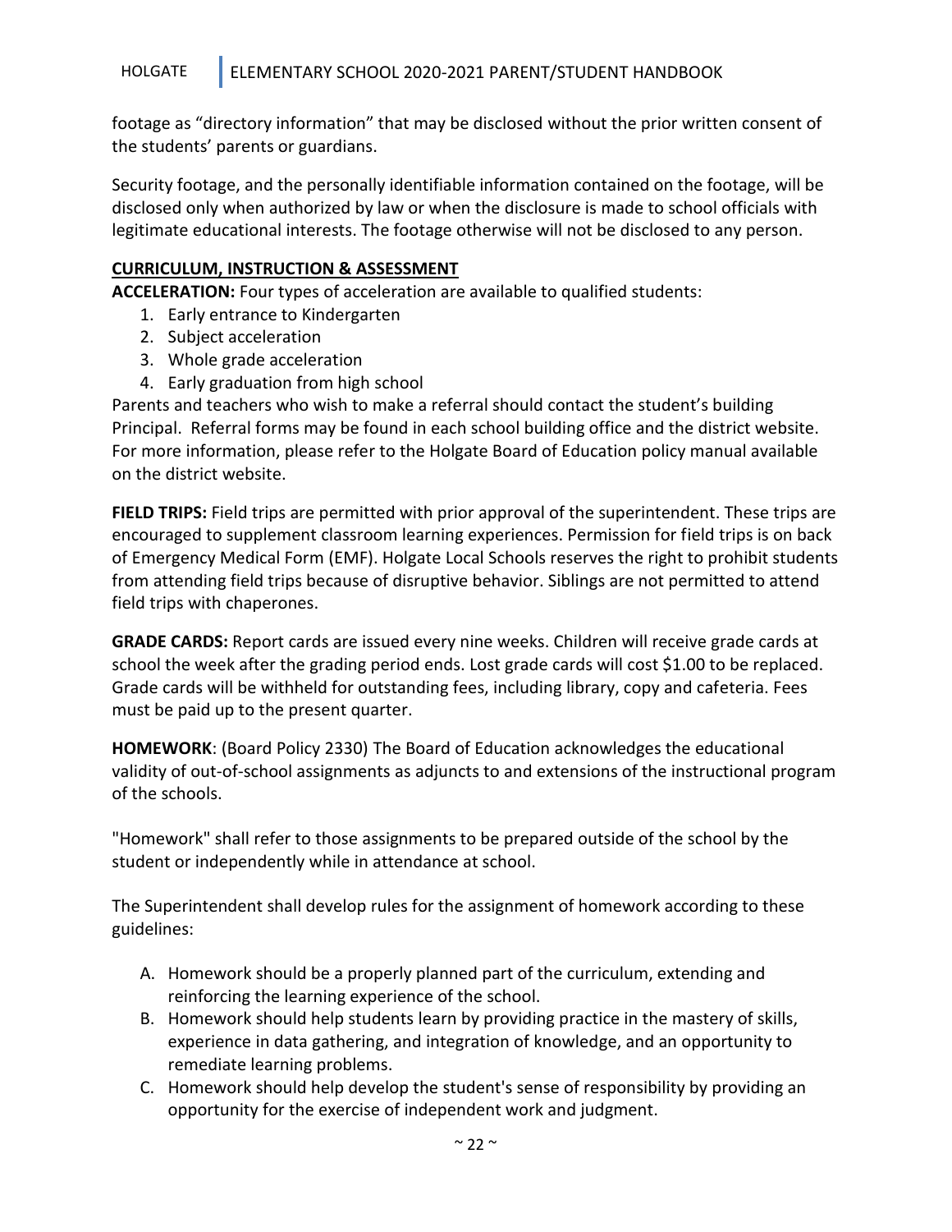footage as "directory information" that may be disclosed without the prior written consent of the students' parents or guardians.

Security footage, and the personally identifiable information contained on the footage, will be disclosed only when authorized by law or when the disclosure is made to school officials with legitimate educational interests. The footage otherwise will not be disclosed to any person.

## CURRICULUM, INSTRUCTION & ASSESSMENT

**ACCELERATION:** Four types of acceleration are available to qualified students:

1. Early entrance to Kindergarten
2. Subject acceleration
3. Whole grade acceleration
4. Early graduation from high school

Parents and teachers who wish to make a referral should contact the student's building Principal. Referral forms may be found in each school building office and the district website. For more information, please refer to the Holgate Board of Education policy manual available on the district website.

**FIELD TRIPS:** Field trips are permitted with prior approval of the superintendent. These trips are encouraged to supplement classroom learning experiences. Permission for field trips is on back of Emergency Medical Form (EMF). Holgate Local Schools reserves the right to prohibit students from attending field trips because of disruptive behavior. Siblings are not permitted to attend field trips with chaperones.

**GRADE CARDS:** Report cards are issued every nine weeks. Children will receive grade cards at school the week after the grading period ends. Lost grade cards will cost $1.00 to be replaced. Grade cards will be withheld for outstanding fees, including library, copy and cafeteria. Fees must be paid up to the present quarter.

**HOMEWORK**: (Board Policy 2330) The Board of Education acknowledges the educational validity of out-of-school assignments as adjuncts to and extensions of the instructional program of the schools.

"Homework" shall refer to those assignments to be prepared outside of the school by the student or independently while in attendance at school.

The Superintendent shall develop rules for the assignment of homework according to these guidelines:

A. Homework should be a properly planned part of the curriculum, extending and reinforcing the learning experience of the school.
B. Homework should help students learn by providing practice in the mastery of skills, experience in data gathering, and integration of knowledge, and an opportunity to remediate learning problems.
C. Homework should help develop the student's sense of responsibility by providing an opportunity for the exercise of independent work and judgment.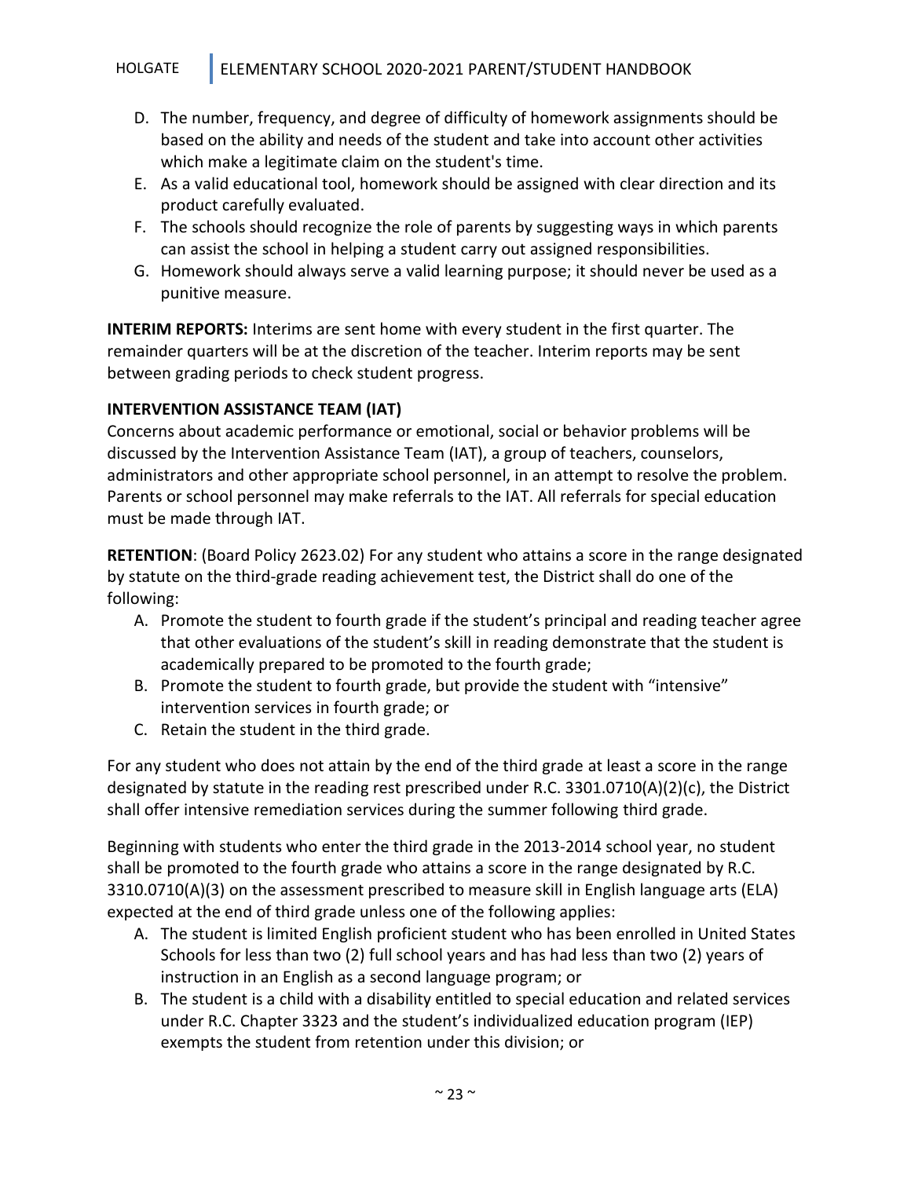D. The number, frequency, and degree of difficulty of homework assignments should be based on the ability and needs of the student and take into account other activities which make a legitimate claim on the student's time.
E. As a valid educational tool, homework should be assigned with clear direction and its product carefully evaluated.
F. The schools should recognize the role of parents by suggesting ways in which parents can assist the school in helping a student carry out assigned responsibilities.
G. Homework should always serve a valid learning purpose; it should never be used as a punitive measure.

**INTERIM REPORTS:** Interims are sent home with every student in the first quarter. The remainder quarters will be at the discretion of the teacher. Interim reports may be sent between grading periods to check student progress.

**INTERVENTION ASSISTANCE TEAM (IAT)**
Concerns about academic performance or emotional, social or behavior problems will be discussed by the Intervention Assistance Team (IAT), a group of teachers, counselors, administrators and other appropriate school personnel, in an attempt to resolve the problem. Parents or school personnel may make referrals to the IAT. All referrals for special education must be made through IAT.

**RETENTION**: (Board Policy 2623.02) For any student who attains a score in the range designated by statute on the third-grade reading achievement test, the District shall do one of the following:

A. Promote the student to fourth grade if the student's principal and reading teacher agree that other evaluations of the student's skill in reading demonstrate that the student is academically prepared to be promoted to the fourth grade;
B. Promote the student to fourth grade, but provide the student with "intensive" intervention services in fourth grade; or
C. Retain the student in the third grade.

For any student who does not attain by the end of the third grade at least a score in the range designated by statute in the reading rest prescribed under R.C. 3301.0710(A)(2)(c), the District shall offer intensive remediation services during the summer following third grade.

Beginning with students who enter the third grade in the 2013-2014 school year, no student shall be promoted to the fourth grade who attains a score in the range designated by R.C. 3310.0710(A)(3) on the assessment prescribed to measure skill in English language arts (ELA) expected at the end of third grade unless one of the following applies:

A. The student is limited English proficient student who has been enrolled in United States Schools for less than two (2) full school years and has had less than two (2) years of instruction in an English as a second language program; or
B. The student is a child with a disability entitled to special education and related services under R.C. Chapter 3323 and the student's individualized education program (IEP) exempts the student from retention under this division; or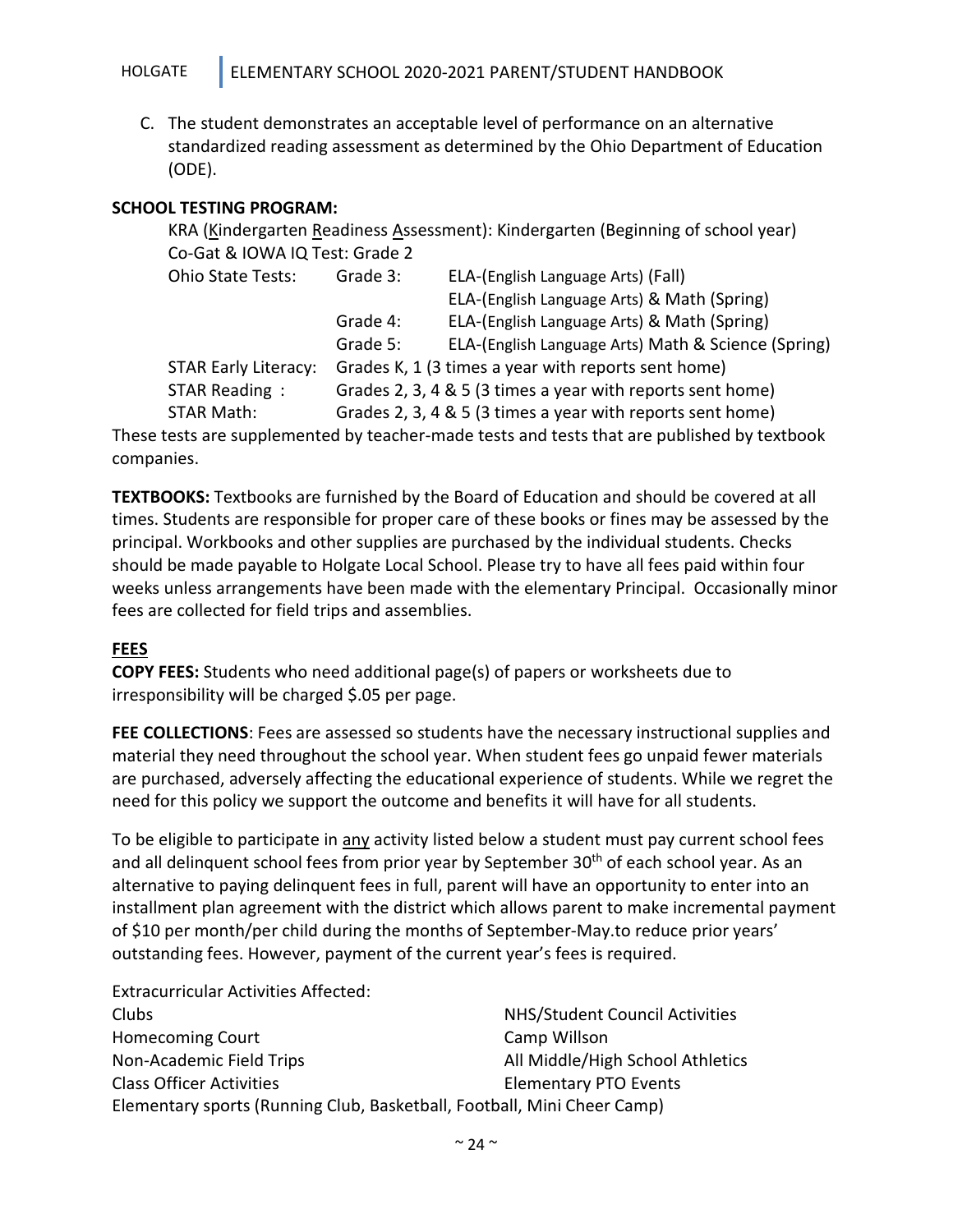C. The student demonstrates an acceptable level of performance on an alternative standardized reading assessment as determined by the Ohio Department of Education (ODE).

**SCHOOL TESTING PROGRAM:**

KRA (Kindergarten Readiness Assessment): Kindergarten (Beginning of school year)

Co-Gat & IOWA IQ Test: Grade 2

| | | |
|---|---|---|
| Ohio State Tests: | Grade 3: | ELA-(English Language Arts) (Fall) |
| | | ELA-(English Language Arts) & Math (Spring) |
| | Grade 4: | ELA-(English Language Arts) & Math (Spring) |
| | Grade 5: | ELA-(English Language Arts) Math & Science (Spring) |
| STAR Early Literacy: | Grades K, 1 (3 times a year with reports sent home) | |
| STAR Reading : | Grades 2, 3, 4 & 5 (3 times a year with reports sent home) | |
| STAR Math: | Grades 2, 3, 4 & 5 (3 times a year with reports sent home) | |

These tests are supplemented by teacher-made tests and tests that are published by textbook companies.

**TEXTBOOKS:** Textbooks are furnished by the Board of Education and should be covered at all times. Students are responsible for proper care of these books or fines may be assessed by the principal. Workbooks and other supplies are purchased by the individual students. Checks should be made payable to Holgate Local School. Please try to have all fees paid within four weeks unless arrangements have been made with the elementary Principal. Occasionally minor fees are collected for field trips and assemblies.

**FEES**

**COPY FEES:** Students who need additional page(s) of papers or worksheets due to irresponsibility will be charged $.05 per page.

**FEE COLLECTIONS**: Fees are assessed so students have the necessary instructional supplies and material they need throughout the school year. When student fees go unpaid fewer materials are purchased, adversely affecting the educational experience of students. While we regret the need for this policy we support the outcome and benefits it will have for all students.

To be eligible to participate in any activity listed below a student must pay current school fees and all delinquent school fees from prior year by September 30th of each school year. As an alternative to paying delinquent fees in full, parent will have an opportunity to enter into an installment plan agreement with the district which allows parent to make incremental payment of $10 per month/per child during the months of September-May.to reduce prior years' outstanding fees. However, payment of the current year's fees is required.

Extracurricular Activities Affected:

| | |
|---|---|
| Clubs | NHS/Student Council Activities |
| Homecoming Court | Camp Willson |
| Non-Academic Field Trips | All Middle/High School Athletics |
| Class Officer Activities | Elementary PTO Events |

Elementary sports (Running Club, Basketball, Football, Mini Cheer Camp)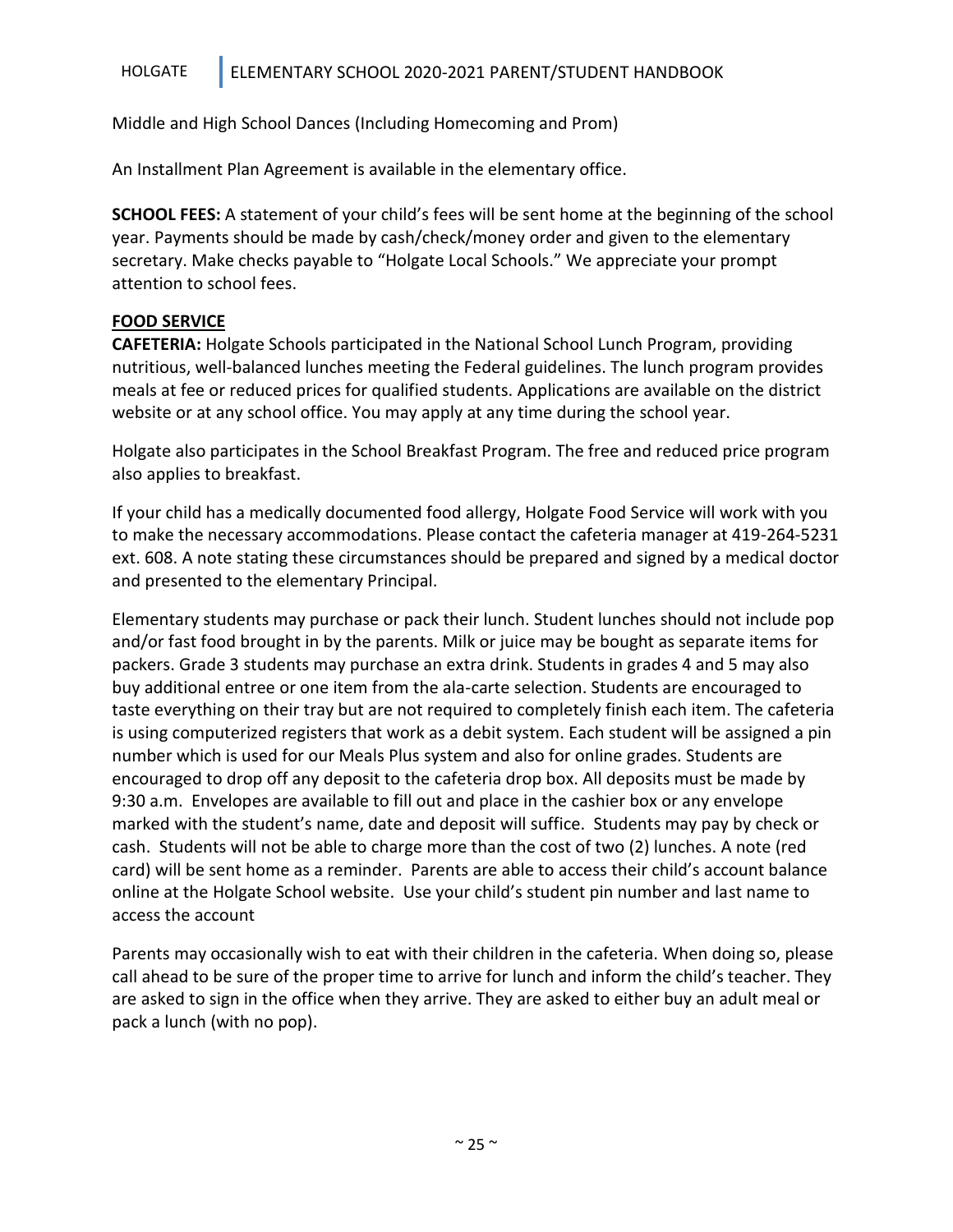Middle and High School Dances (Including Homecoming and Prom)

An Installment Plan Agreement is available in the elementary office.

**SCHOOL FEES:** A statement of your child's fees will be sent home at the beginning of the school year. Payments should be made by cash/check/money order and given to the elementary secretary. Make checks payable to "Holgate Local Schools." We appreciate your prompt attention to school fees.

**FOOD SERVICE**

**CAFETERIA:** Holgate Schools participated in the National School Lunch Program, providing nutritious, well-balanced lunches meeting the Federal guidelines. The lunch program provides meals at fee or reduced prices for qualified students. Applications are available on the district website or at any school office. You may apply at any time during the school year.

Holgate also participates in the School Breakfast Program. The free and reduced price program also applies to breakfast.

If your child has a medically documented food allergy, Holgate Food Service will work with you to make the necessary accommodations. Please contact the cafeteria manager at 419-264-5231 ext. 608. A note stating these circumstances should be prepared and signed by a medical doctor and presented to the elementary Principal.

Elementary students may purchase or pack their lunch. Student lunches should not include pop and/or fast food brought in by the parents. Milk or juice may be bought as separate items for packers. Grade 3 students may purchase an extra drink. Students in grades 4 and 5 may also buy additional entree or one item from the ala-carte selection. Students are encouraged to taste everything on their tray but are not required to completely finish each item. The cafeteria is using computerized registers that work as a debit system. Each student will be assigned a pin number which is used for our Meals Plus system and also for online grades. Students are encouraged to drop off any deposit to the cafeteria drop box. All deposits must be made by 9:30 a.m. Envelopes are available to fill out and place in the cashier box or any envelope marked with the student's name, date and deposit will suffice. Students may pay by check or cash. Students will not be able to charge more than the cost of two (2) lunches. A note (red card) will be sent home as a reminder. Parents are able to access their child's account balance online at the Holgate School website. Use your child's student pin number and last name to access the account

Parents may occasionally wish to eat with their children in the cafeteria. When doing so, please call ahead to be sure of the proper time to arrive for lunch and inform the child's teacher. They are asked to sign in the office when they arrive. They are asked to either buy an adult meal or pack a lunch (with no pop).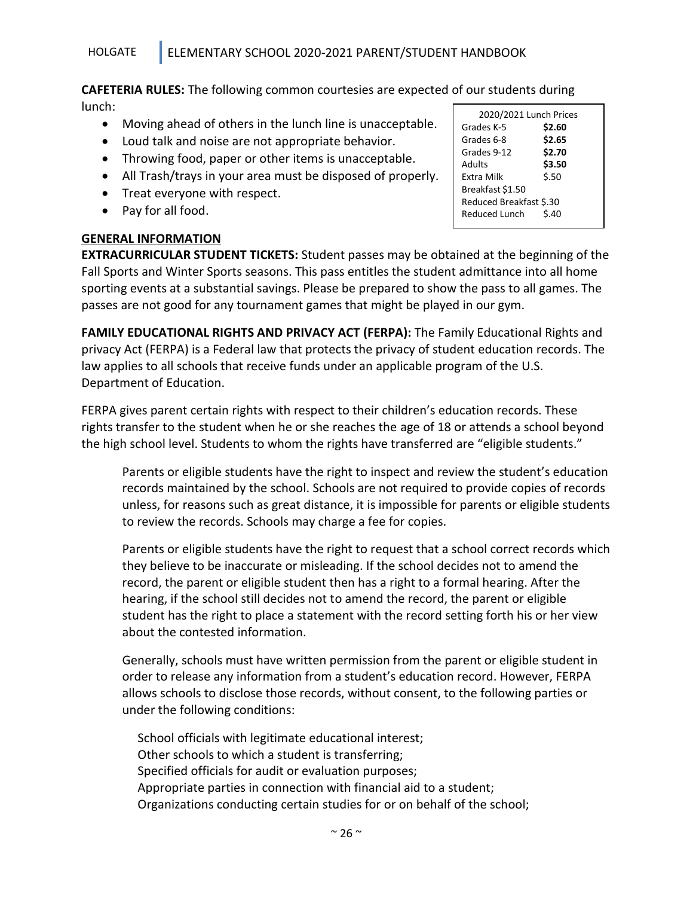**CAFETERIA RULES:** The following common courtesies are expected of our students during lunch:

- Moving ahead of others in the lunch line is unacceptable.
- Loud talk and noise are not appropriate behavior.
- Throwing food, paper or other items is unacceptable.
- All Trash/trays in your area must be disposed of properly.
- Treat everyone with respect.
- Pay for all food.

| 2020/2021 Lunch Prices | |
|---|---|
| Grades K-5 | **$2.60** |
| Grades 6-8 | **$2.65** |
| Grades 9-12 | **$2.70** |
| Adults | **$3.50** |
| Extra Milk | $.50 |
| Breakfast $1.50 | |
| Reduced Breakfast $.30 | |
| Reduced Lunch | $.40 |

## GENERAL INFORMATION

**EXTRACURRICULAR STUDENT TICKETS:** Student passes may be obtained at the beginning of the Fall Sports and Winter Sports seasons. This pass entitles the student admittance into all home sporting events at a substantial savings. Please be prepared to show the pass to all games. The passes are not good for any tournament games that might be played in our gym.

**FAMILY EDUCATIONAL RIGHTS AND PRIVACY ACT (FERPA):** The Family Educational Rights and privacy Act (FERPA) is a Federal law that protects the privacy of student education records. The law applies to all schools that receive funds under an applicable program of the U.S. Department of Education.

FERPA gives parent certain rights with respect to their children's education records. These rights transfer to the student when he or she reaches the age of 18 or attends a school beyond the high school level. Students to whom the rights have transferred are "eligible students."

> Parents or eligible students have the right to inspect and review the student's education records maintained by the school. Schools are not required to provide copies of records unless, for reasons such as great distance, it is impossible for parents or eligible students to review the records. Schools may charge a fee for copies.
>
> Parents or eligible students have the right to request that a school correct records which they believe to be inaccurate or misleading. If the school decides not to amend the record, the parent or eligible student then has a right to a formal hearing. After the hearing, if the school still decides not to amend the record, the parent or eligible student has the right to place a statement with the record setting forth his or her view about the contested information.
>
> Generally, schools must have written permission from the parent or eligible student in order to release any information from a student's education record. However, FERPA allows schools to disclose those records, without consent, to the following parties or under the following conditions:
>
> School officials with legitimate educational interest;
> Other schools to which a student is transferring;
> Specified officials for audit or evaluation purposes;
> Appropriate parties in connection with financial aid to a student;
> Organizations conducting certain studies for or on behalf of the school;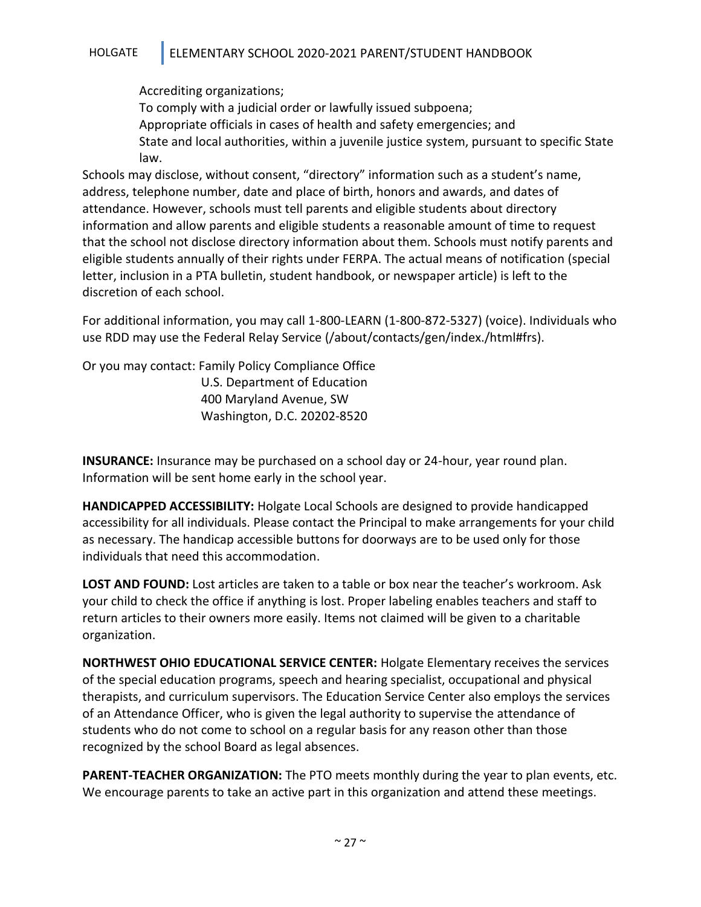Accrediting organizations;
To comply with a judicial order or lawfully issued subpoena;
Appropriate officials in cases of health and safety emergencies; and
State and local authorities, within a juvenile justice system, pursuant to specific State law.

Schools may disclose, without consent, "directory" information such as a student's name, address, telephone number, date and place of birth, honors and awards, and dates of attendance. However, schools must tell parents and eligible students about directory information and allow parents and eligible students a reasonable amount of time to request that the school not disclose directory information about them. Schools must notify parents and eligible students annually of their rights under FERPA. The actual means of notification (special letter, inclusion in a PTA bulletin, student handbook, or newspaper article) is left to the discretion of each school.

For additional information, you may call 1-800-LEARN (1-800-872-5327) (voice). Individuals who use RDD may use the Federal Relay Service (/about/contacts/gen/index./html#frs).

Or you may contact: Family Policy Compliance Office
U.S. Department of Education
400 Maryland Avenue, SW
Washington, D.C. 20202-8520

**INSURANCE:** Insurance may be purchased on a school day or 24-hour, year round plan. Information will be sent home early in the school year.

**HANDICAPPED ACCESSIBILITY:** Holgate Local Schools are designed to provide handicapped accessibility for all individuals. Please contact the Principal to make arrangements for your child as necessary. The handicap accessible buttons for doorways are to be used only for those individuals that need this accommodation.

**LOST AND FOUND:** Lost articles are taken to a table or box near the teacher's workroom. Ask your child to check the office if anything is lost. Proper labeling enables teachers and staff to return articles to their owners more easily. Items not claimed will be given to a charitable organization.

**NORTHWEST OHIO EDUCATIONAL SERVICE CENTER:** Holgate Elementary receives the services of the special education programs, speech and hearing specialist, occupational and physical therapists, and curriculum supervisors. The Education Service Center also employs the services of an Attendance Officer, who is given the legal authority to supervise the attendance of students who do not come to school on a regular basis for any reason other than those recognized by the school Board as legal absences.

**PARENT-TEACHER ORGANIZATION:** The PTO meets monthly during the year to plan events, etc. We encourage parents to take an active part in this organization and attend these meetings.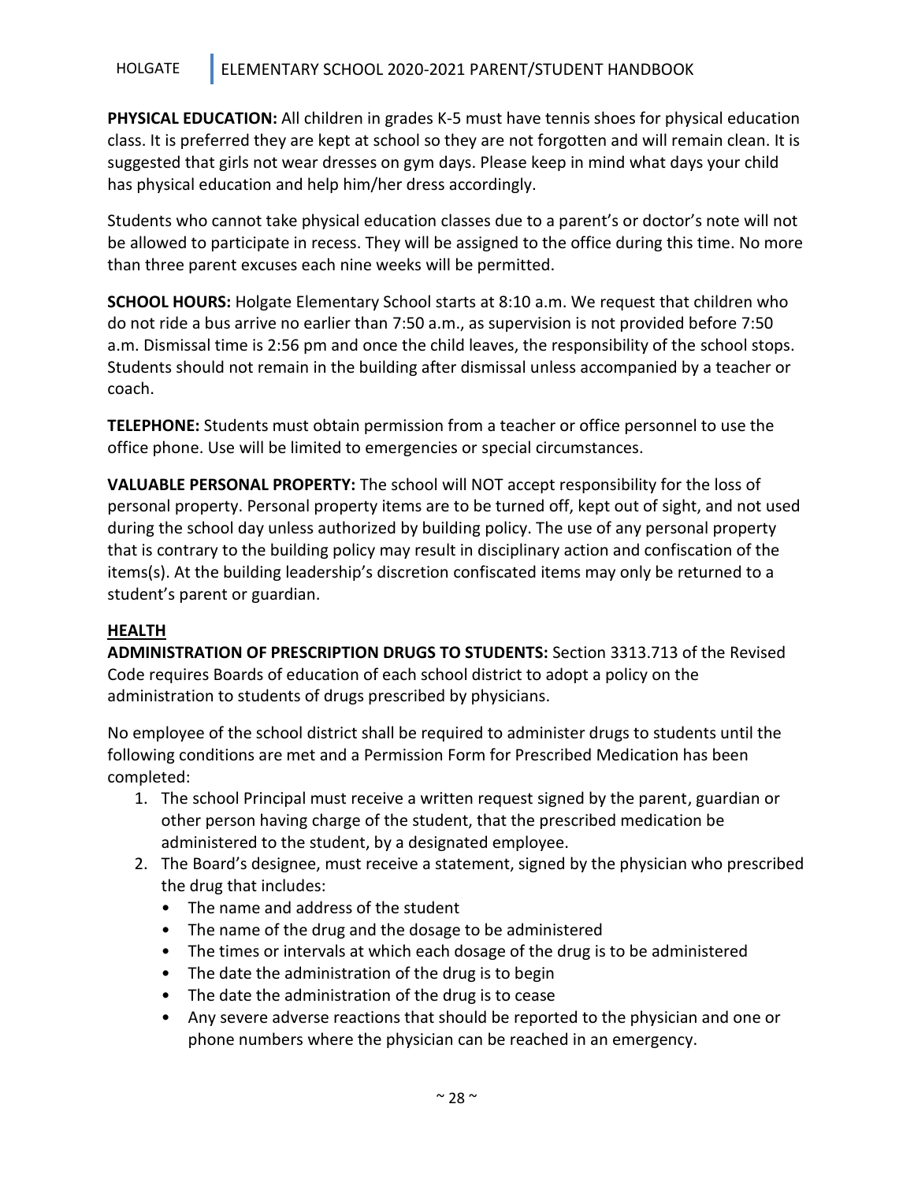**PHYSICAL EDUCATION:** All children in grades K-5 must have tennis shoes for physical education class. It is preferred they are kept at school so they are not forgotten and will remain clean. It is suggested that girls not wear dresses on gym days. Please keep in mind what days your child has physical education and help him/her dress accordingly.

Students who cannot take physical education classes due to a parent's or doctor's note will not be allowed to participate in recess. They will be assigned to the office during this time. No more than three parent excuses each nine weeks will be permitted.

**SCHOOL HOURS:** Holgate Elementary School starts at 8:10 a.m. We request that children who do not ride a bus arrive no earlier than 7:50 a.m., as supervision is not provided before 7:50 a.m. Dismissal time is 2:56 pm and once the child leaves, the responsibility of the school stops. Students should not remain in the building after dismissal unless accompanied by a teacher or coach.

**TELEPHONE:** Students must obtain permission from a teacher or office personnel to use the office phone. Use will be limited to emergencies or special circumstances.

**VALUABLE PERSONAL PROPERTY:** The school will NOT accept responsibility for the loss of personal property. Personal property items are to be turned off, kept out of sight, and not used during the school day unless authorized by building policy. The use of any personal property that is contrary to the building policy may result in disciplinary action and confiscation of the items(s). At the building leadership's discretion confiscated items may only be returned to a student's parent or guardian.

## HEALTH

**ADMINISTRATION OF PRESCRIPTION DRUGS TO STUDENTS:** Section 3313.713 of the Revised Code requires Boards of education of each school district to adopt a policy on the administration to students of drugs prescribed by physicians.

No employee of the school district shall be required to administer drugs to students until the following conditions are met and a Permission Form for Prescribed Medication has been completed:

1. The school Principal must receive a written request signed by the parent, guardian or other person having charge of the student, that the prescribed medication be administered to the student, by a designated employee.
2. The Board's designee, must receive a statement, signed by the physician who prescribed the drug that includes:
   - The name and address of the student
   - The name of the drug and the dosage to be administered
   - The times or intervals at which each dosage of the drug is to be administered
   - The date the administration of the drug is to begin
   - The date the administration of the drug is to cease
   - Any severe adverse reactions that should be reported to the physician and one or phone numbers where the physician can be reached in an emergency.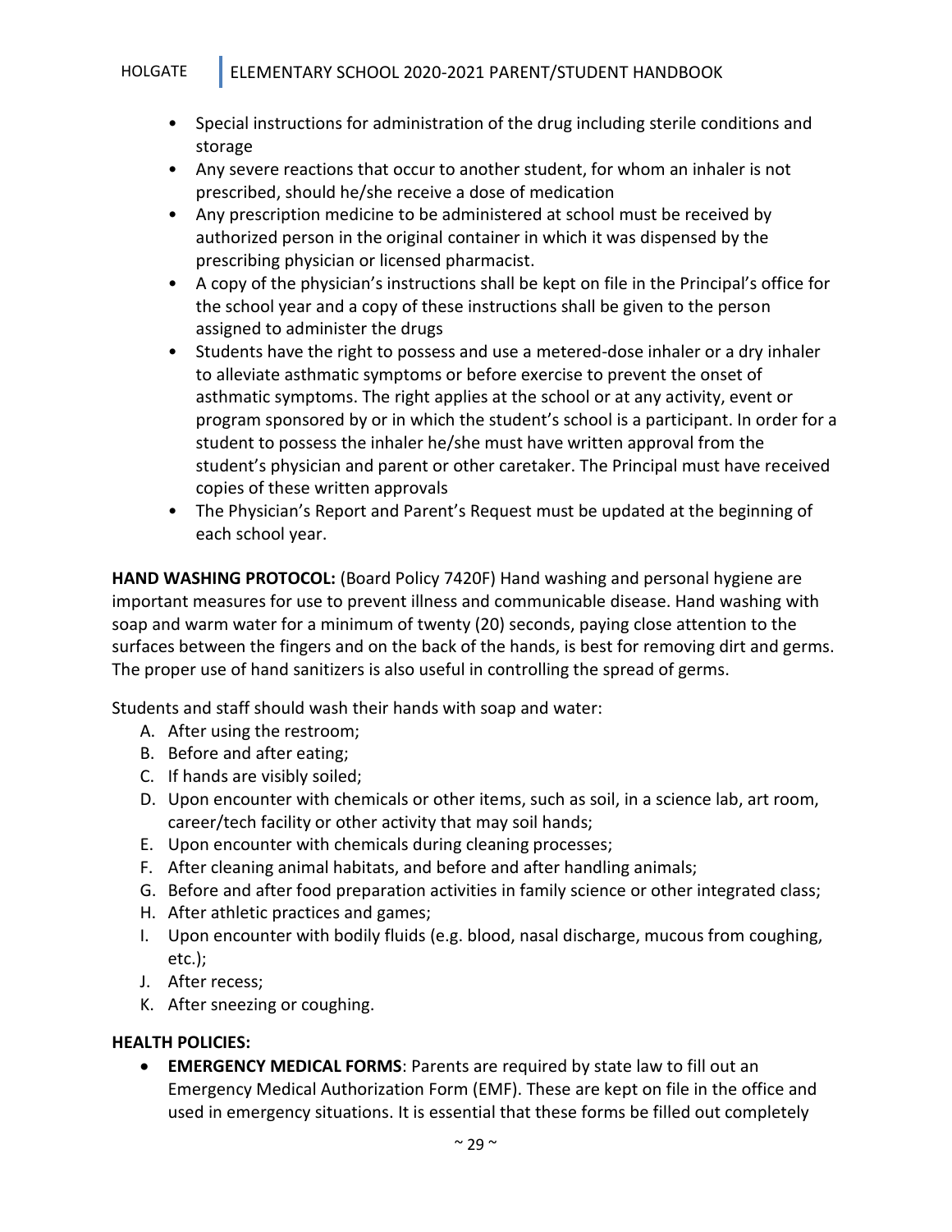- Special instructions for administration of the drug including sterile conditions and storage
- Any severe reactions that occur to another student, for whom an inhaler is not prescribed, should he/she receive a dose of medication
- Any prescription medicine to be administered at school must be received by authorized person in the original container in which it was dispensed by the prescribing physician or licensed pharmacist.
- A copy of the physician's instructions shall be kept on file in the Principal's office for the school year and a copy of these instructions shall be given to the person assigned to administer the drugs
- Students have the right to possess and use a metered-dose inhaler or a dry inhaler to alleviate asthmatic symptoms or before exercise to prevent the onset of asthmatic symptoms. The right applies at the school or at any activity, event or program sponsored by or in which the student's school is a participant. In order for a student to possess the inhaler he/she must have written approval from the student's physician and parent or other caretaker. The Principal must have received copies of these written approvals
- The Physician's Report and Parent's Request must be updated at the beginning of each school year.

**HAND WASHING PROTOCOL:** (Board Policy 7420F) Hand washing and personal hygiene are important measures for use to prevent illness and communicable disease. Hand washing with soap and warm water for a minimum of twenty (20) seconds, paying close attention to the surfaces between the fingers and on the back of the hands, is best for removing dirt and germs. The proper use of hand sanitizers is also useful in controlling the spread of germs.

Students and staff should wash their hands with soap and water:

A. After using the restroom;
B. Before and after eating;
C. If hands are visibly soiled;
D. Upon encounter with chemicals or other items, such as soil, in a science lab, art room, career/tech facility or other activity that may soil hands;
E. Upon encounter with chemicals during cleaning processes;
F. After cleaning animal habitats, and before and after handling animals;
G. Before and after food preparation activities in family science or other integrated class;
H. After athletic practices and games;
I. Upon encounter with bodily fluids (e.g. blood, nasal discharge, mucous from coughing, etc.);
J. After recess;
K. After sneezing or coughing.

**HEALTH POLICIES:**

- **EMERGENCY MEDICAL FORMS**: Parents are required by state law to fill out an Emergency Medical Authorization Form (EMF). These are kept on file in the office and used in emergency situations. It is essential that these forms be filled out completely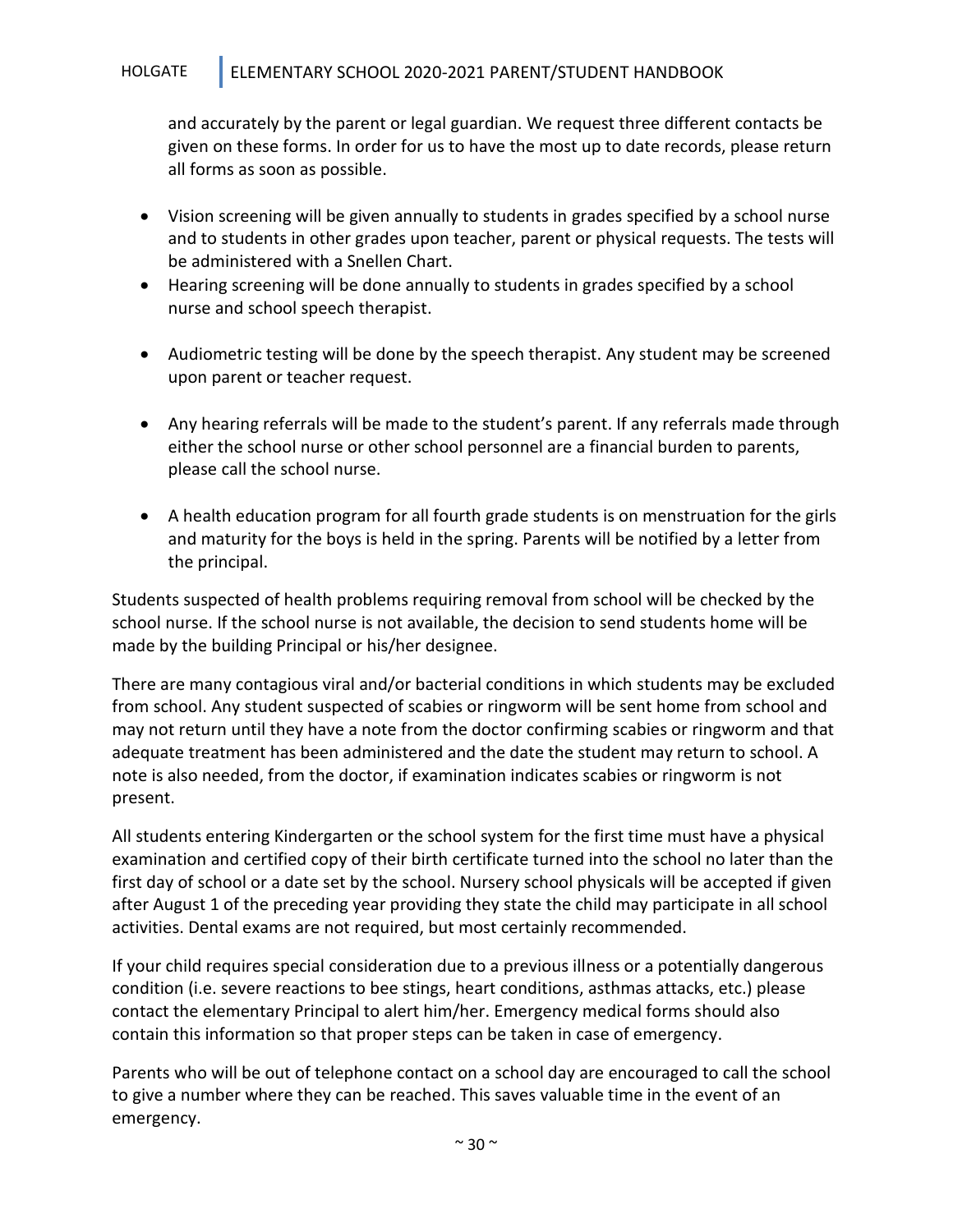and accurately by the parent or legal guardian. We request three different contacts be given on these forms. In order for us to have the most up to date records, please return all forms as soon as possible.

- Vision screening will be given annually to students in grades specified by a school nurse and to students in other grades upon teacher, parent or physical requests. The tests will be administered with a Snellen Chart.
- Hearing screening will be done annually to students in grades specified by a school nurse and school speech therapist.
- Audiometric testing will be done by the speech therapist. Any student may be screened upon parent or teacher request.
- Any hearing referrals will be made to the student's parent. If any referrals made through either the school nurse or other school personnel are a financial burden to parents, please call the school nurse.
- A health education program for all fourth grade students is on menstruation for the girls and maturity for the boys is held in the spring. Parents will be notified by a letter from the principal.

Students suspected of health problems requiring removal from school will be checked by the school nurse. If the school nurse is not available, the decision to send students home will be made by the building Principal or his/her designee.

There are many contagious viral and/or bacterial conditions in which students may be excluded from school. Any student suspected of scabies or ringworm will be sent home from school and may not return until they have a note from the doctor confirming scabies or ringworm and that adequate treatment has been administered and the date the student may return to school. A note is also needed, from the doctor, if examination indicates scabies or ringworm is not present.

All students entering Kindergarten or the school system for the first time must have a physical examination and certified copy of their birth certificate turned into the school no later than the first day of school or a date set by the school. Nursery school physicals will be accepted if given after August 1 of the preceding year providing they state the child may participate in all school activities. Dental exams are not required, but most certainly recommended.

If your child requires special consideration due to a previous illness or a potentially dangerous condition (i.e. severe reactions to bee stings, heart conditions, asthmas attacks, etc.) please contact the elementary Principal to alert him/her. Emergency medical forms should also contain this information so that proper steps can be taken in case of emergency.

Parents who will be out of telephone contact on a school day are encouraged to call the school to give a number where they can be reached. This saves valuable time in the event of an emergency.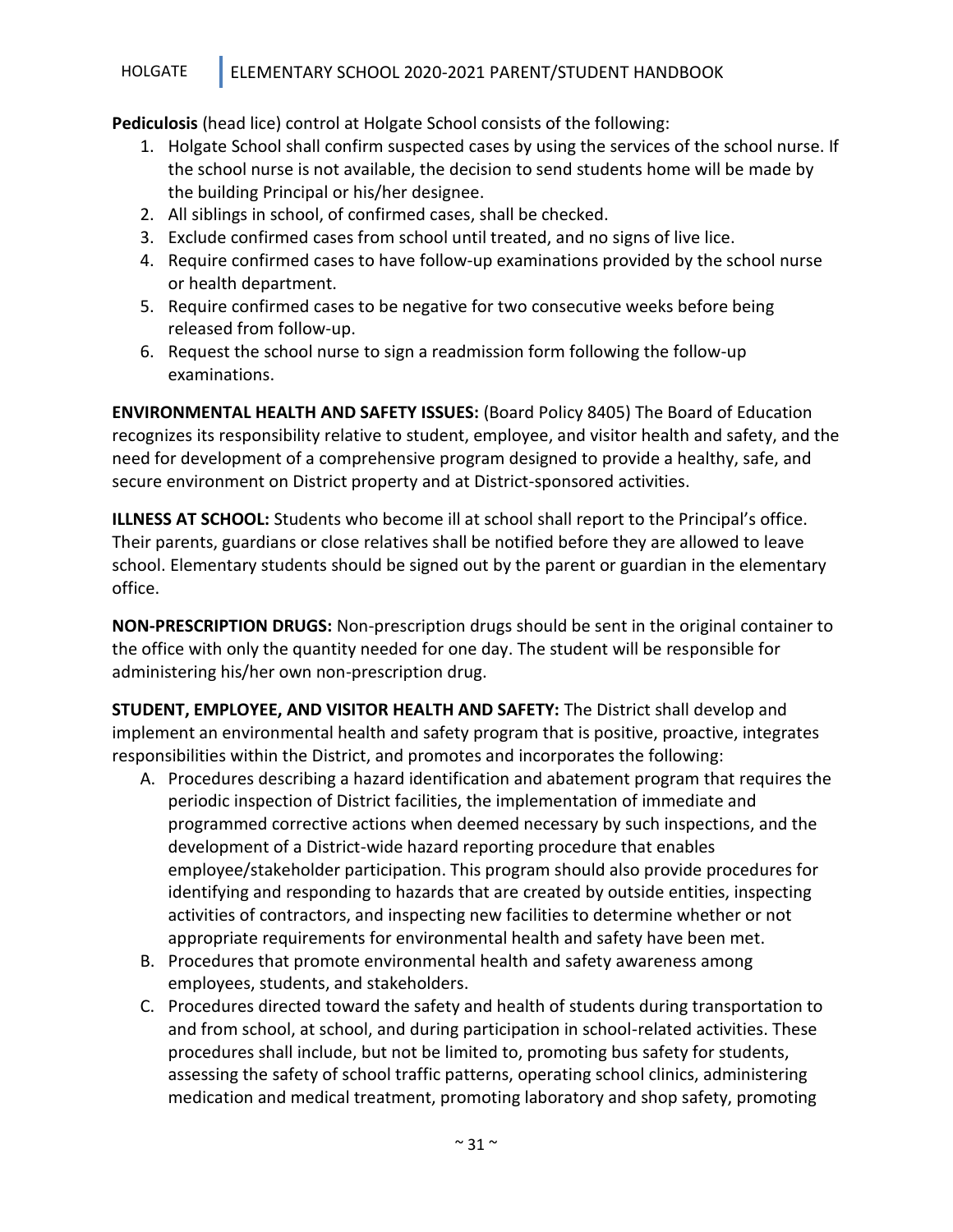**Pediculosis** (head lice) control at Holgate School consists of the following:

1. Holgate School shall confirm suspected cases by using the services of the school nurse. If the school nurse is not available, the decision to send students home will be made by the building Principal or his/her designee.
2. All siblings in school, of confirmed cases, shall be checked.
3. Exclude confirmed cases from school until treated, and no signs of live lice.
4. Require confirmed cases to have follow-up examinations provided by the school nurse or health department.
5. Require confirmed cases to be negative for two consecutive weeks before being released from follow-up.
6. Request the school nurse to sign a readmission form following the follow-up examinations.

**ENVIRONMENTAL HEALTH AND SAFETY ISSUES:** (Board Policy 8405) The Board of Education recognizes its responsibility relative to student, employee, and visitor health and safety, and the need for development of a comprehensive program designed to provide a healthy, safe, and secure environment on District property and at District-sponsored activities.

**ILLNESS AT SCHOOL:** Students who become ill at school shall report to the Principal's office. Their parents, guardians or close relatives shall be notified before they are allowed to leave school. Elementary students should be signed out by the parent or guardian in the elementary office.

**NON-PRESCRIPTION DRUGS:** Non-prescription drugs should be sent in the original container to the office with only the quantity needed for one day. The student will be responsible for administering his/her own non-prescription drug.

**STUDENT, EMPLOYEE, AND VISITOR HEALTH AND SAFETY:** The District shall develop and implement an environmental health and safety program that is positive, proactive, integrates responsibilities within the District, and promotes and incorporates the following:

A. Procedures describing a hazard identification and abatement program that requires the periodic inspection of District facilities, the implementation of immediate and programmed corrective actions when deemed necessary by such inspections, and the development of a District-wide hazard reporting procedure that enables employee/stakeholder participation. This program should also provide procedures for identifying and responding to hazards that are created by outside entities, inspecting activities of contractors, and inspecting new facilities to determine whether or not appropriate requirements for environmental health and safety have been met.
B. Procedures that promote environmental health and safety awareness among employees, students, and stakeholders.
C. Procedures directed toward the safety and health of students during transportation to and from school, at school, and during participation in school-related activities. These procedures shall include, but not be limited to, promoting bus safety for students, assessing the safety of school traffic patterns, operating school clinics, administering medication and medical treatment, promoting laboratory and shop safety, promoting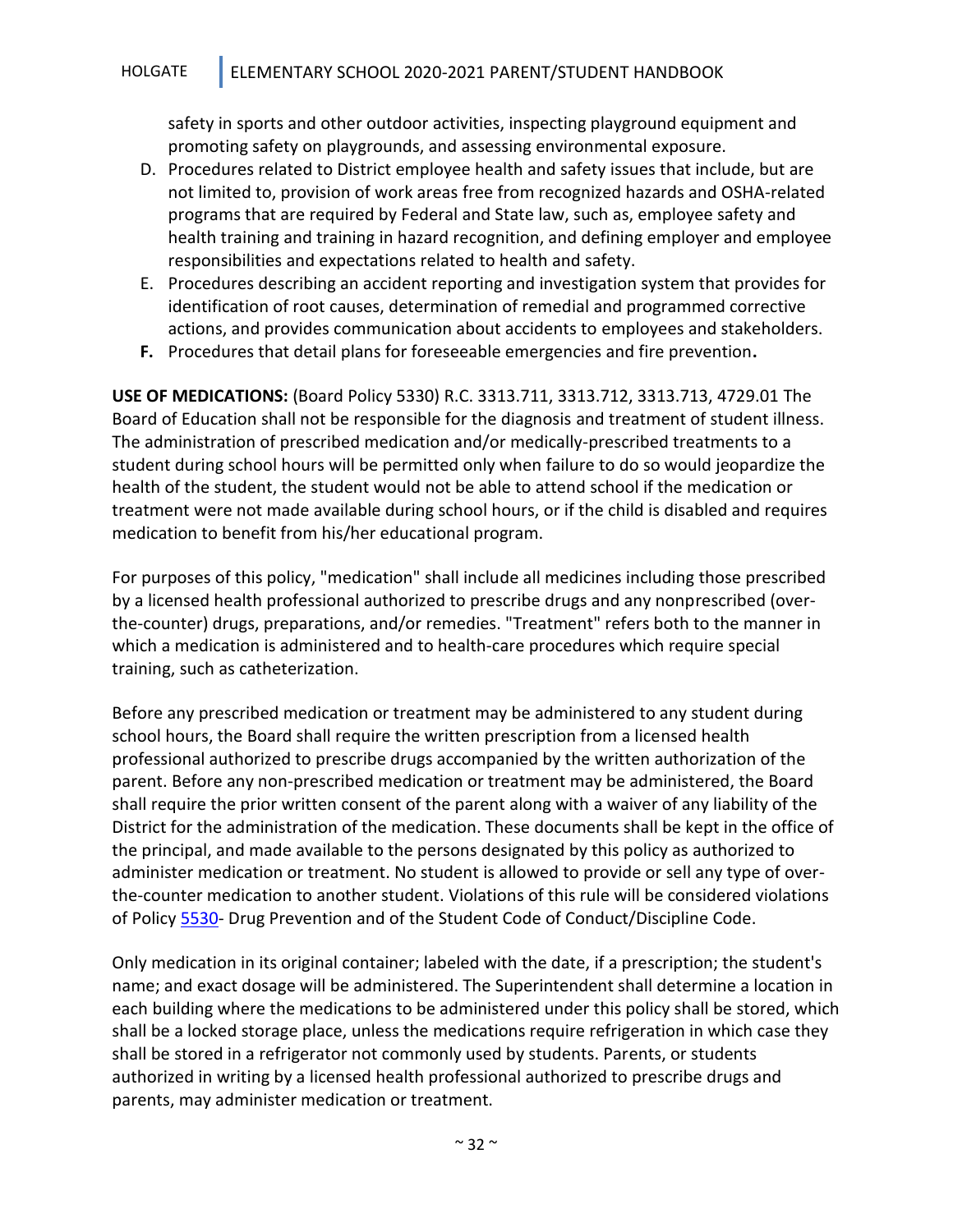safety in sports and other outdoor activities, inspecting playground equipment and promoting safety on playgrounds, and assessing environmental exposure.

D. Procedures related to District employee health and safety issues that include, but are not limited to, provision of work areas free from recognized hazards and OSHA-related programs that are required by Federal and State law, such as, employee safety and health training and training in hazard recognition, and defining employer and employee responsibilities and expectations related to health and safety.
E. Procedures describing an accident reporting and investigation system that provides for identification of root causes, determination of remedial and programmed corrective actions, and provides communication about accidents to employees and stakeholders.
**F.** Procedures that detail plans for foreseeable emergencies and fire prevention**.**

**USE OF MEDICATIONS:** (Board Policy 5330) R.C. 3313.711, 3313.712, 3313.713, 4729.01 The Board of Education shall not be responsible for the diagnosis and treatment of student illness. The administration of prescribed medication and/or medically-prescribed treatments to a student during school hours will be permitted only when failure to do so would jeopardize the health of the student, the student would not be able to attend school if the medication or treatment were not made available during school hours, or if the child is disabled and requires medication to benefit from his/her educational program.

For purposes of this policy, "medication" shall include all medicines including those prescribed by a licensed health professional authorized to prescribe drugs and any nonprescribed (over-the-counter) drugs, preparations, and/or remedies. "Treatment" refers both to the manner in which a medication is administered and to health-care procedures which require special training, such as catheterization.

Before any prescribed medication or treatment may be administered to any student during school hours, the Board shall require the written prescription from a licensed health professional authorized to prescribe drugs accompanied by the written authorization of the parent. Before any non-prescribed medication or treatment may be administered, the Board shall require the prior written consent of the parent along with a waiver of any liability of the District for the administration of the medication. These documents shall be kept in the office of the principal, and made available to the persons designated by this policy as authorized to administer medication or treatment. No student is allowed to provide or sell any type of over-the-counter medication to another student. Violations of this rule will be considered violations of Policy 5530- Drug Prevention and of the Student Code of Conduct/Discipline Code.

Only medication in its original container; labeled with the date, if a prescription; the student's name; and exact dosage will be administered. The Superintendent shall determine a location in each building where the medications to be administered under this policy shall be stored, which shall be a locked storage place, unless the medications require refrigeration in which case they shall be stored in a refrigerator not commonly used by students. Parents, or students authorized in writing by a licensed health professional authorized to prescribe drugs and parents, may administer medication or treatment.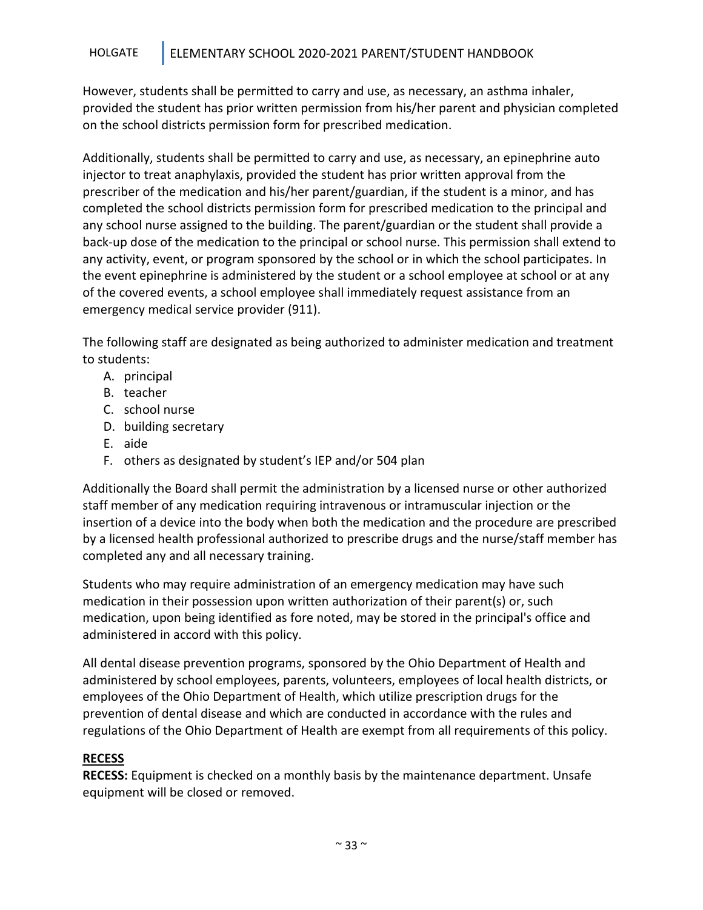However, students shall be permitted to carry and use, as necessary, an asthma inhaler, provided the student has prior written permission from his/her parent and physician completed on the school districts permission form for prescribed medication.

Additionally, students shall be permitted to carry and use, as necessary, an epinephrine auto injector to treat anaphylaxis, provided the student has prior written approval from the prescriber of the medication and his/her parent/guardian, if the student is a minor, and has completed the school districts permission form for prescribed medication to the principal and any school nurse assigned to the building. The parent/guardian or the student shall provide a back-up dose of the medication to the principal or school nurse. This permission shall extend to any activity, event, or program sponsored by the school or in which the school participates. In the event epinephrine is administered by the student or a school employee at school or at any of the covered events, a school employee shall immediately request assistance from an emergency medical service provider (911).

The following staff are designated as being authorized to administer medication and treatment to students:

A. principal
B. teacher
C. school nurse
D. building secretary
E. aide
F. others as designated by student's IEP and/or 504 plan

Additionally the Board shall permit the administration by a licensed nurse or other authorized staff member of any medication requiring intravenous or intramuscular injection or the insertion of a device into the body when both the medication and the procedure are prescribed by a licensed health professional authorized to prescribe drugs and the nurse/staff member has completed any and all necessary training.

Students who may require administration of an emergency medication may have such medication in their possession upon written authorization of their parent(s) or, such medication, upon being identified as fore noted, may be stored in the principal's office and administered in accord with this policy.

All dental disease prevention programs, sponsored by the Ohio Department of Health and administered by school employees, parents, volunteers, employees of local health districts, or employees of the Ohio Department of Health, which utilize prescription drugs for the prevention of dental disease and which are conducted in accordance with the rules and regulations of the Ohio Department of Health are exempt from all requirements of this policy.

## RECESS

**RECESS:** Equipment is checked on a monthly basis by the maintenance department. Unsafe equipment will be closed or removed.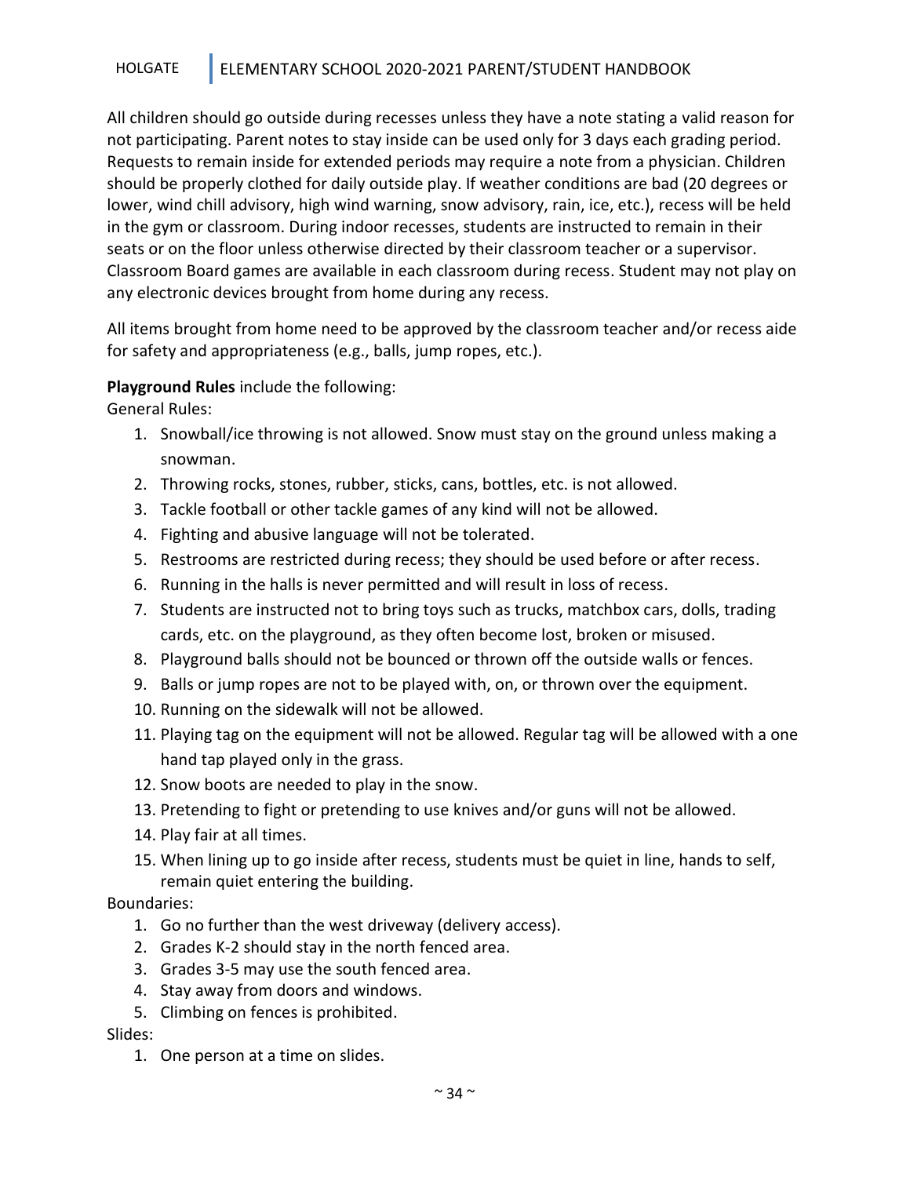All children should go outside during recesses unless they have a note stating a valid reason for not participating. Parent notes to stay inside can be used only for 3 days each grading period. Requests to remain inside for extended periods may require a note from a physician. Children should be properly clothed for daily outside play. If weather conditions are bad (20 degrees or lower, wind chill advisory, high wind warning, snow advisory, rain, ice, etc.), recess will be held in the gym or classroom. During indoor recesses, students are instructed to remain in their seats or on the floor unless otherwise directed by their classroom teacher or a supervisor. Classroom Board games are available in each classroom during recess. Student may not play on any electronic devices brought from home during any recess.

All items brought from home need to be approved by the classroom teacher and/or recess aide for safety and appropriateness (e.g., balls, jump ropes, etc.).

**Playground Rules** include the following:

General Rules:

1. Snowball/ice throwing is not allowed. Snow must stay on the ground unless making a snowman.
2. Throwing rocks, stones, rubber, sticks, cans, bottles, etc. is not allowed.
3. Tackle football or other tackle games of any kind will not be allowed.
4. Fighting and abusive language will not be tolerated.
5. Restrooms are restricted during recess; they should be used before or after recess.
6. Running in the halls is never permitted and will result in loss of recess.
7. Students are instructed not to bring toys such as trucks, matchbox cars, dolls, trading cards, etc. on the playground, as they often become lost, broken or misused.
8. Playground balls should not be bounced or thrown off the outside walls or fences.
9. Balls or jump ropes are not to be played with, on, or thrown over the equipment.
10. Running on the sidewalk will not be allowed.
11. Playing tag on the equipment will not be allowed. Regular tag will be allowed with a one hand tap played only in the grass.
12. Snow boots are needed to play in the snow.
13. Pretending to fight or pretending to use knives and/or guns will not be allowed.
14. Play fair at all times.
15. When lining up to go inside after recess, students must be quiet in line, hands to self, remain quiet entering the building.

Boundaries:

1. Go no further than the west driveway (delivery access).
2. Grades K-2 should stay in the north fenced area.
3. Grades 3-5 may use the south fenced area.
4. Stay away from doors and windows.
5. Climbing on fences is prohibited.

Slides:

1. One person at a time on slides.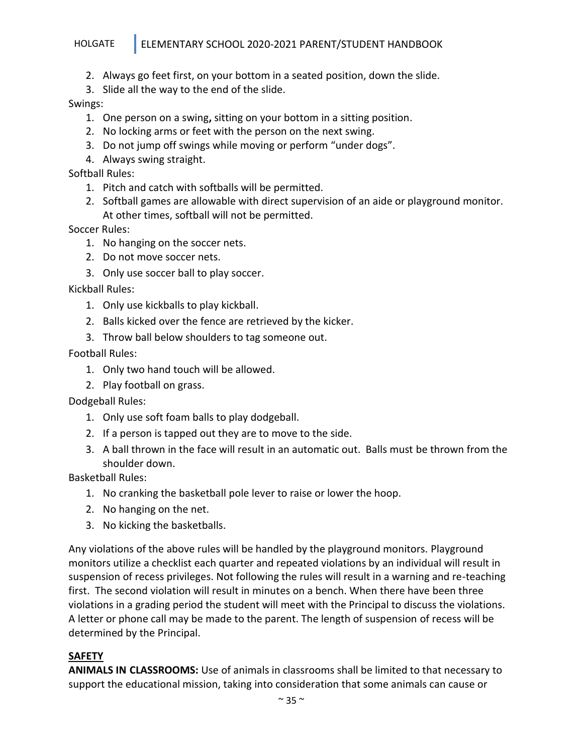2. Always go feet first, on your bottom in a seated position, down the slide.
3. Slide all the way to the end of the slide.

Swings:

1. One person on a swing**,** sitting on your bottom in a sitting position.
2. No locking arms or feet with the person on the next swing.
3. Do not jump off swings while moving or perform "under dogs".
4. Always swing straight.

Softball Rules:

1. Pitch and catch with softballs will be permitted.
2. Softball games are allowable with direct supervision of an aide or playground monitor. At other times, softball will not be permitted.

Soccer Rules:

1. No hanging on the soccer nets.
2. Do not move soccer nets.
3. Only use soccer ball to play soccer.

Kickball Rules:

1. Only use kickballs to play kickball.
2. Balls kicked over the fence are retrieved by the kicker.
3. Throw ball below shoulders to tag someone out.

Football Rules:

1. Only two hand touch will be allowed.
2. Play football on grass.

Dodgeball Rules:

1. Only use soft foam balls to play dodgeball.
2. If a person is tapped out they are to move to the side.
3. A ball thrown in the face will result in an automatic out. Balls must be thrown from the shoulder down.

Basketball Rules:

1. No cranking the basketball pole lever to raise or lower the hoop.
2. No hanging on the net.
3. No kicking the basketballs.

Any violations of the above rules will be handled by the playground monitors. Playground monitors utilize a checklist each quarter and repeated violations by an individual will result in suspension of recess privileges. Not following the rules will result in a warning and re-teaching first. The second violation will result in minutes on a bench. When there have been three violations in a grading period the student will meet with the Principal to discuss the violations. A letter or phone call may be made to the parent. The length of suspension of recess will be determined by the Principal.

## SAFETY

**ANIMALS IN CLASSROOMS:** Use of animals in classrooms shall be limited to that necessary to support the educational mission, taking into consideration that some animals can cause or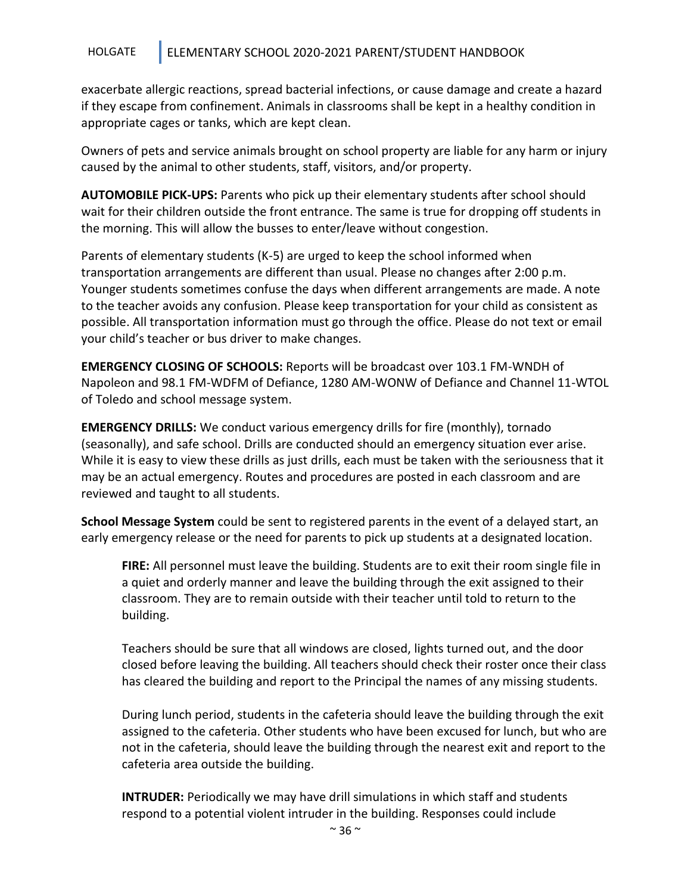exacerbate allergic reactions, spread bacterial infections, or cause damage and create a hazard if they escape from confinement. Animals in classrooms shall be kept in a healthy condition in appropriate cages or tanks, which are kept clean.

Owners of pets and service animals brought on school property are liable for any harm or injury caused by the animal to other students, staff, visitors, and/or property.

**AUTOMOBILE PICK-UPS:** Parents who pick up their elementary students after school should wait for their children outside the front entrance. The same is true for dropping off students in the morning. This will allow the busses to enter/leave without congestion.

Parents of elementary students (K-5) are urged to keep the school informed when transportation arrangements are different than usual. Please no changes after 2:00 p.m. Younger students sometimes confuse the days when different arrangements are made. A note to the teacher avoids any confusion. Please keep transportation for your child as consistent as possible. All transportation information must go through the office. Please do not text or email your child's teacher or bus driver to make changes.

**EMERGENCY CLOSING OF SCHOOLS:** Reports will be broadcast over 103.1 FM-WNDH of Napoleon and 98.1 FM-WDFM of Defiance, 1280 AM-WONW of Defiance and Channel 11-WTOL of Toledo and school message system.

**EMERGENCY DRILLS:** We conduct various emergency drills for fire (monthly), tornado (seasonally), and safe school. Drills are conducted should an emergency situation ever arise. While it is easy to view these drills as just drills, each must be taken with the seriousness that it may be an actual emergency. Routes and procedures are posted in each classroom and are reviewed and taught to all students.

**School Message System** could be sent to registered parents in the event of a delayed start, an early emergency release or the need for parents to pick up students at a designated location.

> **FIRE:** All personnel must leave the building. Students are to exit their room single file in a quiet and orderly manner and leave the building through the exit assigned to their classroom. They are to remain outside with their teacher until told to return to the building.
>
> Teachers should be sure that all windows are closed, lights turned out, and the door closed before leaving the building. All teachers should check their roster once their class has cleared the building and report to the Principal the names of any missing students.
>
> During lunch period, students in the cafeteria should leave the building through the exit assigned to the cafeteria. Other students who have been excused for lunch, but who are not in the cafeteria, should leave the building through the nearest exit and report to the cafeteria area outside the building.
>
> **INTRUDER:** Periodically we may have drill simulations in which staff and students respond to a potential violent intruder in the building. Responses could include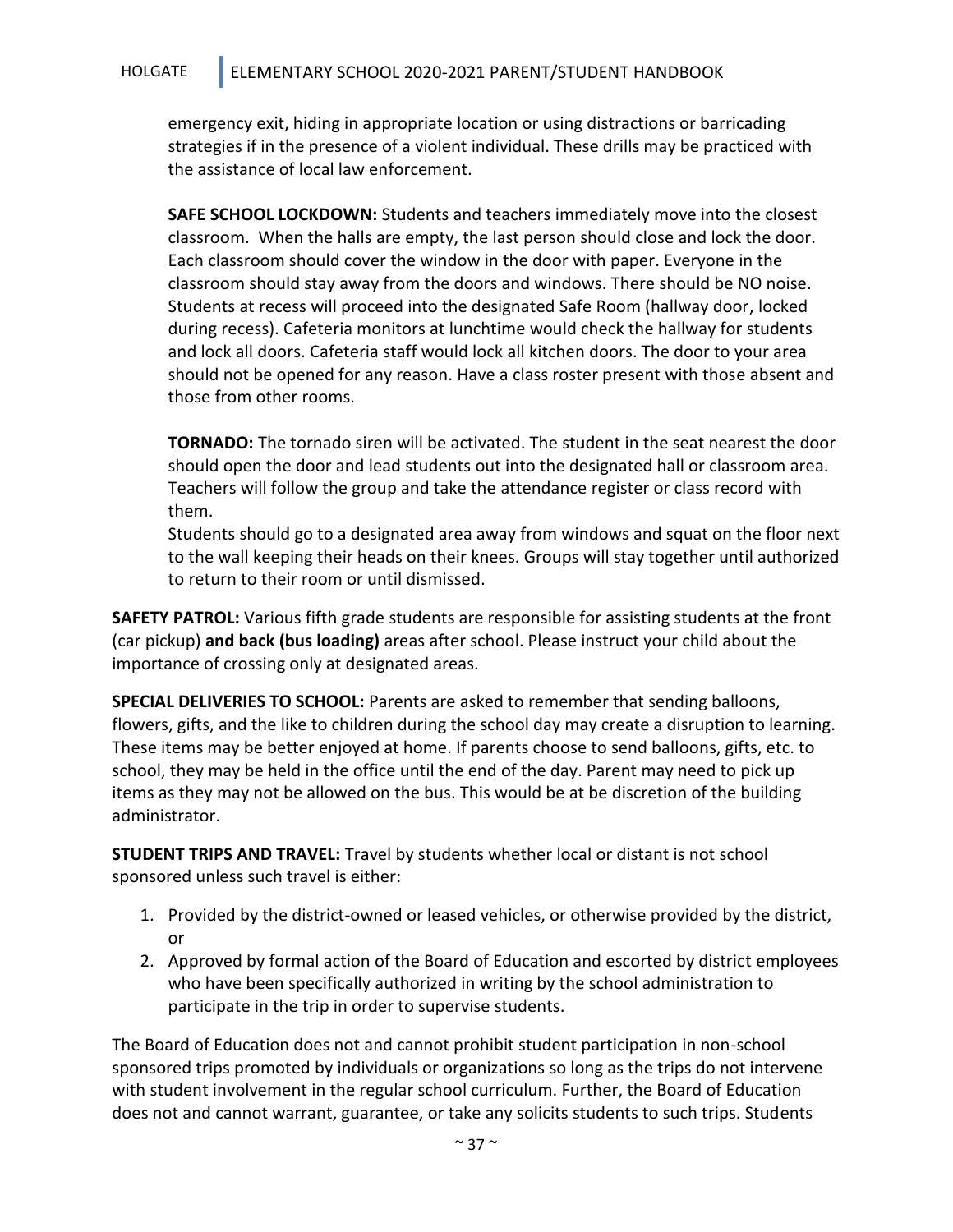emergency exit, hiding in appropriate location or using distractions or barricading strategies if in the presence of a violent individual. These drills may be practiced with the assistance of local law enforcement.

**SAFE SCHOOL LOCKDOWN:** Students and teachers immediately move into the closest classroom. When the halls are empty, the last person should close and lock the door. Each classroom should cover the window in the door with paper. Everyone in the classroom should stay away from the doors and windows. There should be NO noise. Students at recess will proceed into the designated Safe Room (hallway door, locked during recess). Cafeteria monitors at lunchtime would check the hallway for students and lock all doors. Cafeteria staff would lock all kitchen doors. The door to your area should not be opened for any reason. Have a class roster present with those absent and those from other rooms.

**TORNADO:** The tornado siren will be activated. The student in the seat nearest the door should open the door and lead students out into the designated hall or classroom area. Teachers will follow the group and take the attendance register or class record with them.
Students should go to a designated area away from windows and squat on the floor next to the wall keeping their heads on their knees. Groups will stay together until authorized to return to their room or until dismissed.

**SAFETY PATROL:** Various fifth grade students are responsible for assisting students at the front (car pickup) **and back (bus loading)** areas after school. Please instruct your child about the importance of crossing only at designated areas.

**SPECIAL DELIVERIES TO SCHOOL:** Parents are asked to remember that sending balloons, flowers, gifts, and the like to children during the school day may create a disruption to learning. These items may be better enjoyed at home. If parents choose to send balloons, gifts, etc. to school, they may be held in the office until the end of the day. Parent may need to pick up items as they may not be allowed on the bus. This would be at be discretion of the building administrator.

**STUDENT TRIPS AND TRAVEL:** Travel by students whether local or distant is not school sponsored unless such travel is either:

1. Provided by the district-owned or leased vehicles, or otherwise provided by the district, or
2. Approved by formal action of the Board of Education and escorted by district employees who have been specifically authorized in writing by the school administration to participate in the trip in order to supervise students.

The Board of Education does not and cannot prohibit student participation in non-school sponsored trips promoted by individuals or organizations so long as the trips do not intervene with student involvement in the regular school curriculum. Further, the Board of Education does not and cannot warrant, guarantee, or take any solicits students to such trips. Students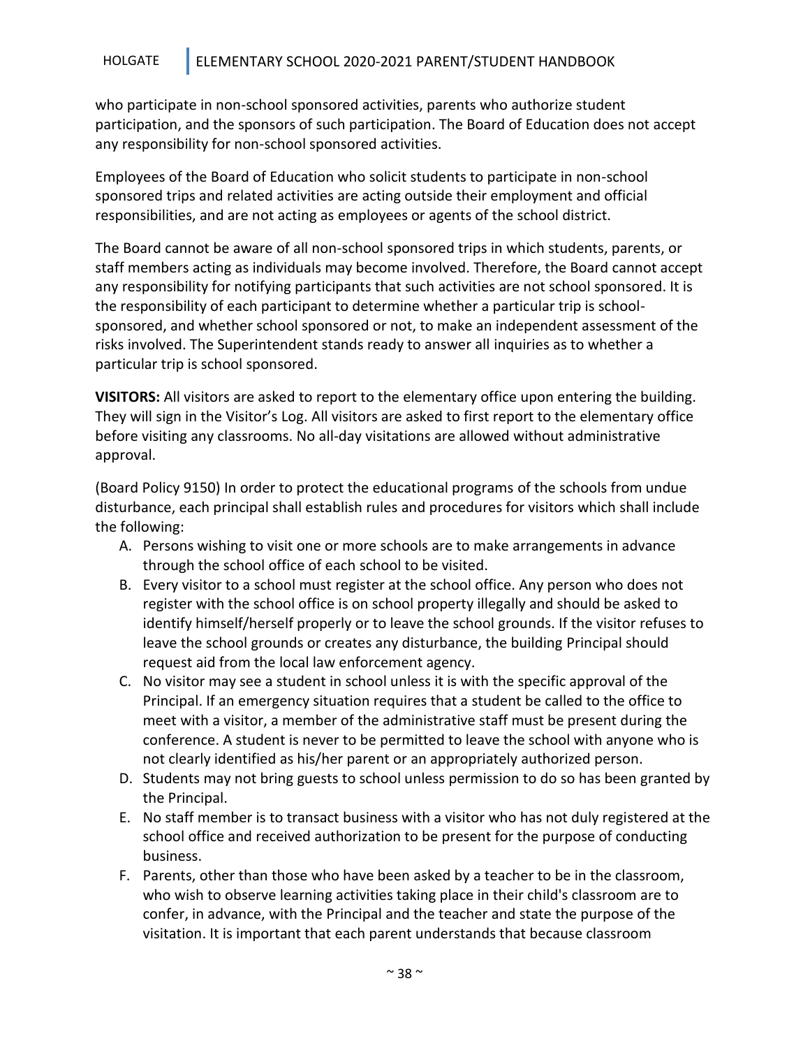who participate in non-school sponsored activities, parents who authorize student participation, and the sponsors of such participation. The Board of Education does not accept any responsibility for non-school sponsored activities.

Employees of the Board of Education who solicit students to participate in non-school sponsored trips and related activities are acting outside their employment and official responsibilities, and are not acting as employees or agents of the school district.

The Board cannot be aware of all non-school sponsored trips in which students, parents, or staff members acting as individuals may become involved. Therefore, the Board cannot accept any responsibility for notifying participants that such activities are not school sponsored. It is the responsibility of each participant to determine whether a particular trip is school-sponsored, and whether school sponsored or not, to make an independent assessment of the risks involved. The Superintendent stands ready to answer all inquiries as to whether a particular trip is school sponsored.

**VISITORS:** All visitors are asked to report to the elementary office upon entering the building. They will sign in the Visitor's Log. All visitors are asked to first report to the elementary office before visiting any classrooms. No all-day visitations are allowed without administrative approval.

(Board Policy 9150) In order to protect the educational programs of the schools from undue disturbance, each principal shall establish rules and procedures for visitors which shall include the following:

A. Persons wishing to visit one or more schools are to make arrangements in advance through the school office of each school to be visited.
B. Every visitor to a school must register at the school office. Any person who does not register with the school office is on school property illegally and should be asked to identify himself/herself properly or to leave the school grounds. If the visitor refuses to leave the school grounds or creates any disturbance, the building Principal should request aid from the local law enforcement agency.
C. No visitor may see a student in school unless it is with the specific approval of the Principal. If an emergency situation requires that a student be called to the office to meet with a visitor, a member of the administrative staff must be present during the conference. A student is never to be permitted to leave the school with anyone who is not clearly identified as his/her parent or an appropriately authorized person.
D. Students may not bring guests to school unless permission to do so has been granted by the Principal.
E. No staff member is to transact business with a visitor who has not duly registered at the school office and received authorization to be present for the purpose of conducting business.
F. Parents, other than those who have been asked by a teacher to be in the classroom, who wish to observe learning activities taking place in their child's classroom are to confer, in advance, with the Principal and the teacher and state the purpose of the visitation. It is important that each parent understands that because classroom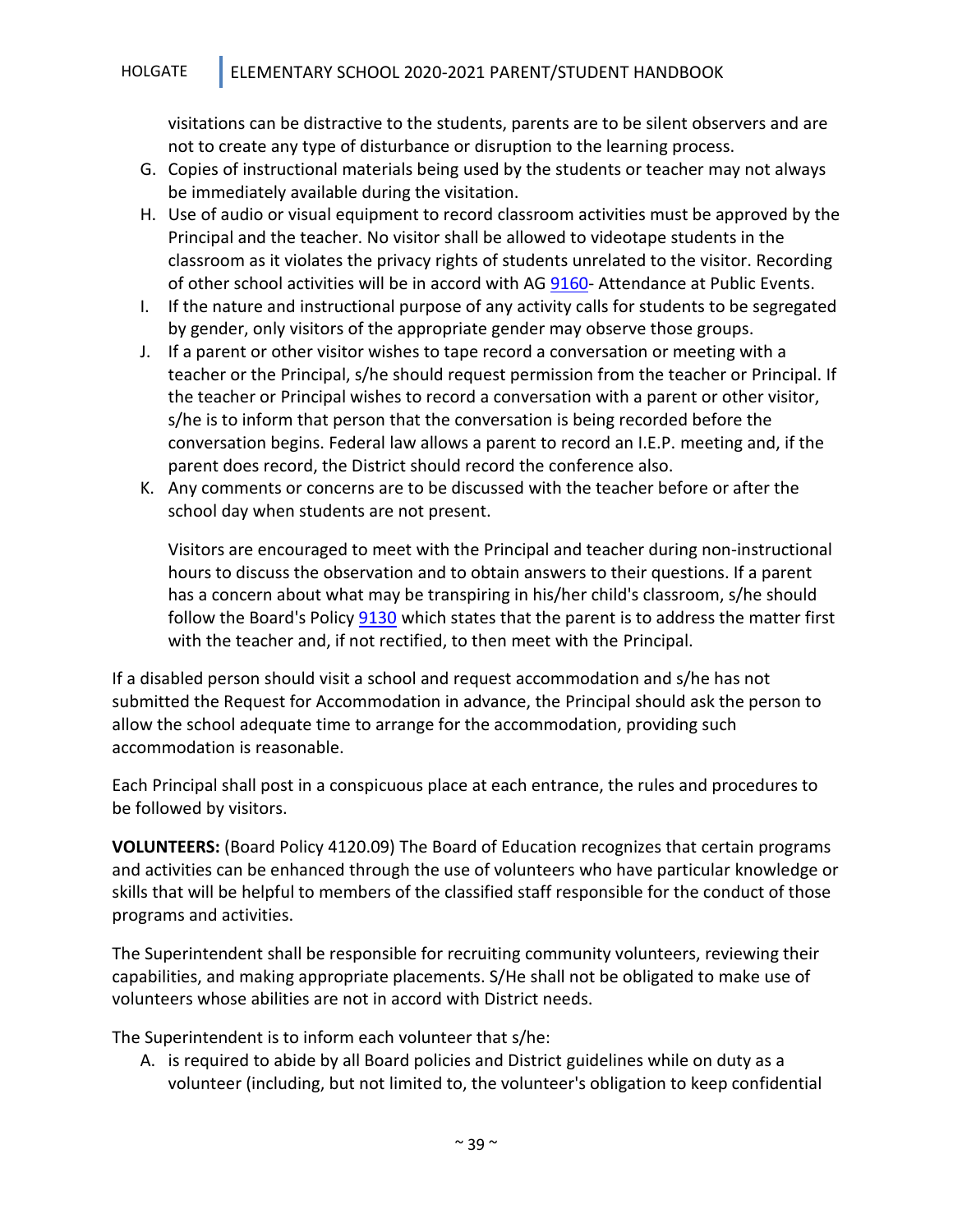visitations can be distractive to the students, parents are to be silent observers and are not to create any type of disturbance or disruption to the learning process.

G. Copies of instructional materials being used by the students or teacher may not always be immediately available during the visitation.
H. Use of audio or visual equipment to record classroom activities must be approved by the Principal and the teacher. No visitor shall be allowed to videotape students in the classroom as it violates the privacy rights of students unrelated to the visitor. Recording of other school activities will be in accord with AG 9160- Attendance at Public Events.
I. If the nature and instructional purpose of any activity calls for students to be segregated by gender, only visitors of the appropriate gender may observe those groups.
J. If a parent or other visitor wishes to tape record a conversation or meeting with a teacher or the Principal, s/he should request permission from the teacher or Principal. If the teacher or Principal wishes to record a conversation with a parent or other visitor, s/he is to inform that person that the conversation is being recorded before the conversation begins. Federal law allows a parent to record an I.E.P. meeting and, if the parent does record, the District should record the conference also.
K. Any comments or concerns are to be discussed with the teacher before or after the school day when students are not present.

   Visitors are encouraged to meet with the Principal and teacher during non-instructional hours to discuss the observation and to obtain answers to their questions. If a parent has a concern about what may be transpiring in his/her child's classroom, s/he should follow the Board's Policy 9130 which states that the parent is to address the matter first with the teacher and, if not rectified, to then meet with the Principal.

If a disabled person should visit a school and request accommodation and s/he has not submitted the Request for Accommodation in advance, the Principal should ask the person to allow the school adequate time to arrange for the accommodation, providing such accommodation is reasonable.

Each Principal shall post in a conspicuous place at each entrance, the rules and procedures to be followed by visitors.

**VOLUNTEERS:** (Board Policy 4120.09) The Board of Education recognizes that certain programs and activities can be enhanced through the use of volunteers who have particular knowledge or skills that will be helpful to members of the classified staff responsible for the conduct of those programs and activities.

The Superintendent shall be responsible for recruiting community volunteers, reviewing their capabilities, and making appropriate placements. S/He shall not be obligated to make use of volunteers whose abilities are not in accord with District needs.

The Superintendent is to inform each volunteer that s/he:

A. is required to abide by all Board policies and District guidelines while on duty as a volunteer (including, but not limited to, the volunteer's obligation to keep confidential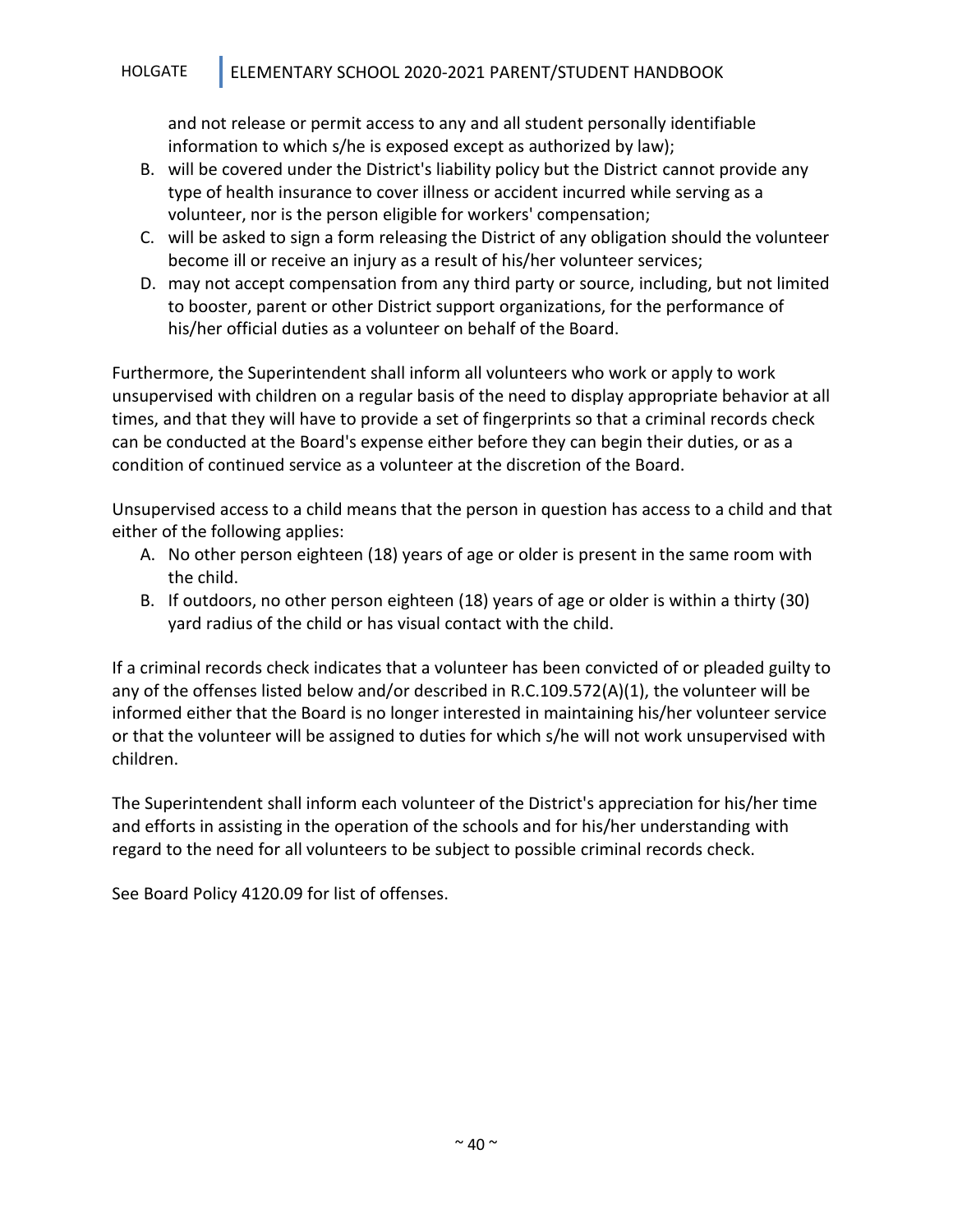and not release or permit access to any and all student personally identifiable information to which s/he is exposed except as authorized by law);

B. will be covered under the District's liability policy but the District cannot provide any type of health insurance to cover illness or accident incurred while serving as a volunteer, nor is the person eligible for workers' compensation;
C. will be asked to sign a form releasing the District of any obligation should the volunteer become ill or receive an injury as a result of his/her volunteer services;
D. may not accept compensation from any third party or source, including, but not limited to booster, parent or other District support organizations, for the performance of his/her official duties as a volunteer on behalf of the Board.

Furthermore, the Superintendent shall inform all volunteers who work or apply to work unsupervised with children on a regular basis of the need to display appropriate behavior at all times, and that they will have to provide a set of fingerprints so that a criminal records check can be conducted at the Board's expense either before they can begin their duties, or as a condition of continued service as a volunteer at the discretion of the Board.

Unsupervised access to a child means that the person in question has access to a child and that either of the following applies:

A. No other person eighteen (18) years of age or older is present in the same room with the child.
B. If outdoors, no other person eighteen (18) years of age or older is within a thirty (30) yard radius of the child or has visual contact with the child.

If a criminal records check indicates that a volunteer has been convicted of or pleaded guilty to any of the offenses listed below and/or described in R.C.109.572(A)(1), the volunteer will be informed either that the Board is no longer interested in maintaining his/her volunteer service or that the volunteer will be assigned to duties for which s/he will not work unsupervised with children.

The Superintendent shall inform each volunteer of the District's appreciation for his/her time and efforts in assisting in the operation of the schools and for his/her understanding with regard to the need for all volunteers to be subject to possible criminal records check.

See Board Policy 4120.09 for list of offenses.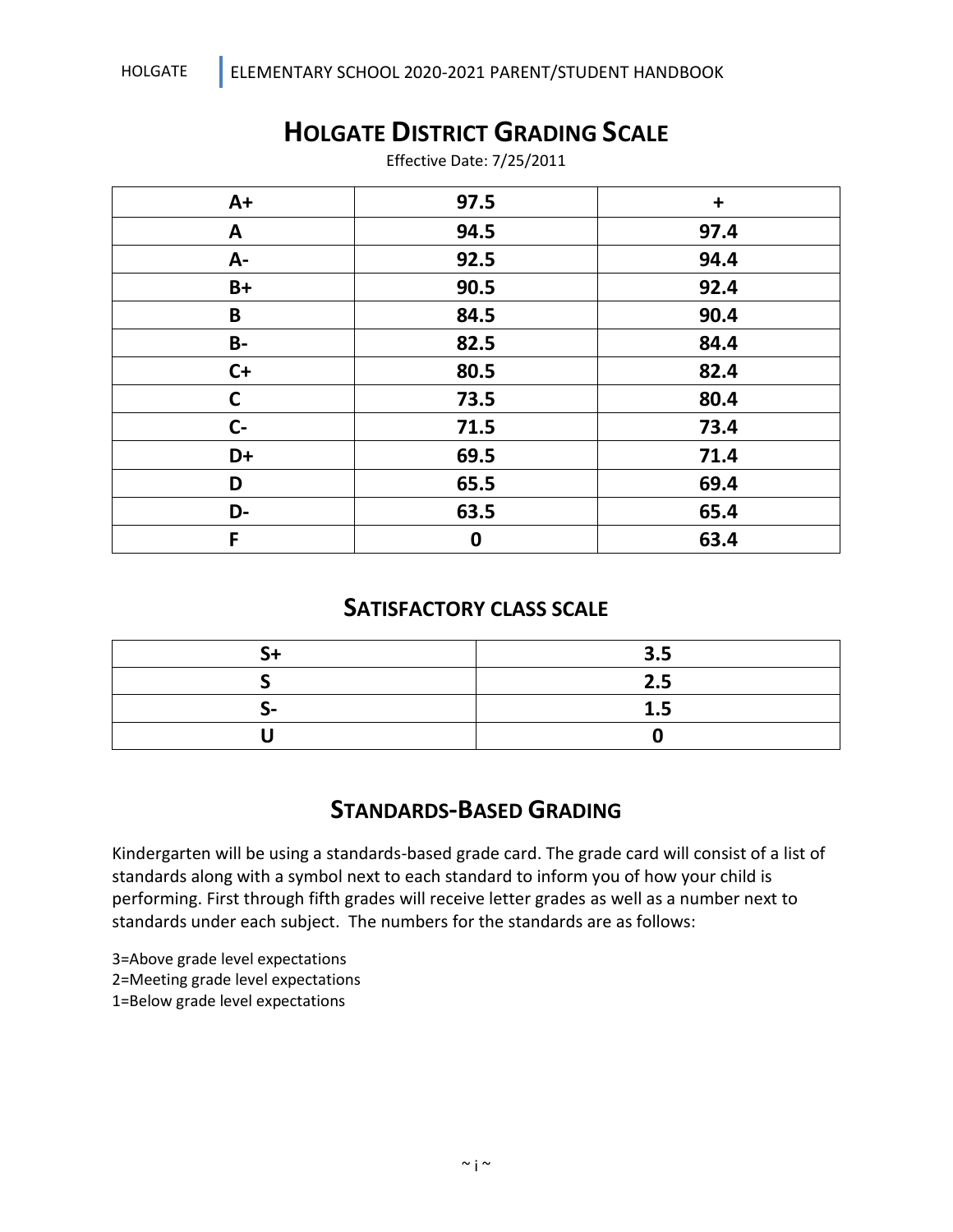# HOLGATE DISTRICT GRADING SCALE

Effective Date: 7/25/2011

| A+ | 97.5 | + |
|---|---|---|
| A | 94.5 | 97.4 |
| A- | 92.5 | 94.4 |
| B+ | 90.5 | 92.4 |
| B | 84.5 | 90.4 |
| B- | 82.5 | 84.4 |
| C+ | 80.5 | 82.4 |
| C | 73.5 | 80.4 |
| C- | 71.5 | 73.4 |
| D+ | 69.5 | 71.4 |
| D | 65.5 | 69.4 |
| D- | 63.5 | 65.4 |
| F | 0 | 63.4 |

## SATISFACTORY CLASS SCALE

| S+ | 3.5 |
|---|---|
| S | 2.5 |
| S- | 1.5 |
| U | 0 |

## STANDARDS-BASED GRADING

Kindergarten will be using a standards-based grade card. The grade card will consist of a list of standards along with a symbol next to each standard to inform you of how your child is performing. First through fifth grades will receive letter grades as well as a number next to standards under each subject. The numbers for the standards are as follows:

3=Above grade level expectations
2=Meeting grade level expectations
1=Below grade level expectations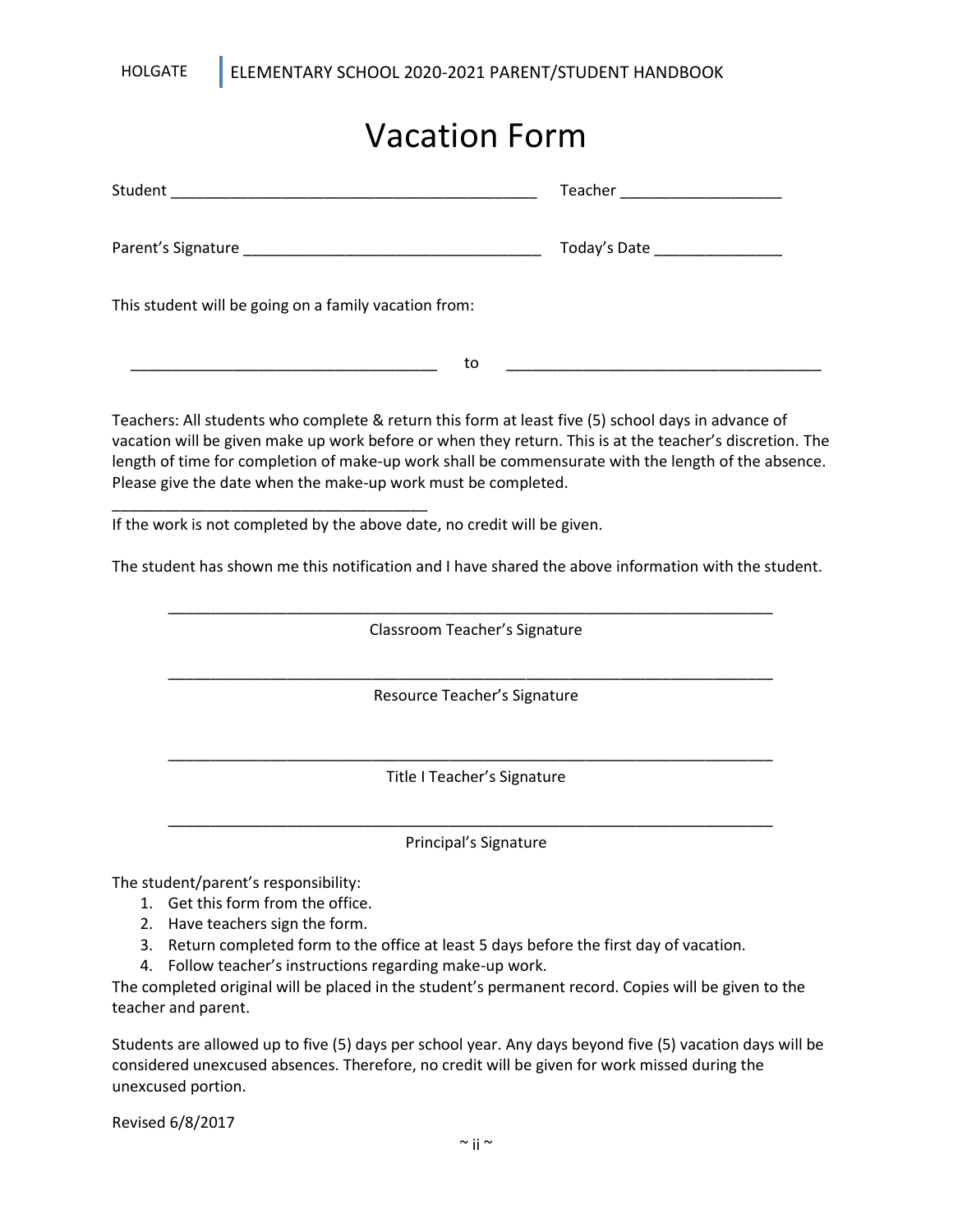# Vacation Form

Student ____________________________________________ Teacher ___________________

Parent's Signature ___________________________________ Today's Date _______________

This student will be going on a family vacation from:

_____________________________________ to _____________________________________

Teachers: All students who complete & return this form at least five (5) school days in advance of vacation will be given make up work before or when they return. This is at the teacher's discretion. The length of time for completion of make-up work shall be commensurate with the length of the absence. Please give the date when the make-up work must be completed.

_____________________________________

If the work is not completed by the above date, no credit will be given.

The student has shown me this notification and I have shared the above information with the student.

___________________________________________________________________________

Classroom Teacher's Signature

___________________________________________________________________________

Resource Teacher's Signature

___________________________________________________________________________

Title I Teacher's Signature

___________________________________________________________________________

Principal's Signature

The student/parent's responsibility:

1. Get this form from the office.
2. Have teachers sign the form.
3. Return completed form to the office at least 5 days before the first day of vacation.
4. Follow teacher's instructions regarding make-up work.

The completed original will be placed in the student's permanent record. Copies will be given to the teacher and parent.

Students are allowed up to five (5) days per school year. Any days beyond five (5) vacation days will be considered unexcused absences. Therefore, no credit will be given for work missed during the unexcused portion.

Revised 6/8/2017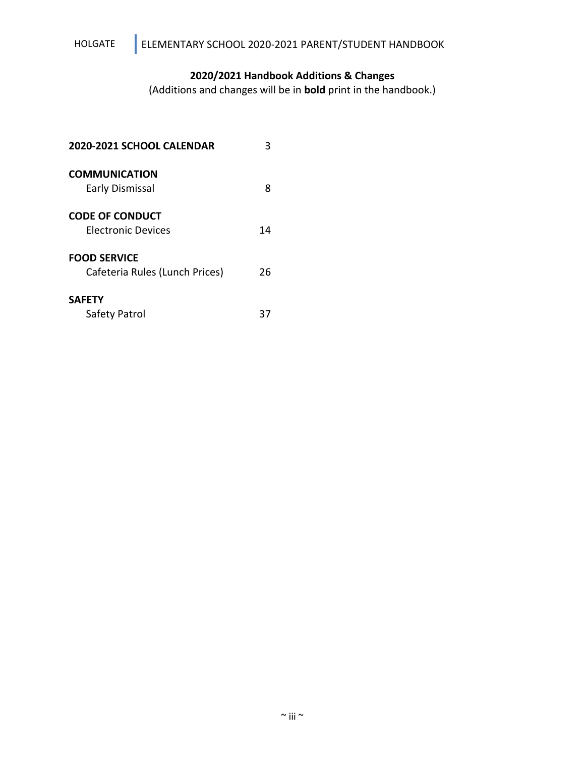## 2020/2021 Handbook Additions & Changes

(Additions and changes will be in **bold** print in the handbook.)

| | |
|---|---|
| **2020-2021 SCHOOL CALENDAR** | 3 |
| **COMMUNICATION** | |
| Early Dismissal | 8 |
| **CODE OF CONDUCT** | |
| Electronic Devices | 14 |
| **FOOD SERVICE** | |
| Cafeteria Rules (Lunch Prices) | 26 |
| **SAFETY** | |
| Safety Patrol | 37 |